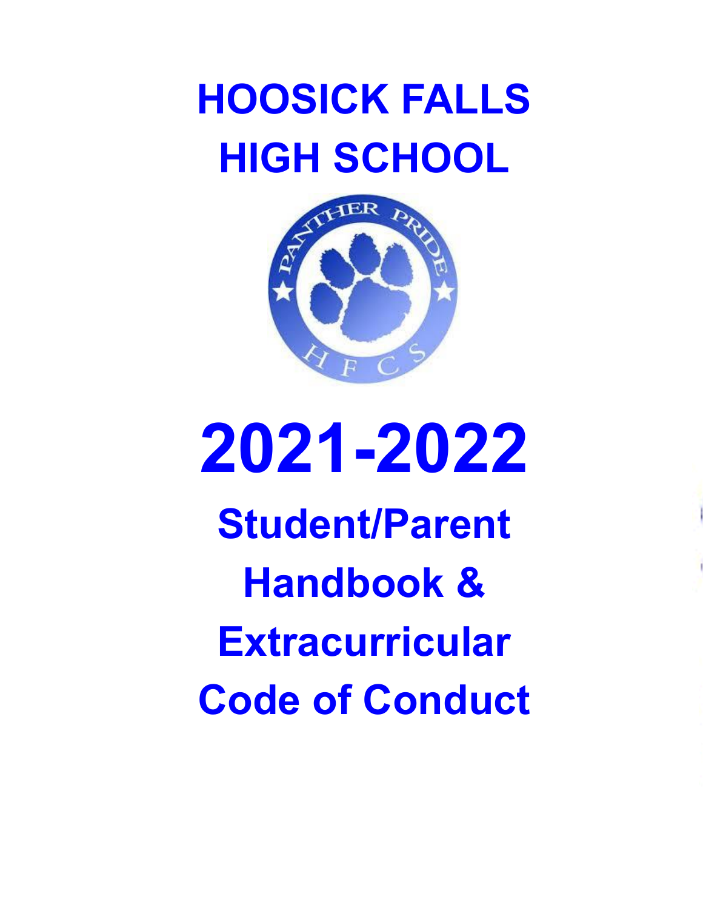# HOOSICK FALLS HIGH SCHOOL

# 2021-2022

## Student/Parent Handbook & Extracurricular Code of Conduct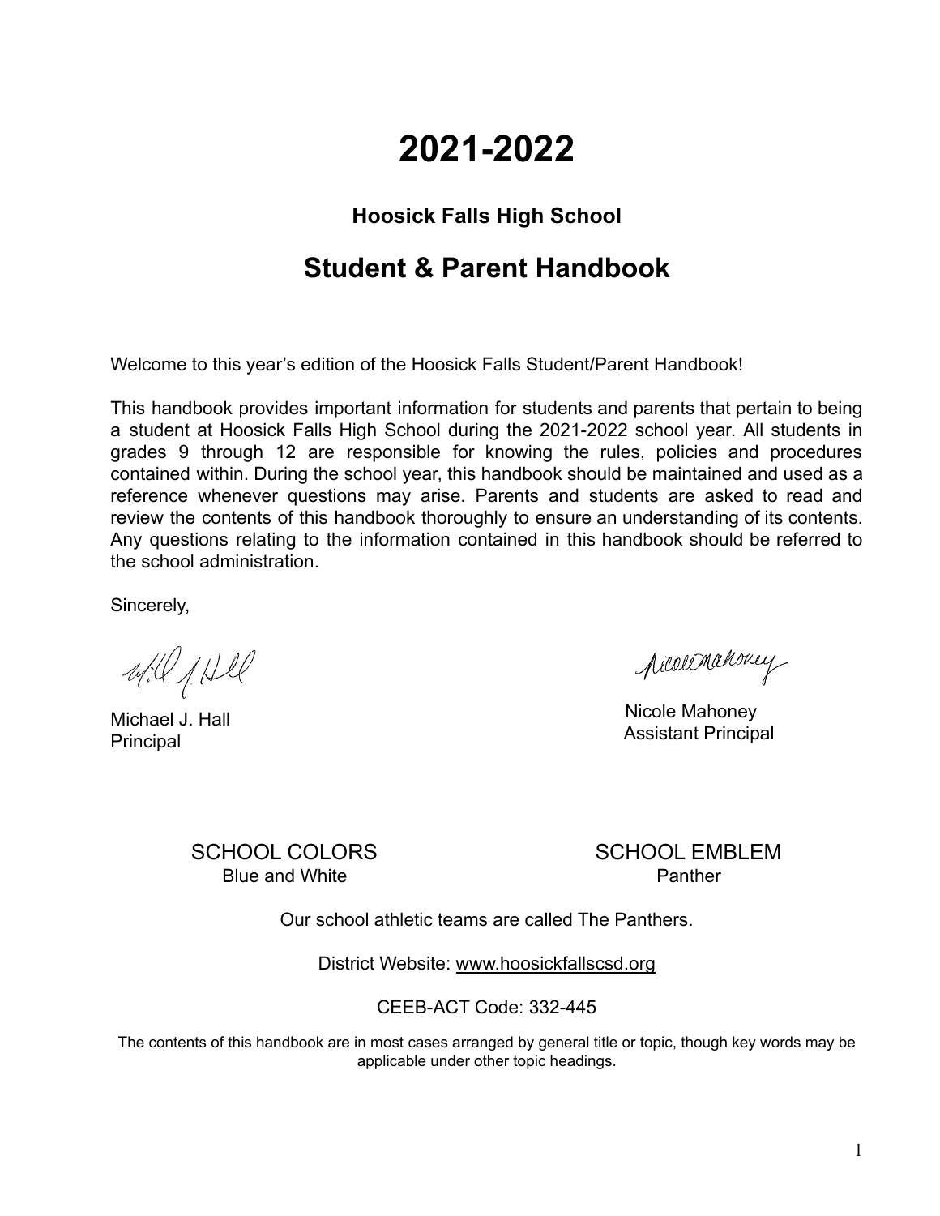# 2021-2022

### Hoosick Falls High School

## Student & Parent Handbook

Welcome to this year's edition of the Hoosick Falls Student/Parent Handbook!

This handbook provides important information for students and parents that pertain to being a student at Hoosick Falls High School during the 2021-2022 school year. All students in grades 9 through 12 are responsible for knowing the rules, policies and procedures contained within. During the school year, this handbook should be maintained and used as a reference whenever questions may arise. Parents and students are asked to read and review the contents of this handbook thoroughly to ensure an understanding of its contents. Any questions relating to the information contained in this handbook should be referred to the school administration.

Sincerely,

Michael J. Hall
Principal

Nicole Mahoney
Assistant Principal

SCHOOL COLORS
Blue and White

SCHOOL EMBLEM
Panther

Our school athletic teams are called The Panthers.

District Website: www.hoosickfallscsd.org

CEEB-ACT Code: 332-445

The contents of this handbook are in most cases arranged by general title or topic, though key words may be applicable under other topic headings.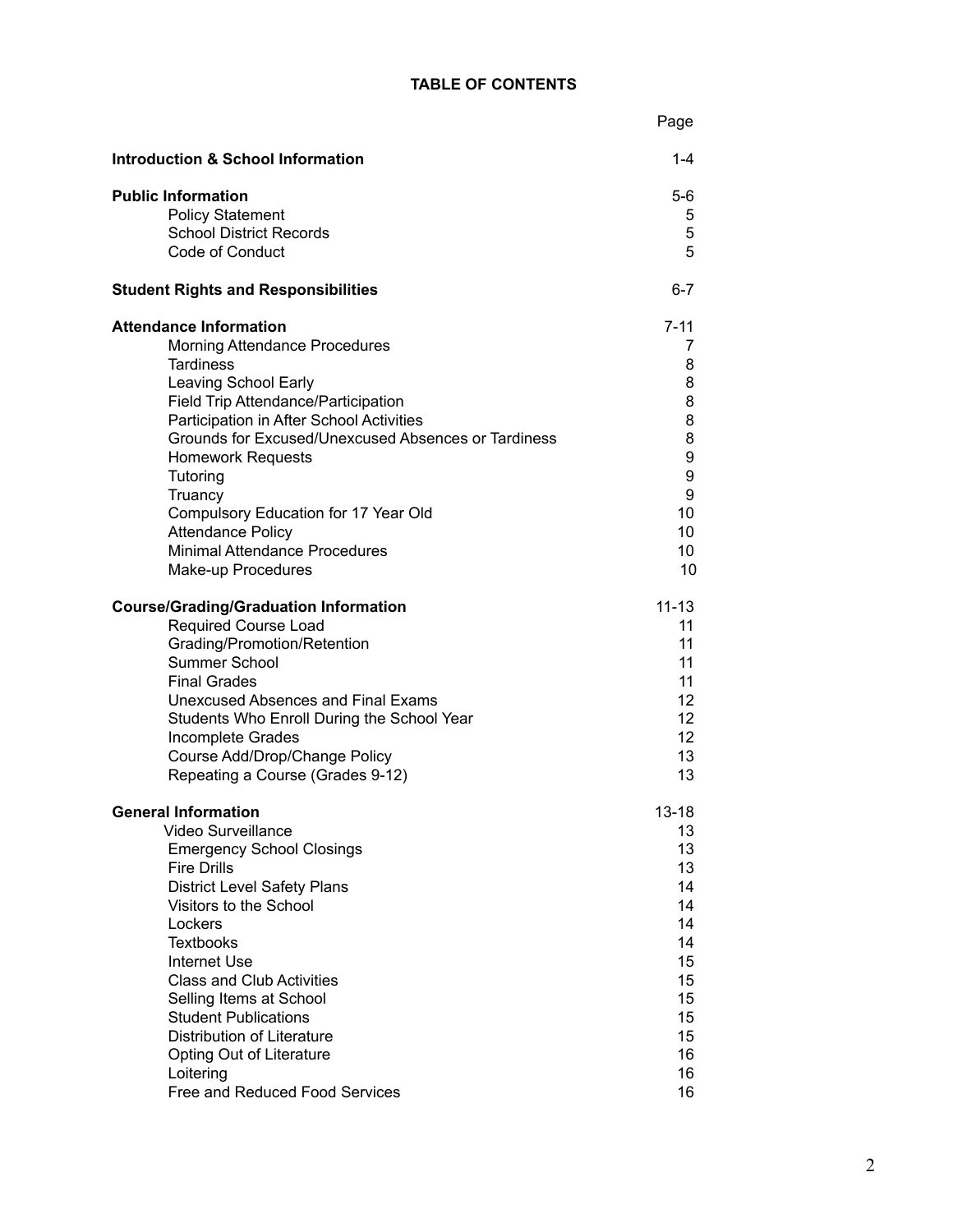# TABLE OF CONTENTS

| | Page |
|---|---|
| **Introduction & School Information** | 1-4 |
| **Public Information** | 5-6 |
| Policy Statement | 5 |
| School District Records | 5 |
| Code of Conduct | 5 |
| **Student Rights and Responsibilities** | 6-7 |
| **Attendance Information** | 7-11 |
| Morning Attendance Procedures | 7 |
| Tardiness | 8 |
| Leaving School Early | 8 |
| Field Trip Attendance/Participation | 8 |
| Participation in After School Activities | 8 |
| Grounds for Excused/Unexcused Absences or Tardiness | 8 |
| Homework Requests | 9 |
| Tutoring | 9 |
| Truancy | 9 |
| Compulsory Education for 17 Year Old | 10 |
| Attendance Policy | 10 |
| Minimal Attendance Procedures | 10 |
| Make-up Procedures | 10 |
| **Course/Grading/Graduation Information** | 11-13 |
| Required Course Load | 11 |
| Grading/Promotion/Retention | 11 |
| Summer School | 11 |
| Final Grades | 11 |
| Unexcused Absences and Final Exams | 12 |
| Students Who Enroll During the School Year | 12 |
| Incomplete Grades | 12 |
| Course Add/Drop/Change Policy | 13 |
| Repeating a Course (Grades 9-12) | 13 |
| **General Information** | 13-18 |
| Video Surveillance | 13 |
| Emergency School Closings | 13 |
| Fire Drills | 13 |
| District Level Safety Plans | 14 |
| Visitors to the School | 14 |
| Lockers | 14 |
| Textbooks | 14 |
| Internet Use | 15 |
| Class and Club Activities | 15 |
| Selling Items at School | 15 |
| Student Publications | 15 |
| Distribution of Literature | 15 |
| Opting Out of Literature | 16 |
| Loitering | 16 |
| Free and Reduced Food Services | 16 |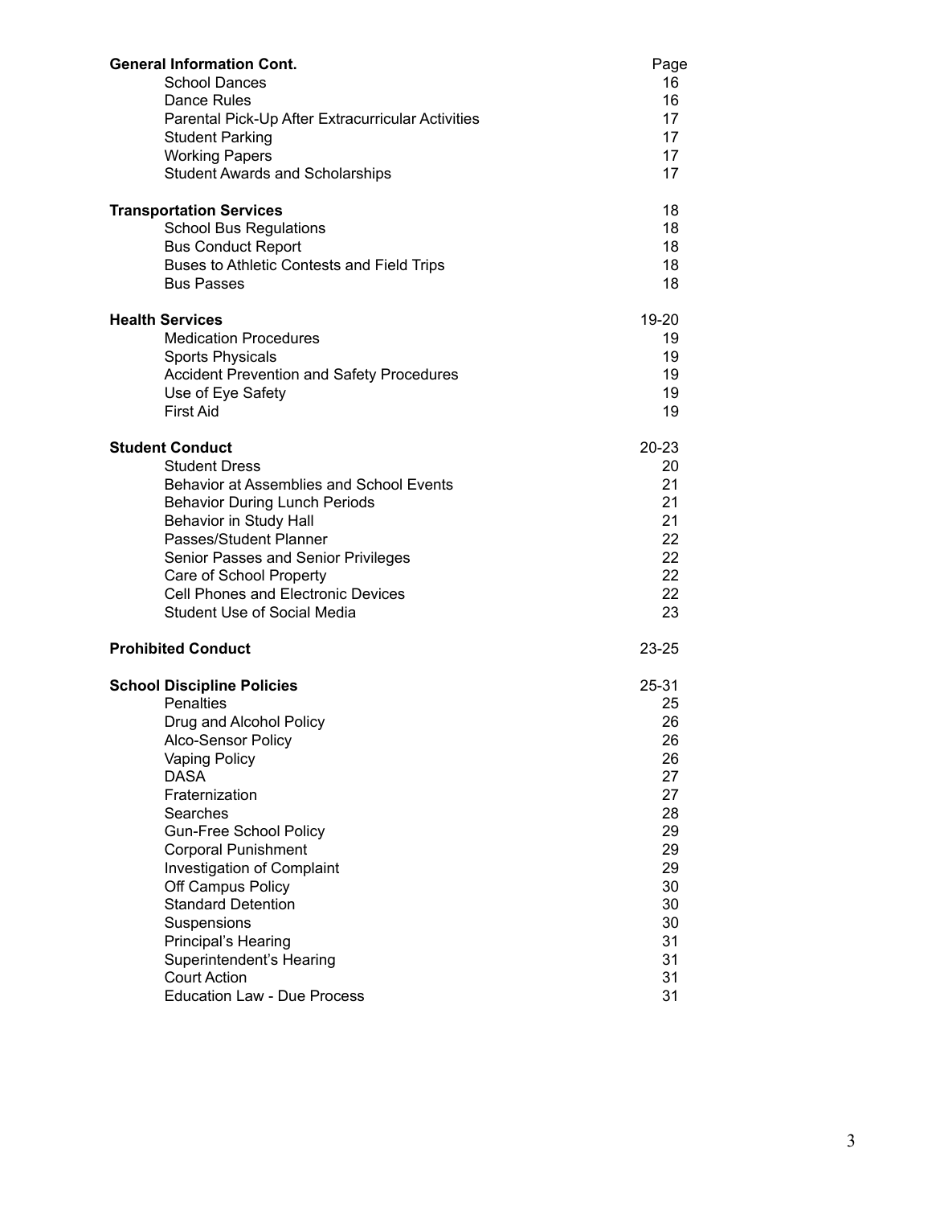| **General Information Cont.** | Page |
|---|---|
| School Dances | 16 |
| Dance Rules | 16 |
| Parental Pick-Up After Extracurricular Activities | 17 |
| Student Parking | 17 |
| Working Papers | 17 |
| Student Awards and Scholarships | 17 |
| **Transportation Services** | 18 |
| School Bus Regulations | 18 |
| Bus Conduct Report | 18 |
| Buses to Athletic Contests and Field Trips | 18 |
| Bus Passes | 18 |
| **Health Services** | 19-20 |
| Medication Procedures | 19 |
| Sports Physicals | 19 |
| Accident Prevention and Safety Procedures | 19 |
| Use of Eye Safety | 19 |
| First Aid | 19 |
| **Student Conduct** | 20-23 |
| Student Dress | 20 |
| Behavior at Assemblies and School Events | 21 |
| Behavior During Lunch Periods | 21 |
| Behavior in Study Hall | 21 |
| Passes/Student Planner | 22 |
| Senior Passes and Senior Privileges | 22 |
| Care of School Property | 22 |
| Cell Phones and Electronic Devices | 22 |
| Student Use of Social Media | 23 |
| **Prohibited Conduct** | 23-25 |
| **School Discipline Policies** | 25-31 |
| Penalties | 25 |
| Drug and Alcohol Policy | 26 |
| Alco-Sensor Policy | 26 |
| Vaping Policy | 26 |
| DASA | 27 |
| Fraternization | 27 |
| Searches | 28 |
| Gun-Free School Policy | 29 |
| Corporal Punishment | 29 |
| Investigation of Complaint | 29 |
| Off Campus Policy | 30 |
| Standard Detention | 30 |
| Suspensions | 30 |
| Principal's Hearing | 31 |
| Superintendent's Hearing | 31 |
| Court Action | 31 |
| Education Law - Due Process | 31 |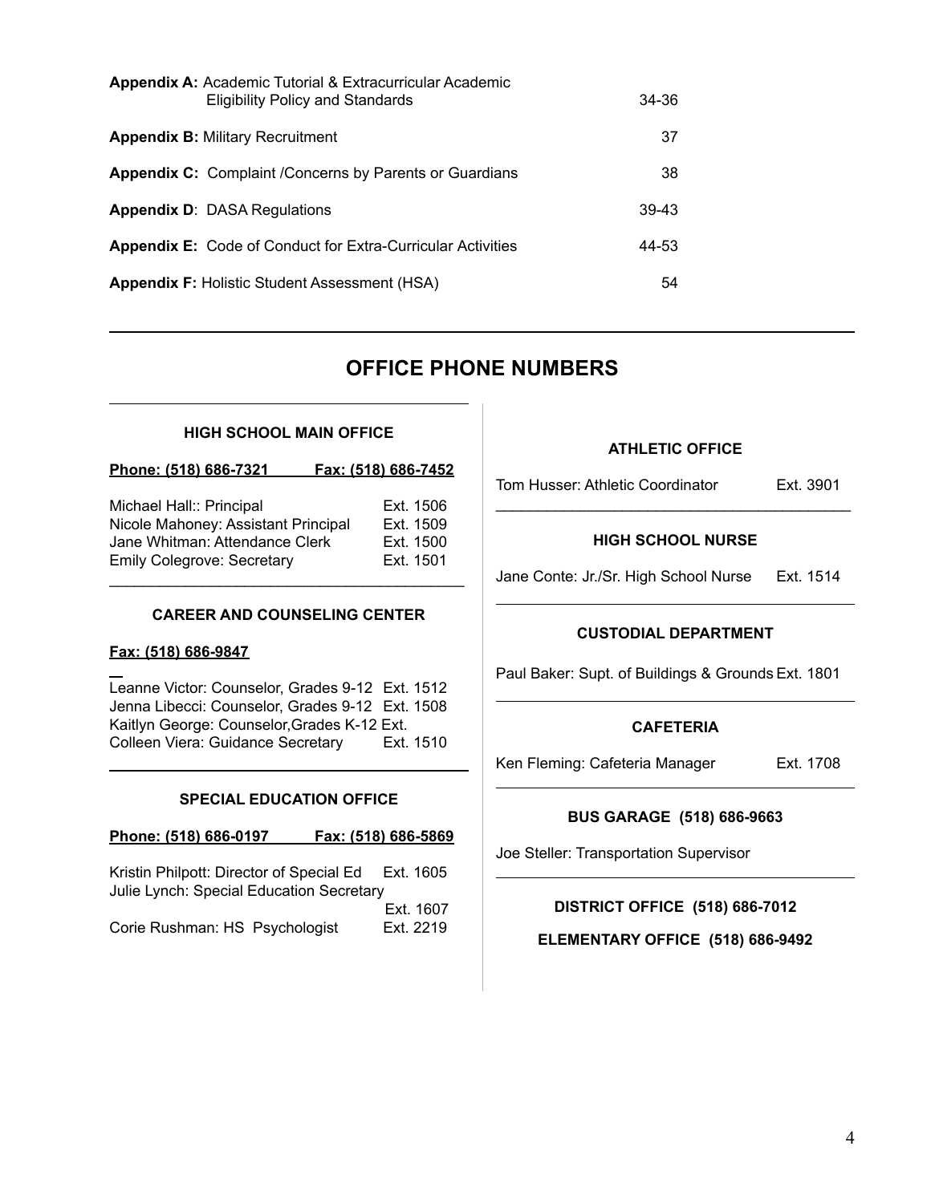| | |
|---|---|
| **Appendix A:** Academic Tutorial & Extracurricular Academic Eligibility Policy and Standards | 34-36 |
| **Appendix B:** Military Recruitment | 37 |
| **Appendix C:** Complaint /Concerns by Parents or Guardians | 38 |
| **Appendix D**: DASA Regulations | 39-43 |
| **Appendix E:** Code of Conduct for Extra-Curricular Activities | 44-53 |
| **Appendix F:** Holistic Student Assessment (HSA) | 54 |

## OFFICE PHONE NUMBERS

### HIGH SCHOOL MAIN OFFICE

**Phone: (518) 686-7321** **Fax: (518) 686-7452**

| | |
|---|---|
| Michael Hall:: Principal | Ext. 1506 |
| Nicole Mahoney: Assistant Principal | Ext. 1509 |
| Jane Whitman: Attendance Clerk | Ext. 1500 |
| Emily Colegrove: Secretary | Ext. 1501 |

### CAREER AND COUNSELING CENTER

**Fax: (518) 686-9847**

| | |
|---|---|
| Leanne Victor: Counselor, Grades 9-12 | Ext. 1512 |
| Jenna Libecci: Counselor, Grades 9-12 | Ext. 1508 |
| Kaitlyn George: Counselor,Grades K-12 | Ext. |
| Colleen Viera: Guidance Secretary | Ext. 1510 |

### SPECIAL EDUCATION OFFICE

**Phone: (518) 686-0197** **Fax: (518) 686-5869**

| | |
|---|---|
| Kristin Philpott: Director of Special Ed | Ext. 1605 |
| Julie Lynch: Special Education Secretary | Ext. 1607 |
| Corie Rushman: HS Psychologist | Ext. 2219 |

### ATHLETIC OFFICE

| | |
|---|---|
| Tom Husser: Athletic Coordinator | Ext. 3901 |

### HIGH SCHOOL NURSE

| | |
|---|---|
| Jane Conte: Jr./Sr. High School Nurse | Ext. 1514 |

### CUSTODIAL DEPARTMENT

| | |
|---|---|
| Paul Baker: Supt. of Buildings & Grounds | Ext. 1801 |

### CAFETERIA

| | |
|---|---|
| Ken Fleming: Cafeteria Manager | Ext. 1708 |

### BUS GARAGE (518) 686-9663

Joe Steller: Transportation Supervisor

### DISTRICT OFFICE (518) 686-7012

### ELEMENTARY OFFICE (518) 686-9492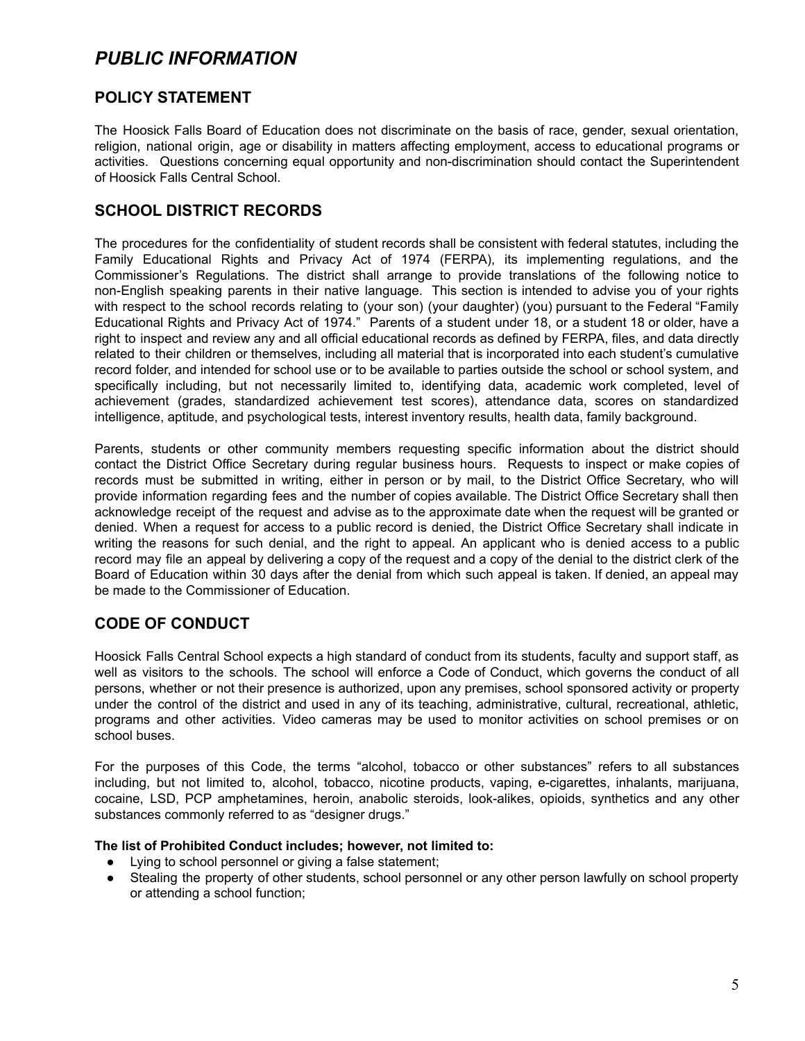# *PUBLIC INFORMATION*

## POLICY STATEMENT

The Hoosick Falls Board of Education does not discriminate on the basis of race, gender, sexual orientation, religion, national origin, age or disability in matters affecting employment, access to educational programs or activities. Questions concerning equal opportunity and non-discrimination should contact the Superintendent of Hoosick Falls Central School.

## SCHOOL DISTRICT RECORDS

The procedures for the confidentiality of student records shall be consistent with federal statutes, including the Family Educational Rights and Privacy Act of 1974 (FERPA), its implementing regulations, and the Commissioner's Regulations. The district shall arrange to provide translations of the following notice to non-English speaking parents in their native language. This section is intended to advise you of your rights with respect to the school records relating to (your son) (your daughter) (you) pursuant to the Federal "Family Educational Rights and Privacy Act of 1974." Parents of a student under 18, or a student 18 or older, have a right to inspect and review any and all official educational records as defined by FERPA, files, and data directly related to their children or themselves, including all material that is incorporated into each student's cumulative record folder, and intended for school use or to be available to parties outside the school or school system, and specifically including, but not necessarily limited to, identifying data, academic work completed, level of achievement (grades, standardized achievement test scores), attendance data, scores on standardized intelligence, aptitude, and psychological tests, interest inventory results, health data, family background.

Parents, students or other community members requesting specific information about the district should contact the District Office Secretary during regular business hours. Requests to inspect or make copies of records must be submitted in writing, either in person or by mail, to the District Office Secretary, who will provide information regarding fees and the number of copies available. The District Office Secretary shall then acknowledge receipt of the request and advise as to the approximate date when the request will be granted or denied. When a request for access to a public record is denied, the District Office Secretary shall indicate in writing the reasons for such denial, and the right to appeal. An applicant who is denied access to a public record may file an appeal by delivering a copy of the request and a copy of the denial to the district clerk of the Board of Education within 30 days after the denial from which such appeal is taken. If denied, an appeal may be made to the Commissioner of Education.

## CODE OF CONDUCT

Hoosick Falls Central School expects a high standard of conduct from its students, faculty and support staff, as well as visitors to the schools. The school will enforce a Code of Conduct, which governs the conduct of all persons, whether or not their presence is authorized, upon any premises, school sponsored activity or property under the control of the district and used in any of its teaching, administrative, cultural, recreational, athletic, programs and other activities. Video cameras may be used to monitor activities on school premises or on school buses.

For the purposes of this Code, the terms "alcohol, tobacco or other substances" refers to all substances including, but not limited to, alcohol, tobacco, nicotine products, vaping, e-cigarettes, inhalants, marijuana, cocaine, LSD, PCP amphetamines, heroin, anabolic steroids, look-alikes, opioids, synthetics and any other substances commonly referred to as "designer drugs."

**The list of Prohibited Conduct includes; however, not limited to:**

- Lying to school personnel or giving a false statement;
- Stealing the property of other students, school personnel or any other person lawfully on school property or attending a school function;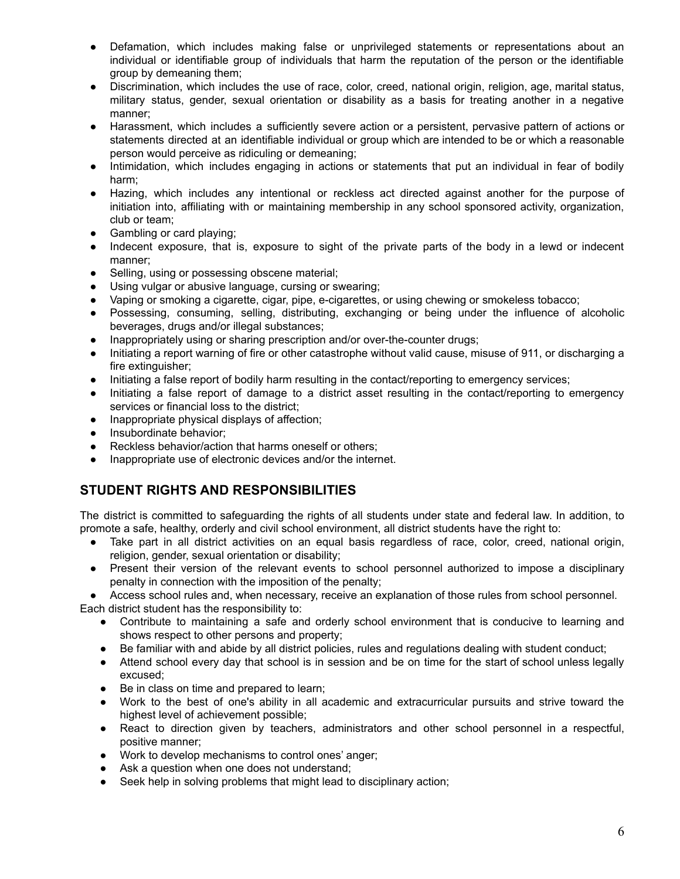- Defamation, which includes making false or unprivileged statements or representations about an individual or identifiable group of individuals that harm the reputation of the person or the identifiable group by demeaning them;
- Discrimination, which includes the use of race, color, creed, national origin, religion, age, marital status, military status, gender, sexual orientation or disability as a basis for treating another in a negative manner;
- Harassment, which includes a sufficiently severe action or a persistent, pervasive pattern of actions or statements directed at an identifiable individual or group which are intended to be or which a reasonable person would perceive as ridiculing or demeaning;
- Intimidation, which includes engaging in actions or statements that put an individual in fear of bodily harm;
- Hazing, which includes any intentional or reckless act directed against another for the purpose of initiation into, affiliating with or maintaining membership in any school sponsored activity, organization, club or team;
- Gambling or card playing;
- Indecent exposure, that is, exposure to sight of the private parts of the body in a lewd or indecent manner;
- Selling, using or possessing obscene material;
- Using vulgar or abusive language, cursing or swearing;
- Vaping or smoking a cigarette, cigar, pipe, e-cigarettes, or using chewing or smokeless tobacco;
- Possessing, consuming, selling, distributing, exchanging or being under the influence of alcoholic beverages, drugs and/or illegal substances;
- Inappropriately using or sharing prescription and/or over-the-counter drugs;
- Initiating a report warning of fire or other catastrophe without valid cause, misuse of 911, or discharging a fire extinguisher;
- Initiating a false report of bodily harm resulting in the contact/reporting to emergency services;
- Initiating a false report of damage to a district asset resulting in the contact/reporting to emergency services or financial loss to the district;
- Inappropriate physical displays of affection;
- Insubordinate behavior;
- Reckless behavior/action that harms oneself or others;
- Inappropriate use of electronic devices and/or the internet.

## STUDENT RIGHTS AND RESPONSIBILITIES

The district is committed to safeguarding the rights of all students under state and federal law. In addition, to promote a safe, healthy, orderly and civil school environment, all district students have the right to:

- Take part in all district activities on an equal basis regardless of race, color, creed, national origin, religion, gender, sexual orientation or disability;
- Present their version of the relevant events to school personnel authorized to impose a disciplinary penalty in connection with the imposition of the penalty;
- Access school rules and, when necessary, receive an explanation of those rules from school personnel.

Each district student has the responsibility to:

- Contribute to maintaining a safe and orderly school environment that is conducive to learning and shows respect to other persons and property;
- Be familiar with and abide by all district policies, rules and regulations dealing with student conduct;
- Attend school every day that school is in session and be on time for the start of school unless legally excused;
- Be in class on time and prepared to learn;
- Work to the best of one's ability in all academic and extracurricular pursuits and strive toward the highest level of achievement possible;
- React to direction given by teachers, administrators and other school personnel in a respectful, positive manner;
- Work to develop mechanisms to control ones' anger;
- Ask a question when one does not understand;
- Seek help in solving problems that might lead to disciplinary action;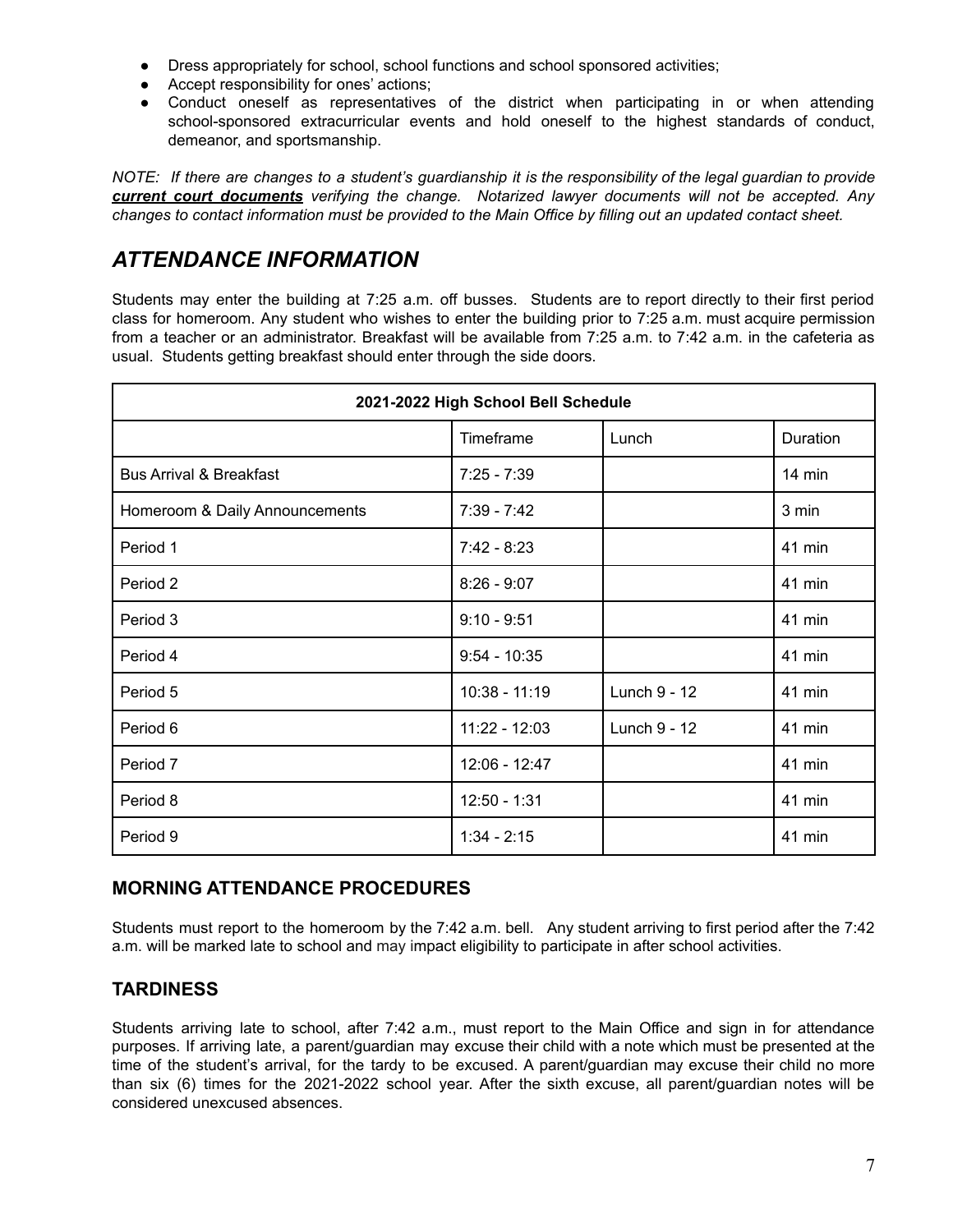- Dress appropriately for school, school functions and school sponsored activities;
- Accept responsibility for ones' actions;
- Conduct oneself as representatives of the district when participating in or when attending school-sponsored extracurricular events and hold oneself to the highest standards of conduct, demeanor, and sportsmanship.

*NOTE: If there are changes to a student's guardianship it is the responsibility of the legal guardian to provide **current court documents** verifying the change. Notarized lawyer documents will not be accepted. Any changes to contact information must be provided to the Main Office by filling out an updated contact sheet.*

# *ATTENDANCE INFORMATION*

Students may enter the building at 7:25 a.m. off busses. Students are to report directly to their first period class for homeroom. Any student who wishes to enter the building prior to 7:25 a.m. must acquire permission from a teacher or an administrator. Breakfast will be available from 7:25 a.m. to 7:42 a.m. in the cafeteria as usual. Students getting breakfast should enter through the side doors.

| **2021-2022 High School Bell Schedule** | | | |
|---|---|---|---|
| | Timeframe | Lunch | Duration |
| Bus Arrival & Breakfast | 7:25 - 7:39 | | 14 min |
| Homeroom & Daily Announcements | 7:39 - 7:42 | | 3 min |
| Period 1 | 7:42 - 8:23 | | 41 min |
| Period 2 | 8:26 - 9:07 | | 41 min |
| Period 3 | 9:10 - 9:51 | | 41 min |
| Period 4 | 9:54 - 10:35 | | 41 min |
| Period 5 | 10:38 - 11:19 | Lunch 9 - 12 | 41 min |
| Period 6 | 11:22 - 12:03 | Lunch 9 - 12 | 41 min |
| Period 7 | 12:06 - 12:47 | | 41 min |
| Period 8 | 12:50 - 1:31 | | 41 min |
| Period 9 | 1:34 - 2:15 | | 41 min |

## MORNING ATTENDANCE PROCEDURES

Students must report to the homeroom by the 7:42 a.m. bell. Any student arriving to first period after the 7:42 a.m. will be marked late to school and may impact eligibility to participate in after school activities.

## TARDINESS

Students arriving late to school, after 7:42 a.m., must report to the Main Office and sign in for attendance purposes. If arriving late, a parent/guardian may excuse their child with a note which must be presented at the time of the student's arrival, for the tardy to be excused. A parent/guardian may excuse their child no more than six (6) times for the 2021-2022 school year. After the sixth excuse, all parent/guardian notes will be considered unexcused absences.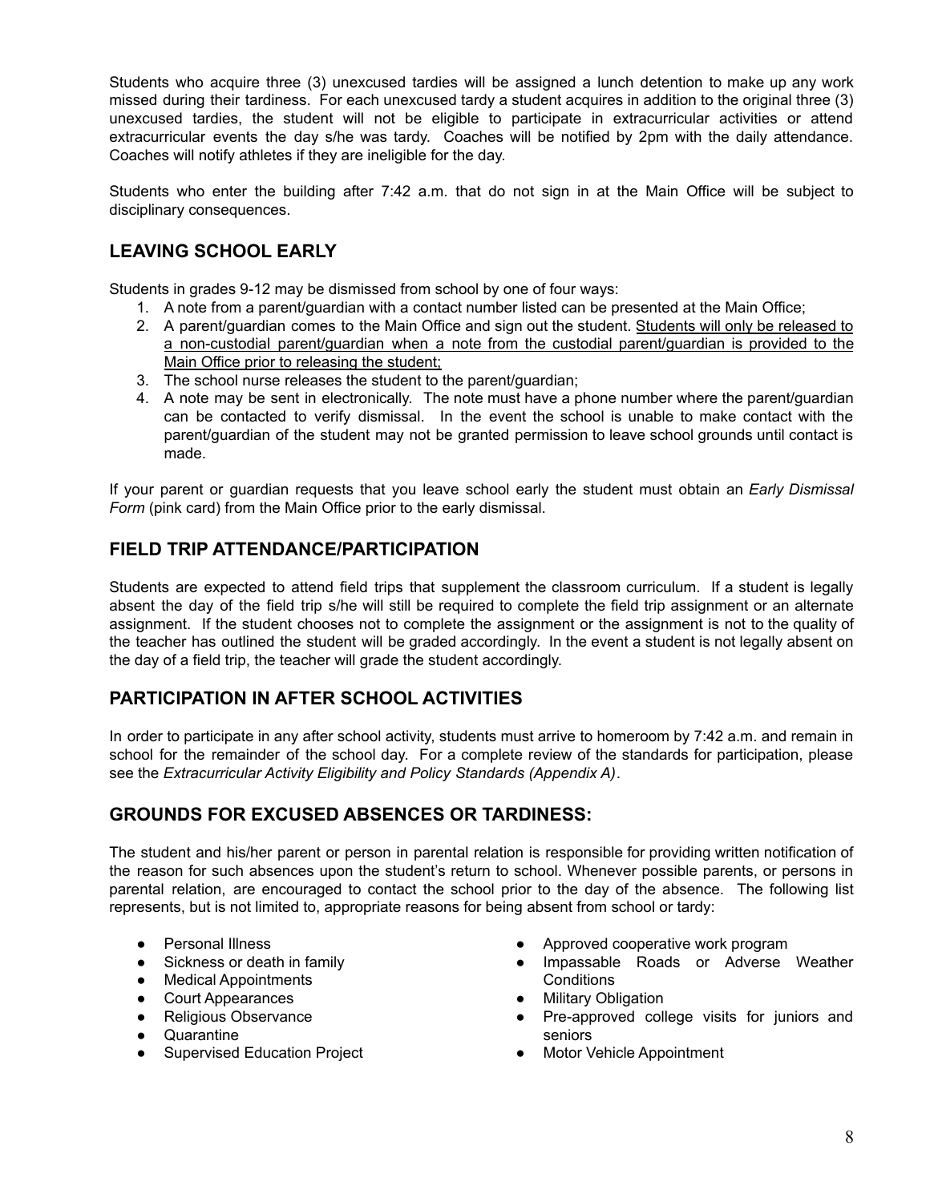Students who acquire three (3) unexcused tardies will be assigned a lunch detention to make up any work missed during their tardiness. For each unexcused tardy a student acquires in addition to the original three (3) unexcused tardies, the student will not be eligible to participate in extracurricular activities or attend extracurricular events the day s/he was tardy. Coaches will be notified by 2pm with the daily attendance. Coaches will notify athletes if they are ineligible for the day.

Students who enter the building after 7:42 a.m. that do not sign in at the Main Office will be subject to disciplinary consequences.

## LEAVING SCHOOL EARLY

Students in grades 9-12 may be dismissed from school by one of four ways:

1. A note from a parent/guardian with a contact number listed can be presented at the Main Office;
2. A parent/guardian comes to the Main Office and sign out the student. Students will only be released to a non-custodial parent/guardian when a note from the custodial parent/guardian is provided to the Main Office prior to releasing the student;
3. The school nurse releases the student to the parent/guardian;
4. A note may be sent in electronically. The note must have a phone number where the parent/guardian can be contacted to verify dismissal. In the event the school is unable to make contact with the parent/guardian of the student may not be granted permission to leave school grounds until contact is made.

If your parent or guardian requests that you leave school early the student must obtain an *Early Dismissal Form* (pink card) from the Main Office prior to the early dismissal.

## FIELD TRIP ATTENDANCE/PARTICIPATION

Students are expected to attend field trips that supplement the classroom curriculum. If a student is legally absent the day of the field trip s/he will still be required to complete the field trip assignment or an alternate assignment. If the student chooses not to complete the assignment or the assignment is not to the quality of the teacher has outlined the student will be graded accordingly. In the event a student is not legally absent on the day of a field trip, the teacher will grade the student accordingly.

## PARTICIPATION IN AFTER SCHOOL ACTIVITIES

In order to participate in any after school activity, students must arrive to homeroom by 7:42 a.m. and remain in school for the remainder of the school day. For a complete review of the standards for participation, please see the *Extracurricular Activity Eligibility and Policy Standards (Appendix A)*.

## GROUNDS FOR EXCUSED ABSENCES OR TARDINESS:

The student and his/her parent or person in parental relation is responsible for providing written notification of the reason for such absences upon the student's return to school. Whenever possible parents, or persons in parental relation, are encouraged to contact the school prior to the day of the absence. The following list represents, but is not limited to, appropriate reasons for being absent from school or tardy:

- Personal Illness
- Sickness or death in family
- Medical Appointments
- Court Appearances
- Religious Observance
- Quarantine
- Supervised Education Project
- Approved cooperative work program
- Impassable Roads or Adverse Weather Conditions
- Military Obligation
- Pre-approved college visits for juniors and seniors
- Motor Vehicle Appointment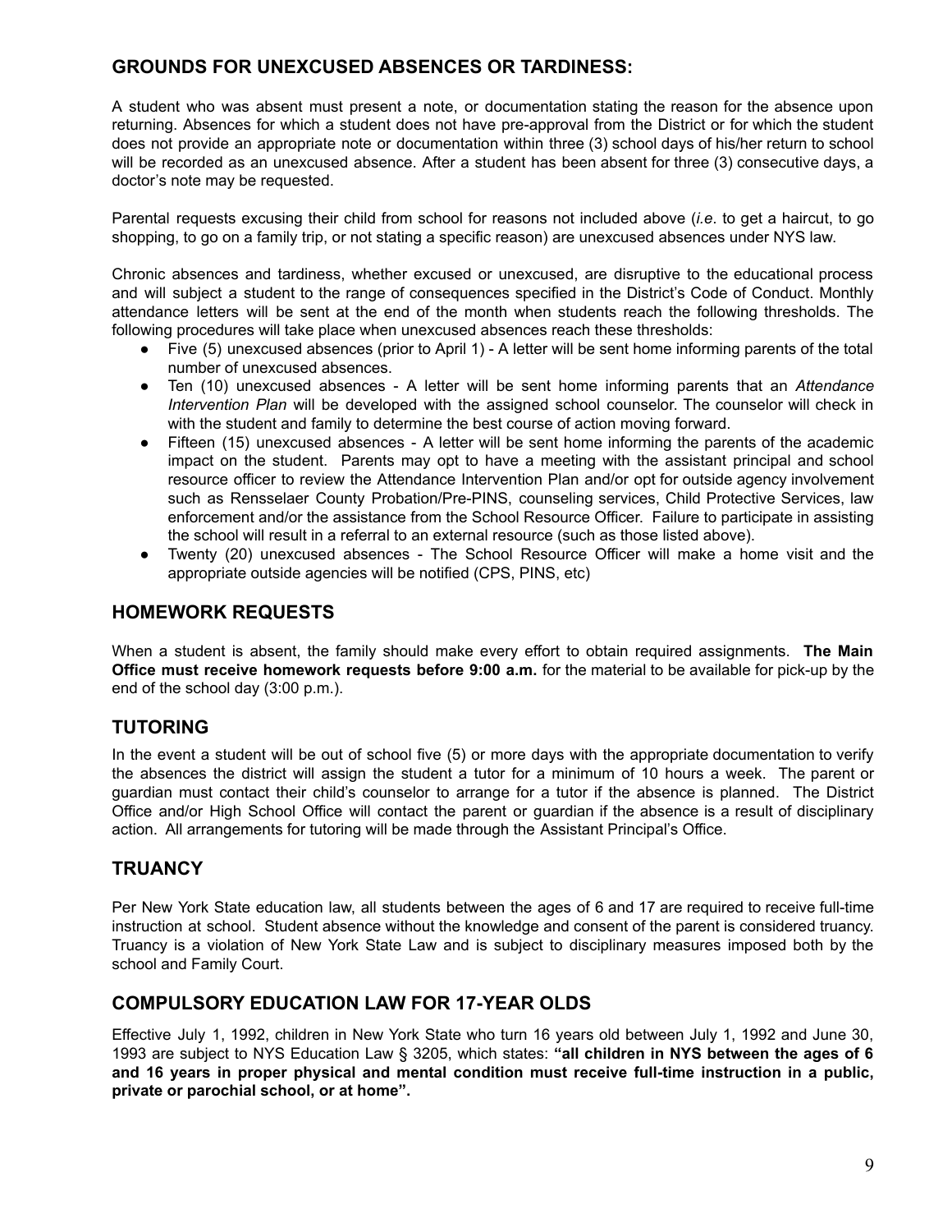## GROUNDS FOR UNEXCUSED ABSENCES OR TARDINESS:

A student who was absent must present a note, or documentation stating the reason for the absence upon returning. Absences for which a student does not have pre-approval from the District or for which the student does not provide an appropriate note or documentation within three (3) school days of his/her return to school will be recorded as an unexcused absence. After a student has been absent for three (3) consecutive days, a doctor's note may be requested.

Parental requests excusing their child from school for reasons not included above (*i.e*. to get a haircut, to go shopping, to go on a family trip, or not stating a specific reason) are unexcused absences under NYS law.

Chronic absences and tardiness, whether excused or unexcused, are disruptive to the educational process and will subject a student to the range of consequences specified in the District's Code of Conduct. Monthly attendance letters will be sent at the end of the month when students reach the following thresholds. The following procedures will take place when unexcused absences reach these thresholds:

- Five (5) unexcused absences (prior to April 1) - A letter will be sent home informing parents of the total number of unexcused absences.
- Ten (10) unexcused absences - A letter will be sent home informing parents that an *Attendance Intervention Plan* will be developed with the assigned school counselor. The counselor will check in with the student and family to determine the best course of action moving forward.
- Fifteen (15) unexcused absences - A letter will be sent home informing the parents of the academic impact on the student. Parents may opt to have a meeting with the assistant principal and school resource officer to review the Attendance Intervention Plan and/or opt for outside agency involvement such as Rensselaer County Probation/Pre-PINS, counseling services, Child Protective Services, law enforcement and/or the assistance from the School Resource Officer. Failure to participate in assisting the school will result in a referral to an external resource (such as those listed above).
- Twenty (20) unexcused absences - The School Resource Officer will make a home visit and the appropriate outside agencies will be notified (CPS, PINS, etc)

## HOMEWORK REQUESTS

When a student is absent, the family should make every effort to obtain required assignments. **The Main Office must receive homework requests before 9:00 a.m.** for the material to be available for pick-up by the end of the school day (3:00 p.m.).

## TUTORING

In the event a student will be out of school five (5) or more days with the appropriate documentation to verify the absences the district will assign the student a tutor for a minimum of 10 hours a week. The parent or guardian must contact their child's counselor to arrange for a tutor if the absence is planned. The District Office and/or High School Office will contact the parent or guardian if the absence is a result of disciplinary action. All arrangements for tutoring will be made through the Assistant Principal's Office.

## TRUANCY

Per New York State education law, all students between the ages of 6 and 17 are required to receive full-time instruction at school. Student absence without the knowledge and consent of the parent is considered truancy. Truancy is a violation of New York State Law and is subject to disciplinary measures imposed both by the school and Family Court.

## COMPULSORY EDUCATION LAW FOR 17-YEAR OLDS

Effective July 1, 1992, children in New York State who turn 16 years old between July 1, 1992 and June 30, 1993 are subject to NYS Education Law § 3205, which states: **"all children in NYS between the ages of 6 and 16 years in proper physical and mental condition must receive full-time instruction in a public, private or parochial school, or at home".**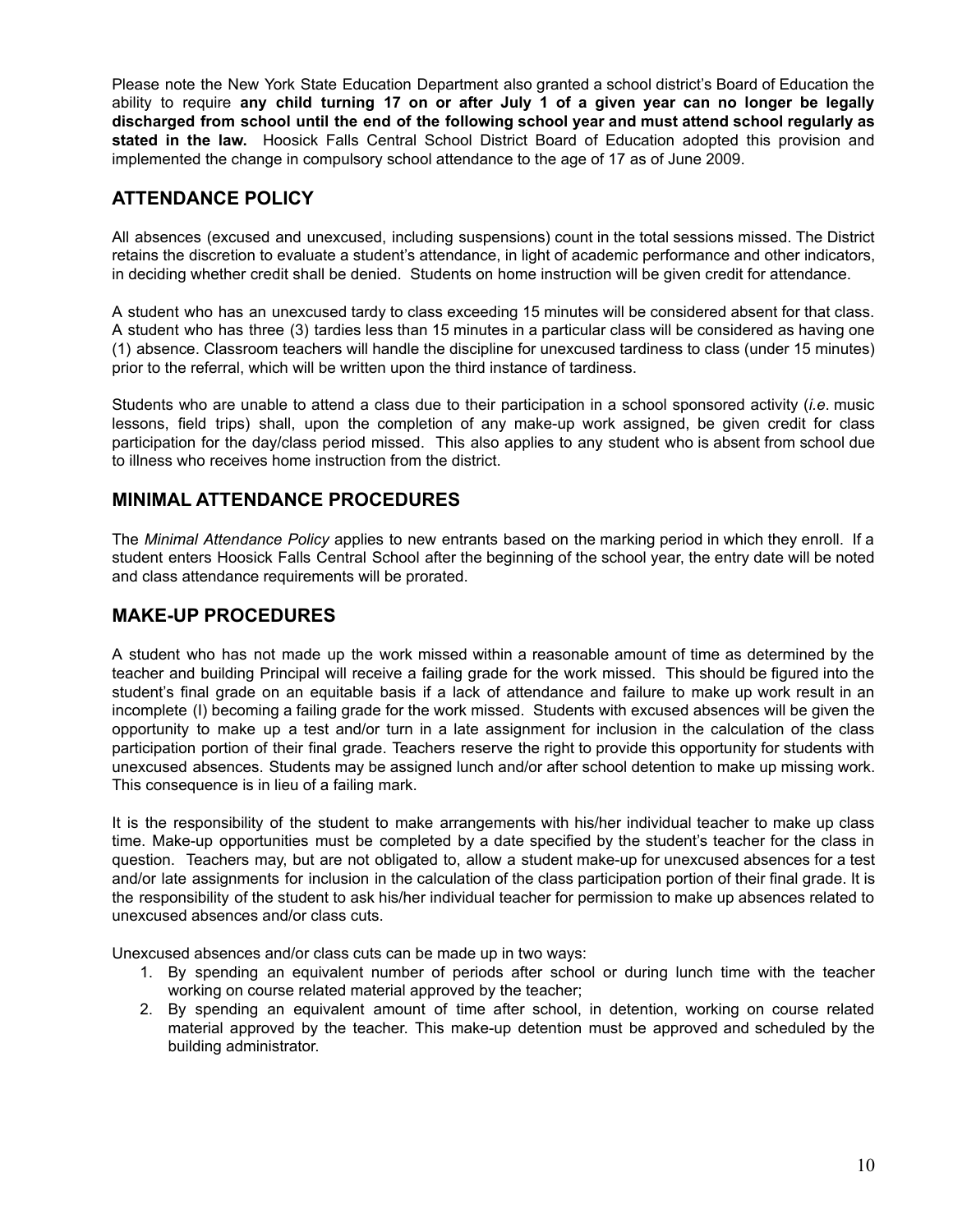Please note the New York State Education Department also granted a school district's Board of Education the ability to require **any child turning 17 on or after July 1 of a given year can no longer be legally discharged from school until the end of the following school year and must attend school regularly as stated in the law.** Hoosick Falls Central School District Board of Education adopted this provision and implemented the change in compulsory school attendance to the age of 17 as of June 2009.

## ATTENDANCE POLICY

All absences (excused and unexcused, including suspensions) count in the total sessions missed. The District retains the discretion to evaluate a student's attendance, in light of academic performance and other indicators, in deciding whether credit shall be denied. Students on home instruction will be given credit for attendance.

A student who has an unexcused tardy to class exceeding 15 minutes will be considered absent for that class. A student who has three (3) tardies less than 15 minutes in a particular class will be considered as having one (1) absence. Classroom teachers will handle the discipline for unexcused tardiness to class (under 15 minutes) prior to the referral, which will be written upon the third instance of tardiness.

Students who are unable to attend a class due to their participation in a school sponsored activity (*i.e*. music lessons, field trips) shall, upon the completion of any make-up work assigned, be given credit for class participation for the day/class period missed. This also applies to any student who is absent from school due to illness who receives home instruction from the district.

## MINIMAL ATTENDANCE PROCEDURES

The *Minimal Attendance Policy* applies to new entrants based on the marking period in which they enroll. If a student enters Hoosick Falls Central School after the beginning of the school year, the entry date will be noted and class attendance requirements will be prorated.

## MAKE-UP PROCEDURES

A student who has not made up the work missed within a reasonable amount of time as determined by the teacher and building Principal will receive a failing grade for the work missed. This should be figured into the student's final grade on an equitable basis if a lack of attendance and failure to make up work result in an incomplete (I) becoming a failing grade for the work missed. Students with excused absences will be given the opportunity to make up a test and/or turn in a late assignment for inclusion in the calculation of the class participation portion of their final grade. Teachers reserve the right to provide this opportunity for students with unexcused absences. Students may be assigned lunch and/or after school detention to make up missing work. This consequence is in lieu of a failing mark.

It is the responsibility of the student to make arrangements with his/her individual teacher to make up class time. Make-up opportunities must be completed by a date specified by the student's teacher for the class in question. Teachers may, but are not obligated to, allow a student make-up for unexcused absences for a test and/or late assignments for inclusion in the calculation of the class participation portion of their final grade. It is the responsibility of the student to ask his/her individual teacher for permission to make up absences related to unexcused absences and/or class cuts.

Unexcused absences and/or class cuts can be made up in two ways:

1. By spending an equivalent number of periods after school or during lunch time with the teacher working on course related material approved by the teacher;
2. By spending an equivalent amount of time after school, in detention, working on course related material approved by the teacher. This make-up detention must be approved and scheduled by the building administrator.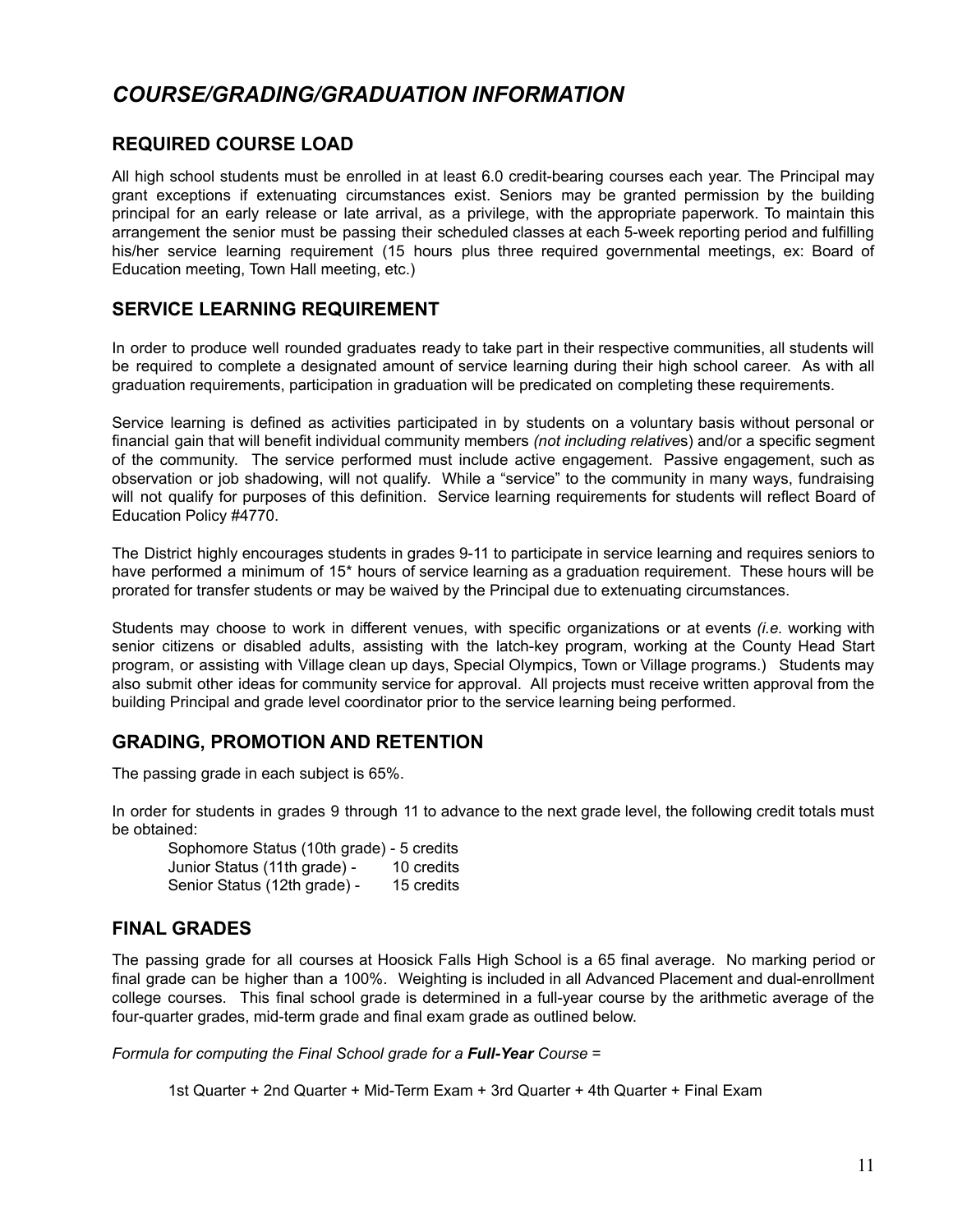# *COURSE/GRADING/GRADUATION INFORMATION*

## REQUIRED COURSE LOAD

All high school students must be enrolled in at least 6.0 credit-bearing courses each year. The Principal may grant exceptions if extenuating circumstances exist. Seniors may be granted permission by the building principal for an early release or late arrival, as a privilege, with the appropriate paperwork. To maintain this arrangement the senior must be passing their scheduled classes at each 5-week reporting period and fulfilling his/her service learning requirement (15 hours plus three required governmental meetings, ex: Board of Education meeting, Town Hall meeting, etc.)

## SERVICE LEARNING REQUIREMENT

In order to produce well rounded graduates ready to take part in their respective communities, all students will be required to complete a designated amount of service learning during their high school career. As with all graduation requirements, participation in graduation will be predicated on completing these requirements.

Service learning is defined as activities participated in by students on a voluntary basis without personal or financial gain that will benefit individual community members *(not including relative*s) and/or a specific segment of the community. The service performed must include active engagement. Passive engagement, such as observation or job shadowing, will not qualify. While a "service" to the community in many ways, fundraising will not qualify for purposes of this definition. Service learning requirements for students will reflect Board of Education Policy #4770.

The District highly encourages students in grades 9-11 to participate in service learning and requires seniors to have performed a minimum of 15* hours of service learning as a graduation requirement. These hours will be prorated for transfer students or may be waived by the Principal due to extenuating circumstances.

Students may choose to work in different venues, with specific organizations or at events *(i.e.* working with senior citizens or disabled adults, assisting with the latch-key program, working at the County Head Start program, or assisting with Village clean up days, Special Olympics, Town or Village programs.) Students may also submit other ideas for community service for approval. All projects must receive written approval from the building Principal and grade level coordinator prior to the service learning being performed.

## GRADING, PROMOTION AND RETENTION

The passing grade in each subject is 65%.

In order for students in grades 9 through 11 to advance to the next grade level, the following credit totals must be obtained:

Sophomore Status (10th grade) - 5 credits
Junior Status (11th grade) - 10 credits
Senior Status (12th grade) - 15 credits

## FINAL GRADES

The passing grade for all courses at Hoosick Falls High School is a 65 final average. No marking period or final grade can be higher than a 100%. Weighting is included in all Advanced Placement and dual-enrollment college courses. This final school grade is determined in a full-year course by the arithmetic average of the four-quarter grades, mid-term grade and final exam grade as outlined below.

*Formula for computing the Final School grade for a **Full-Year** Course =*

1st Quarter + 2nd Quarter + Mid-Term Exam + 3rd Quarter + 4th Quarter + Final Exam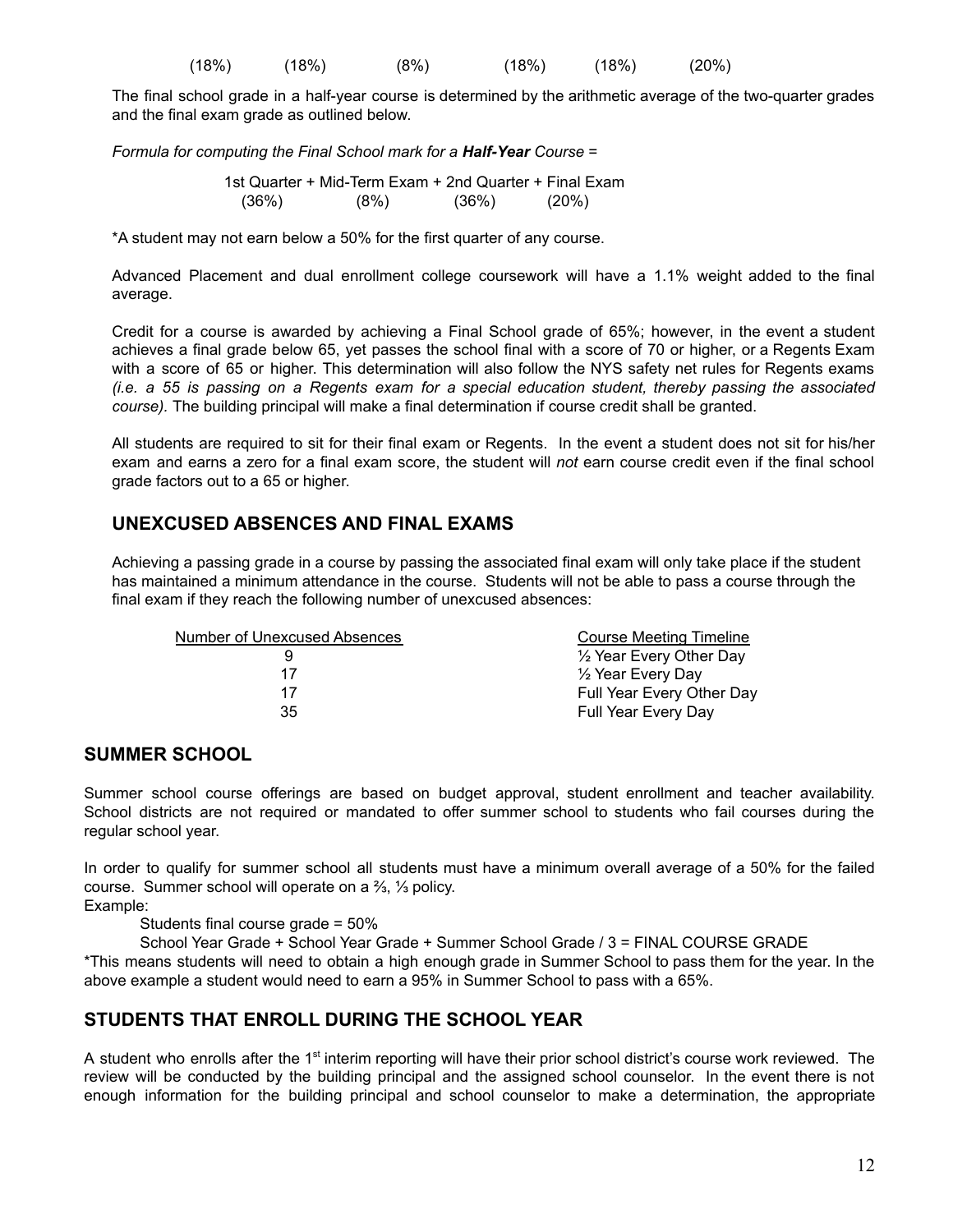(18%) (18%) (8%) (18%) (18%) (20%)

The final school grade in a half-year course is determined by the arithmetic average of the two-quarter grades and the final exam grade as outlined below.

*Formula for computing the Final School mark for a **Half-Year** Course =*

1st Quarter + Mid-Term Exam + 2nd Quarter + Final Exam
(36%) (8%) (36%) (20%)

*A student may not earn below a 50% for the first quarter of any course.

Advanced Placement and dual enrollment college coursework will have a 1.1% weight added to the final average.

Credit for a course is awarded by achieving a Final School grade of 65%; however, in the event a student achieves a final grade below 65, yet passes the school final with a score of 70 or higher, or a Regents Exam with a score of 65 or higher. This determination will also follow the NYS safety net rules for Regents exams *(i.e. a 55 is passing on a Regents exam for a special education student, thereby passing the associated course).* The building principal will make a final determination if course credit shall be granted.

All students are required to sit for their final exam or Regents. In the event a student does not sit for his/her exam and earns a zero for a final exam score, the student will *not* earn course credit even if the final school grade factors out to a 65 or higher.

## UNEXCUSED ABSENCES AND FINAL EXAMS

Achieving a passing grade in a course by passing the associated final exam will only take place if the student has maintained a minimum attendance in the course. Students will not be able to pass a course through the final exam if they reach the following number of unexcused absences:

| Number of Unexcused Absences | Course Meeting Timeline |
|---|---|
| 9 | ½ Year Every Other Day |
| 17 | ½ Year Every Day |
| 17 | Full Year Every Other Day |
| 35 | Full Year Every Day |

## SUMMER SCHOOL

Summer school course offerings are based on budget approval, student enrollment and teacher availability. School districts are not required or mandated to offer summer school to students who fail courses during the regular school year.

In order to qualify for summer school all students must have a minimum overall average of a 50% for the failed course. Summer school will operate on a ⅔, ⅓ policy.
Example:

Students final course grade = 50%

School Year Grade + School Year Grade + Summer School Grade / 3 = FINAL COURSE GRADE

*This means students will need to obtain a high enough grade in Summer School to pass them for the year. In the above example a student would need to earn a 95% in Summer School to pass with a 65%.

## STUDENTS THAT ENROLL DURING THE SCHOOL YEAR

A student who enrolls after the 1st interim reporting will have their prior school district's course work reviewed. The review will be conducted by the building principal and the assigned school counselor. In the event there is not enough information for the building principal and school counselor to make a determination, the appropriate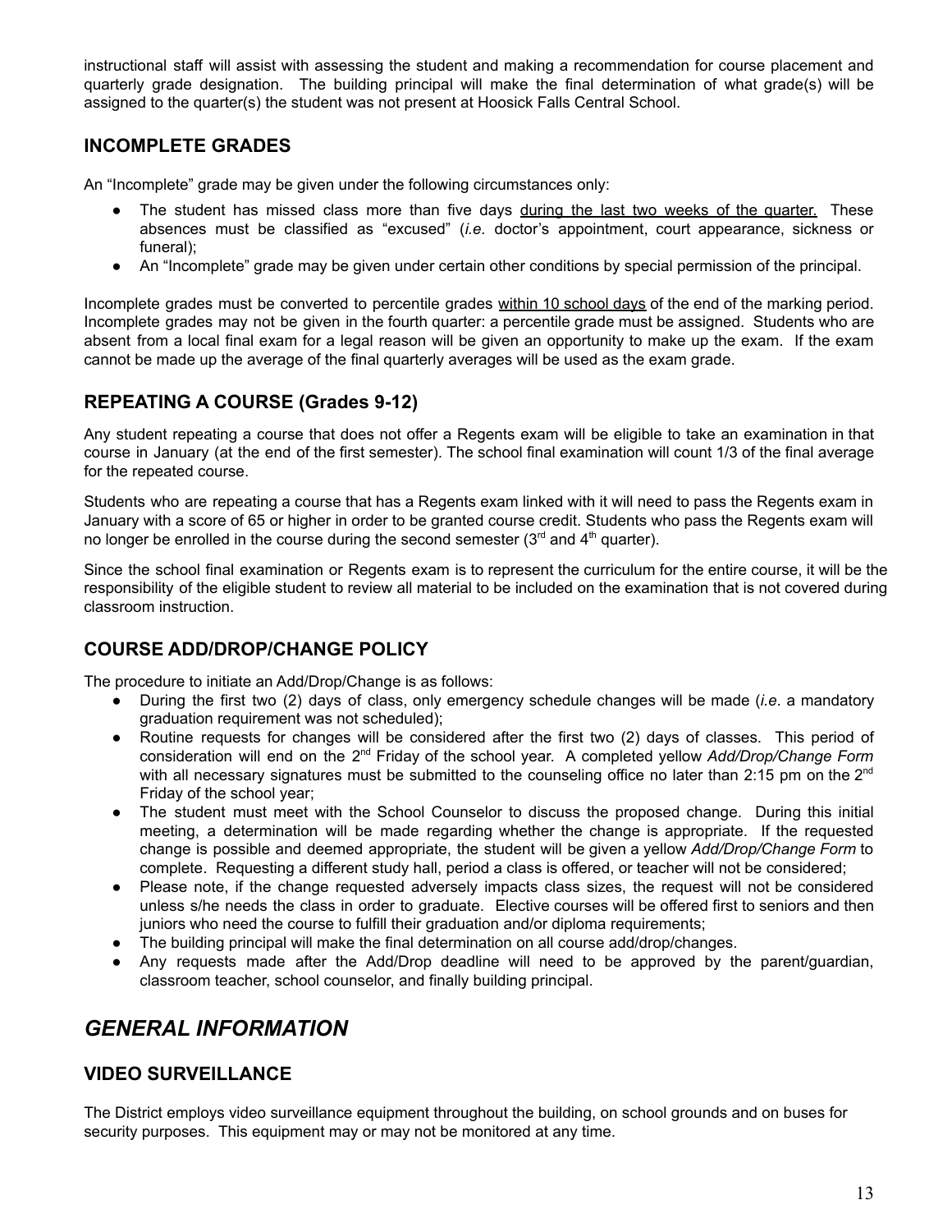instructional staff will assist with assessing the student and making a recommendation for course placement and quarterly grade designation. The building principal will make the final determination of what grade(s) will be assigned to the quarter(s) the student was not present at Hoosick Falls Central School.

### INCOMPLETE GRADES

An "Incomplete" grade may be given under the following circumstances only:

- The student has missed class more than five days <u>during the last two weeks of the quarter.</u> These absences must be classified as "excused" (*i.e.* doctor's appointment, court appearance, sickness or funeral);
- An "Incomplete" grade may be given under certain other conditions by special permission of the principal.

Incomplete grades must be converted to percentile grades <u>within 10 school days</u> of the end of the marking period. Incomplete grades may not be given in the fourth quarter: a percentile grade must be assigned. Students who are absent from a local final exam for a legal reason will be given an opportunity to make up the exam. If the exam cannot be made up the average of the final quarterly averages will be used as the exam grade.

### REPEATING A COURSE (Grades 9-12)

Any student repeating a course that does not offer a Regents exam will be eligible to take an examination in that course in January (at the end of the first semester). The school final examination will count 1/3 of the final average for the repeated course.

Students who are repeating a course that has a Regents exam linked with it will need to pass the Regents exam in January with a score of 65 or higher in order to be granted course credit. Students who pass the Regents exam will no longer be enrolled in the course during the second semester (3rd and 4th quarter).

Since the school final examination or Regents exam is to represent the curriculum for the entire course, it will be the responsibility of the eligible student to review all material to be included on the examination that is not covered during classroom instruction.

### COURSE ADD/DROP/CHANGE POLICY

The procedure to initiate an Add/Drop/Change is as follows:

- During the first two (2) days of class, only emergency schedule changes will be made (*i.e*. a mandatory graduation requirement was not scheduled);
- Routine requests for changes will be considered after the first two (2) days of classes. This period of consideration will end on the 2nd Friday of the school year. A completed yellow *Add/Drop/Change Form* with all necessary signatures must be submitted to the counseling office no later than 2:15 pm on the 2nd Friday of the school year;
- The student must meet with the School Counselor to discuss the proposed change. During this initial meeting, a determination will be made regarding whether the change is appropriate. If the requested change is possible and deemed appropriate, the student will be given a yellow *Add/Drop/Change Form* to complete. Requesting a different study hall, period a class is offered, or teacher will not be considered;
- Please note, if the change requested adversely impacts class sizes, the request will not be considered unless s/he needs the class in order to graduate. Elective courses will be offered first to seniors and then juniors who need the course to fulfill their graduation and/or diploma requirements;
- The building principal will make the final determination on all course add/drop/changes.
- Any requests made after the Add/Drop deadline will need to be approved by the parent/guardian, classroom teacher, school counselor, and finally building principal.

## *GENERAL INFORMATION*

### VIDEO SURVEILLANCE

The District employs video surveillance equipment throughout the building, on school grounds and on buses for security purposes. This equipment may or may not be monitored at any time.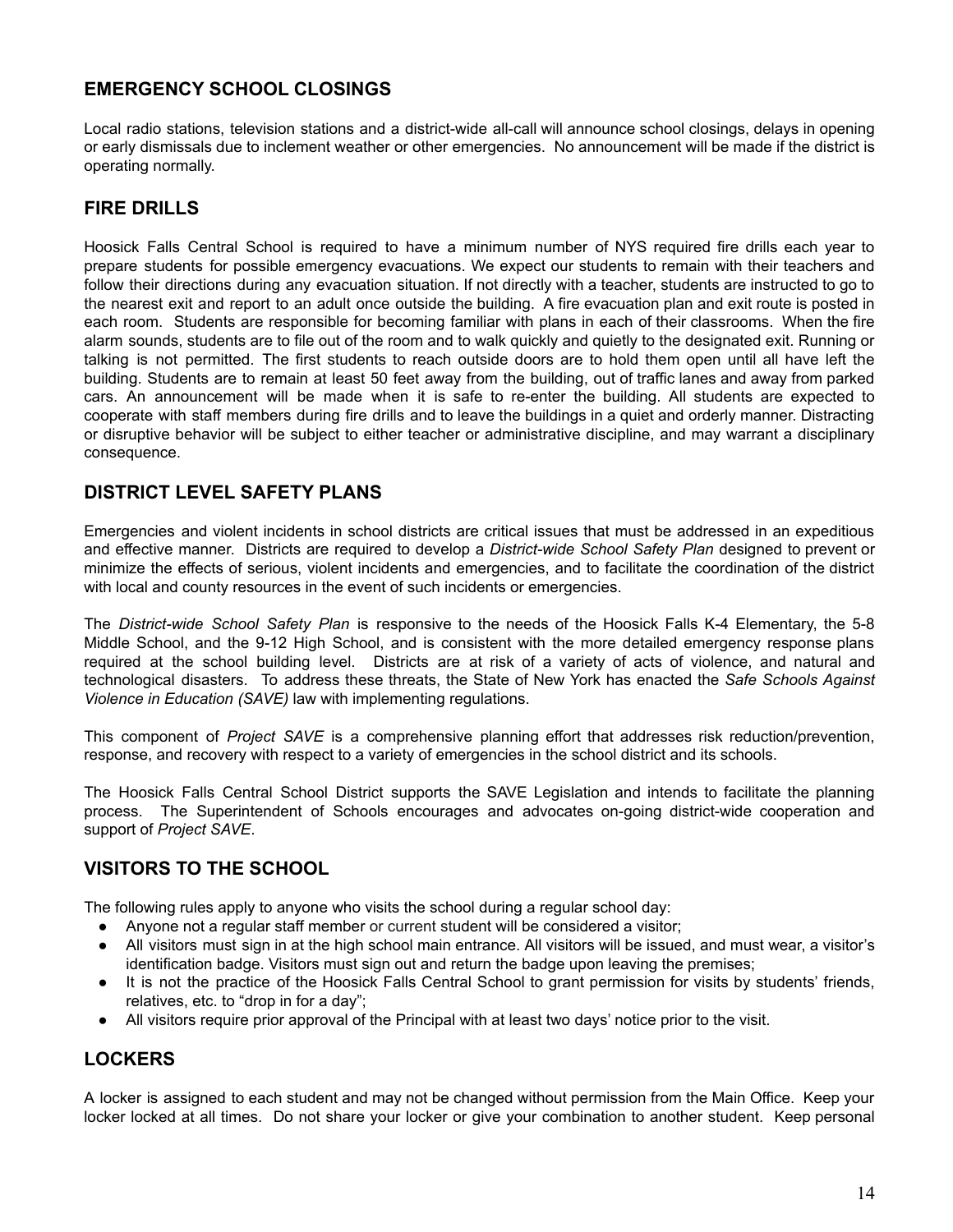## EMERGENCY SCHOOL CLOSINGS

Local radio stations, television stations and a district-wide all-call will announce school closings, delays in opening or early dismissals due to inclement weather or other emergencies. No announcement will be made if the district is operating normally.

## FIRE DRILLS

Hoosick Falls Central School is required to have a minimum number of NYS required fire drills each year to prepare students for possible emergency evacuations. We expect our students to remain with their teachers and follow their directions during any evacuation situation. If not directly with a teacher, students are instructed to go to the nearest exit and report to an adult once outside the building. A fire evacuation plan and exit route is posted in each room. Students are responsible for becoming familiar with plans in each of their classrooms. When the fire alarm sounds, students are to file out of the room and to walk quickly and quietly to the designated exit. Running or talking is not permitted. The first students to reach outside doors are to hold them open until all have left the building. Students are to remain at least 50 feet away from the building, out of traffic lanes and away from parked cars. An announcement will be made when it is safe to re-enter the building. All students are expected to cooperate with staff members during fire drills and to leave the buildings in a quiet and orderly manner. Distracting or disruptive behavior will be subject to either teacher or administrative discipline, and may warrant a disciplinary consequence.

## DISTRICT LEVEL SAFETY PLANS

Emergencies and violent incidents in school districts are critical issues that must be addressed in an expeditious and effective manner. Districts are required to develop a *District-wide School Safety Plan* designed to prevent or minimize the effects of serious, violent incidents and emergencies, and to facilitate the coordination of the district with local and county resources in the event of such incidents or emergencies.

The *District-wide School Safety Plan* is responsive to the needs of the Hoosick Falls K-4 Elementary, the 5-8 Middle School, and the 9-12 High School, and is consistent with the more detailed emergency response plans required at the school building level. Districts are at risk of a variety of acts of violence, and natural and technological disasters. To address these threats, the State of New York has enacted the *Safe Schools Against Violence in Education (SAVE)* law with implementing regulations.

This component of *Project SAVE* is a comprehensive planning effort that addresses risk reduction/prevention, response, and recovery with respect to a variety of emergencies in the school district and its schools.

The Hoosick Falls Central School District supports the SAVE Legislation and intends to facilitate the planning process. The Superintendent of Schools encourages and advocates on-going district-wide cooperation and support of *Project SAVE*.

## VISITORS TO THE SCHOOL

The following rules apply to anyone who visits the school during a regular school day:

- Anyone not a regular staff member or current student will be considered a visitor;
- All visitors must sign in at the high school main entrance. All visitors will be issued, and must wear, a visitor's identification badge. Visitors must sign out and return the badge upon leaving the premises;
- It is not the practice of the Hoosick Falls Central School to grant permission for visits by students' friends, relatives, etc. to "drop in for a day";
- All visitors require prior approval of the Principal with at least two days' notice prior to the visit.

## LOCKERS

A locker is assigned to each student and may not be changed without permission from the Main Office. Keep your locker locked at all times. Do not share your locker or give your combination to another student. Keep personal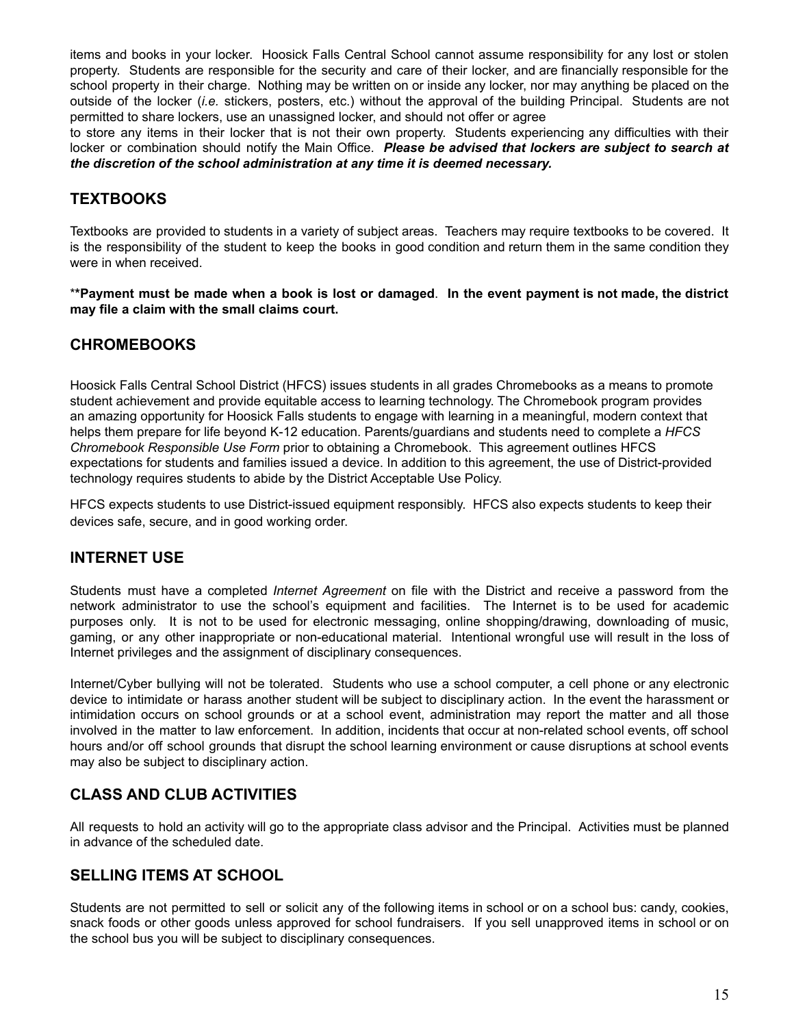items and books in your locker. Hoosick Falls Central School cannot assume responsibility for any lost or stolen property. Students are responsible for the security and care of their locker, and are financially responsible for the school property in their charge. Nothing may be written on or inside any locker, nor may anything be placed on the outside of the locker (*i.e.* stickers, posters, etc.) without the approval of the building Principal. Students are not permitted to share lockers, use an unassigned locker, and should not offer or agree
to store any items in their locker that is not their own property. Students experiencing any difficulties with their locker or combination should notify the Main Office. ***Please be advised that lockers are subject to search at the discretion of the school administration at any time it is deemed necessary.***

## TEXTBOOKS

Textbooks are provided to students in a variety of subject areas. Teachers may require textbooks to be covered. It is the responsibility of the student to keep the books in good condition and return them in the same condition they were in when received.

**\*\*Payment must be made when a book is lost or damaged. In the event payment is not made, the district may file a claim with the small claims court.**

## CHROMEBOOKS

Hoosick Falls Central School District (HFCS) issues students in all grades Chromebooks as a means to promote student achievement and provide equitable access to learning technology. The Chromebook program provides an amazing opportunity for Hoosick Falls students to engage with learning in a meaningful, modern context that helps them prepare for life beyond K-12 education. Parents/guardians and students need to complete a *HFCS Chromebook Responsible Use Form* prior to obtaining a Chromebook. This agreement outlines HFCS expectations for students and families issued a device. In addition to this agreement, the use of District-provided technology requires students to abide by the District Acceptable Use Policy.

HFCS expects students to use District-issued equipment responsibly. HFCS also expects students to keep their devices safe, secure, and in good working order.

## INTERNET USE

Students must have a completed *Internet Agreement* on file with the District and receive a password from the network administrator to use the school's equipment and facilities. The Internet is to be used for academic purposes only. It is not to be used for electronic messaging, online shopping/drawing, downloading of music, gaming, or any other inappropriate or non-educational material. Intentional wrongful use will result in the loss of Internet privileges and the assignment of disciplinary consequences.

Internet/Cyber bullying will not be tolerated. Students who use a school computer, a cell phone or any electronic device to intimidate or harass another student will be subject to disciplinary action. In the event the harassment or intimidation occurs on school grounds or at a school event, administration may report the matter and all those involved in the matter to law enforcement. In addition, incidents that occur at non-related school events, off school hours and/or off school grounds that disrupt the school learning environment or cause disruptions at school events may also be subject to disciplinary action.

## CLASS AND CLUB ACTIVITIES

All requests to hold an activity will go to the appropriate class advisor and the Principal. Activities must be planned in advance of the scheduled date.

## SELLING ITEMS AT SCHOOL

Students are not permitted to sell or solicit any of the following items in school or on a school bus: candy, cookies, snack foods or other goods unless approved for school fundraisers. If you sell unapproved items in school or on the school bus you will be subject to disciplinary consequences.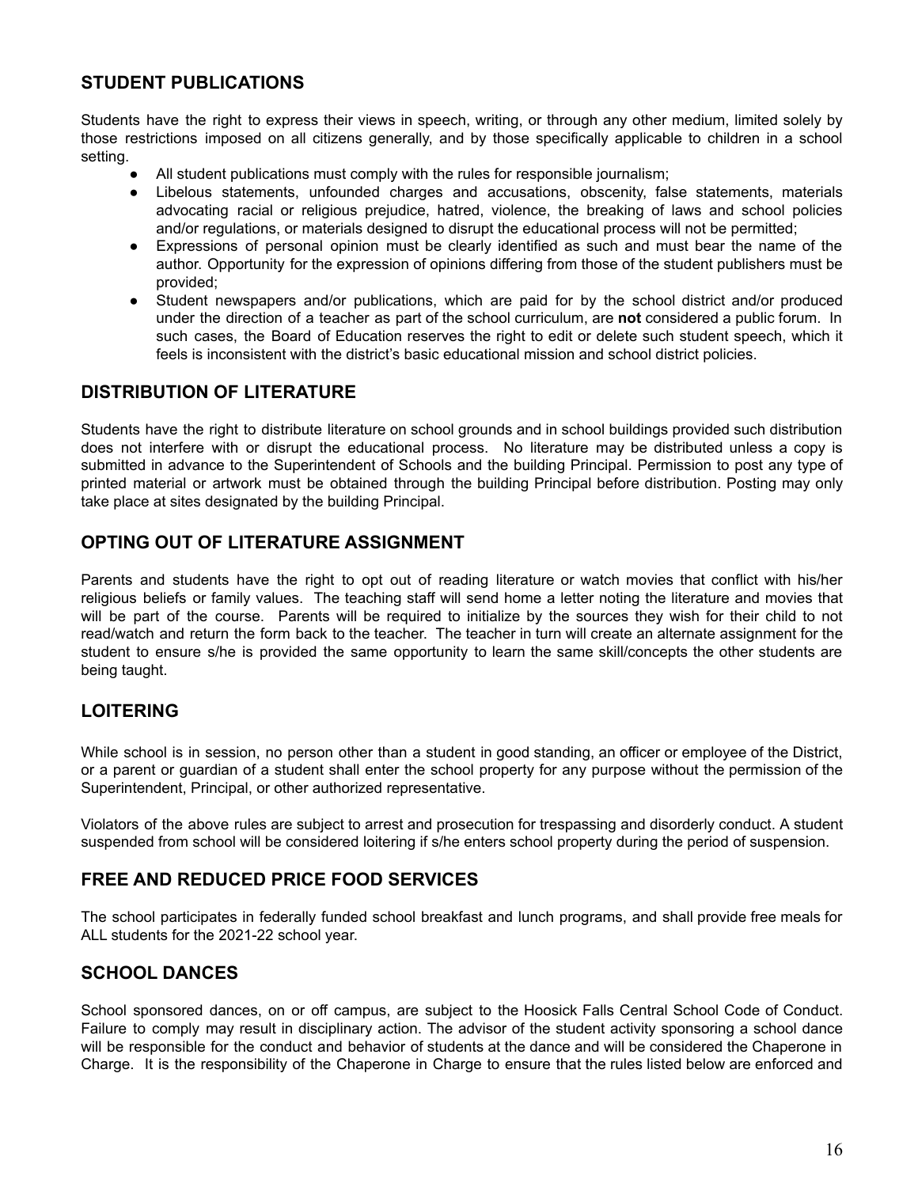## STUDENT PUBLICATIONS

Students have the right to express their views in speech, writing, or through any other medium, limited solely by those restrictions imposed on all citizens generally, and by those specifically applicable to children in a school setting.

- All student publications must comply with the rules for responsible journalism;
- Libelous statements, unfounded charges and accusations, obscenity, false statements, materials advocating racial or religious prejudice, hatred, violence, the breaking of laws and school policies and/or regulations, or materials designed to disrupt the educational process will not be permitted;
- Expressions of personal opinion must be clearly identified as such and must bear the name of the author. Opportunity for the expression of opinions differing from those of the student publishers must be provided;
- Student newspapers and/or publications, which are paid for by the school district and/or produced under the direction of a teacher as part of the school curriculum, are **not** considered a public forum. In such cases, the Board of Education reserves the right to edit or delete such student speech, which it feels is inconsistent with the district's basic educational mission and school district policies.

## DISTRIBUTION OF LITERATURE

Students have the right to distribute literature on school grounds and in school buildings provided such distribution does not interfere with or disrupt the educational process. No literature may be distributed unless a copy is submitted in advance to the Superintendent of Schools and the building Principal. Permission to post any type of printed material or artwork must be obtained through the building Principal before distribution. Posting may only take place at sites designated by the building Principal.

## OPTING OUT OF LITERATURE ASSIGNMENT

Parents and students have the right to opt out of reading literature or watch movies that conflict with his/her religious beliefs or family values. The teaching staff will send home a letter noting the literature and movies that will be part of the course. Parents will be required to initialize by the sources they wish for their child to not read/watch and return the form back to the teacher. The teacher in turn will create an alternate assignment for the student to ensure s/he is provided the same opportunity to learn the same skill/concepts the other students are being taught.

## LOITERING

While school is in session, no person other than a student in good standing, an officer or employee of the District, or a parent or guardian of a student shall enter the school property for any purpose without the permission of the Superintendent, Principal, or other authorized representative.

Violators of the above rules are subject to arrest and prosecution for trespassing and disorderly conduct. A student suspended from school will be considered loitering if s/he enters school property during the period of suspension.

## FREE AND REDUCED PRICE FOOD SERVICES

The school participates in federally funded school breakfast and lunch programs, and shall provide free meals for ALL students for the 2021-22 school year.

## SCHOOL DANCES

School sponsored dances, on or off campus, are subject to the Hoosick Falls Central School Code of Conduct. Failure to comply may result in disciplinary action. The advisor of the student activity sponsoring a school dance will be responsible for the conduct and behavior of students at the dance and will be considered the Chaperone in Charge. It is the responsibility of the Chaperone in Charge to ensure that the rules listed below are enforced and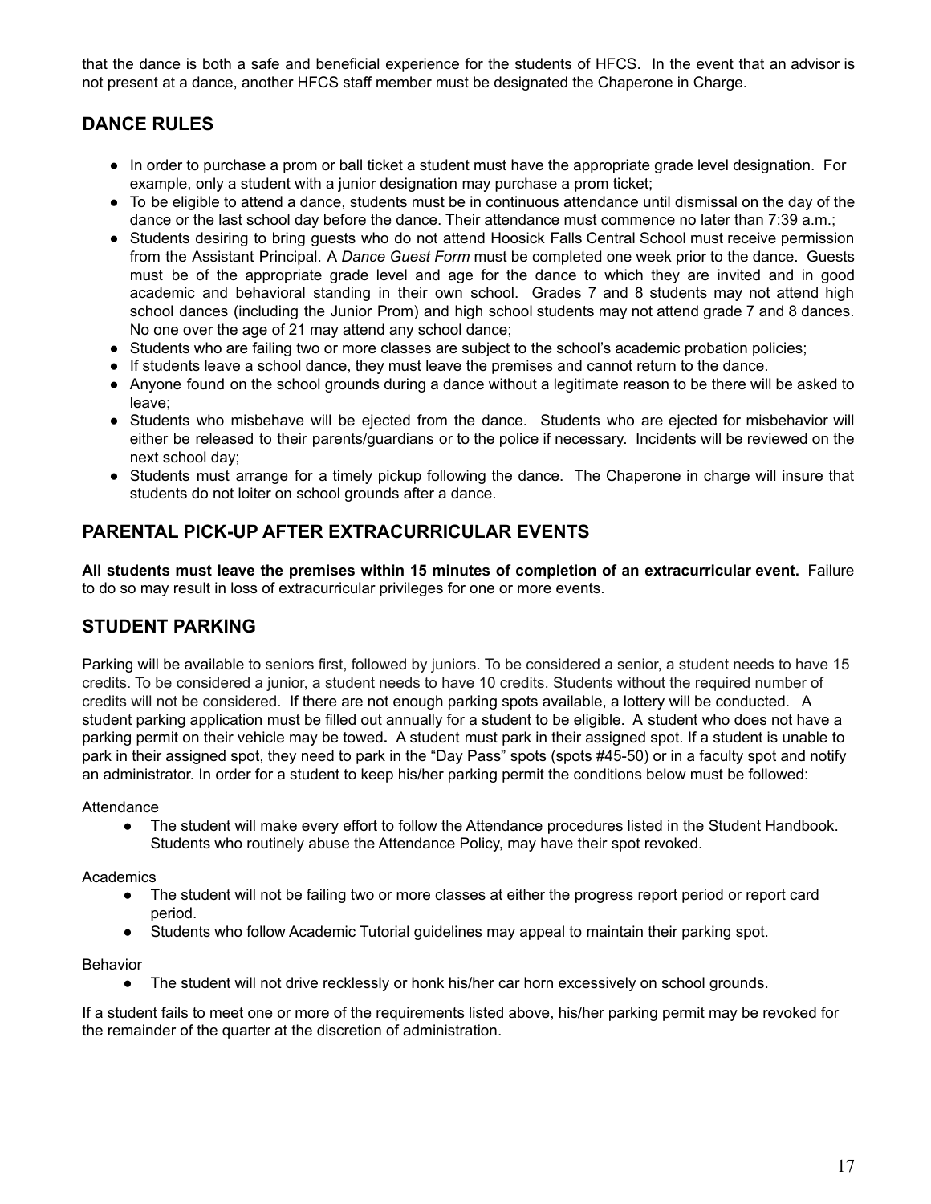that the dance is both a safe and beneficial experience for the students of HFCS. In the event that an advisor is not present at a dance, another HFCS staff member must be designated the Chaperone in Charge.

## DANCE RULES

- In order to purchase a prom or ball ticket a student must have the appropriate grade level designation. For example, only a student with a junior designation may purchase a prom ticket;
- To be eligible to attend a dance, students must be in continuous attendance until dismissal on the day of the dance or the last school day before the dance. Their attendance must commence no later than 7:39 a.m.;
- Students desiring to bring guests who do not attend Hoosick Falls Central School must receive permission from the Assistant Principal. A *Dance Guest Form* must be completed one week prior to the dance. Guests must be of the appropriate grade level and age for the dance to which they are invited and in good academic and behavioral standing in their own school. Grades 7 and 8 students may not attend high school dances (including the Junior Prom) and high school students may not attend grade 7 and 8 dances. No one over the age of 21 may attend any school dance;
- Students who are failing two or more classes are subject to the school's academic probation policies;
- If students leave a school dance, they must leave the premises and cannot return to the dance.
- Anyone found on the school grounds during a dance without a legitimate reason to be there will be asked to leave;
- Students who misbehave will be ejected from the dance. Students who are ejected for misbehavior will either be released to their parents/guardians or to the police if necessary. Incidents will be reviewed on the next school day;
- Students must arrange for a timely pickup following the dance. The Chaperone in charge will insure that students do not loiter on school grounds after a dance.

## PARENTAL PICK-UP AFTER EXTRACURRICULAR EVENTS

**All students must leave the premises within 15 minutes of completion of an extracurricular event.** Failure to do so may result in loss of extracurricular privileges for one or more events.

## STUDENT PARKING

Parking will be available to seniors first, followed by juniors. To be considered a senior, a student needs to have 15 credits. To be considered a junior, a student needs to have 10 credits. Students without the required number of credits will not be considered. If there are not enough parking spots available, a lottery will be conducted. A student parking application must be filled out annually for a student to be eligible. A student who does not have a parking permit on their vehicle may be towed**.** A student must park in their assigned spot. If a student is unable to park in their assigned spot, they need to park in the "Day Pass" spots (spots #45-50) or in a faculty spot and notify an administrator. In order for a student to keep his/her parking permit the conditions below must be followed:

Attendance

- The student will make every effort to follow the Attendance procedures listed in the Student Handbook. Students who routinely abuse the Attendance Policy, may have their spot revoked.

Academics

- The student will not be failing two or more classes at either the progress report period or report card period.
- Students who follow Academic Tutorial guidelines may appeal to maintain their parking spot.

Behavior

- The student will not drive recklessly or honk his/her car horn excessively on school grounds.

If a student fails to meet one or more of the requirements listed above, his/her parking permit may be revoked for the remainder of the quarter at the discretion of administration.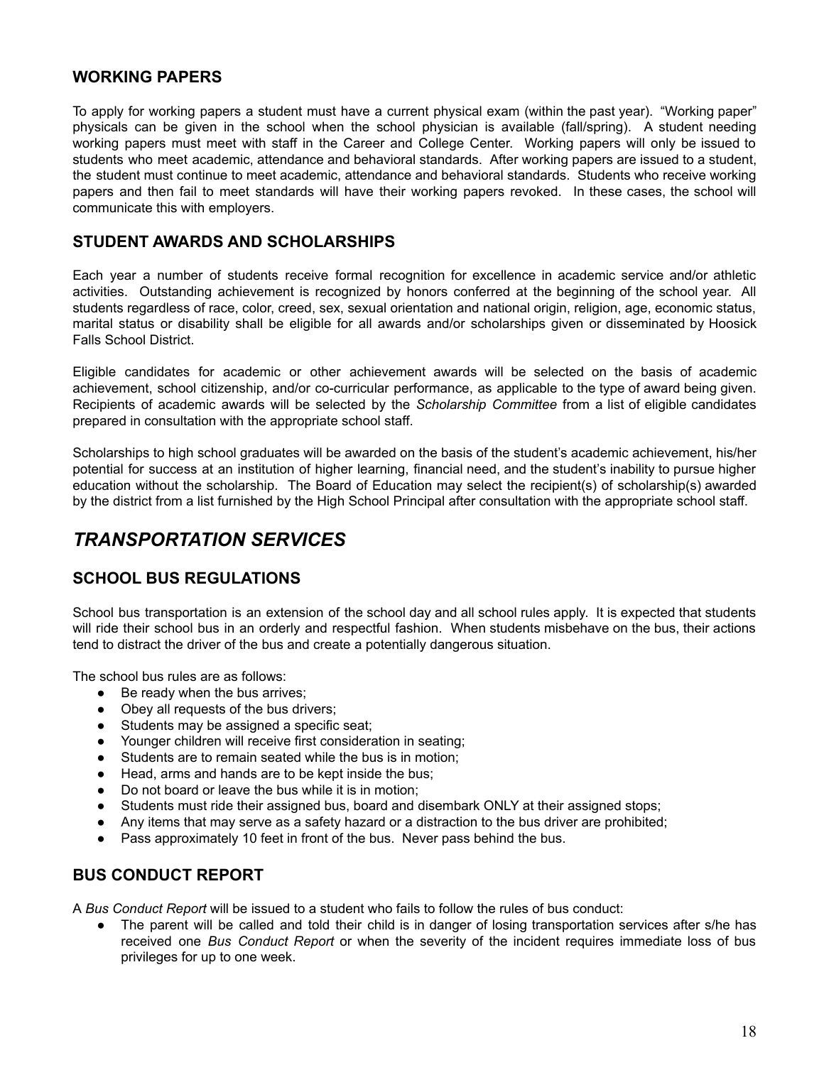## WORKING PAPERS

To apply for working papers a student must have a current physical exam (within the past year). "Working paper" physicals can be given in the school when the school physician is available (fall/spring). A student needing working papers must meet with staff in the Career and College Center. Working papers will only be issued to students who meet academic, attendance and behavioral standards. After working papers are issued to a student, the student must continue to meet academic, attendance and behavioral standards. Students who receive working papers and then fail to meet standards will have their working papers revoked. In these cases, the school will communicate this with employers.

## STUDENT AWARDS AND SCHOLARSHIPS

Each year a number of students receive formal recognition for excellence in academic service and/or athletic activities. Outstanding achievement is recognized by honors conferred at the beginning of the school year. All students regardless of race, color, creed, sex, sexual orientation and national origin, religion, age, economic status, marital status or disability shall be eligible for all awards and/or scholarships given or disseminated by Hoosick Falls School District.

Eligible candidates for academic or other achievement awards will be selected on the basis of academic achievement, school citizenship, and/or co-curricular performance, as applicable to the type of award being given. Recipients of academic awards will be selected by the *Scholarship Committee* from a list of eligible candidates prepared in consultation with the appropriate school staff.

Scholarships to high school graduates will be awarded on the basis of the student's academic achievement, his/her potential for success at an institution of higher learning, financial need, and the student's inability to pursue higher education without the scholarship. The Board of Education may select the recipient(s) of scholarship(s) awarded by the district from a list furnished by the High School Principal after consultation with the appropriate school staff.

# *TRANSPORTATION SERVICES*

## SCHOOL BUS REGULATIONS

School bus transportation is an extension of the school day and all school rules apply. It is expected that students will ride their school bus in an orderly and respectful fashion. When students misbehave on the bus, their actions tend to distract the driver of the bus and create a potentially dangerous situation.

The school bus rules are as follows:

- Be ready when the bus arrives;
- Obey all requests of the bus drivers;
- Students may be assigned a specific seat;
- Younger children will receive first consideration in seating;
- Students are to remain seated while the bus is in motion;
- Head, arms and hands are to be kept inside the bus;
- Do not board or leave the bus while it is in motion;
- Students must ride their assigned bus, board and disembark ONLY at their assigned stops;
- Any items that may serve as a safety hazard or a distraction to the bus driver are prohibited;
- Pass approximately 10 feet in front of the bus. Never pass behind the bus.

## BUS CONDUCT REPORT

A *Bus Conduct Report* will be issued to a student who fails to follow the rules of bus conduct:

- The parent will be called and told their child is in danger of losing transportation services after s/he has received one *Bus Conduct Report* or when the severity of the incident requires immediate loss of bus privileges for up to one week.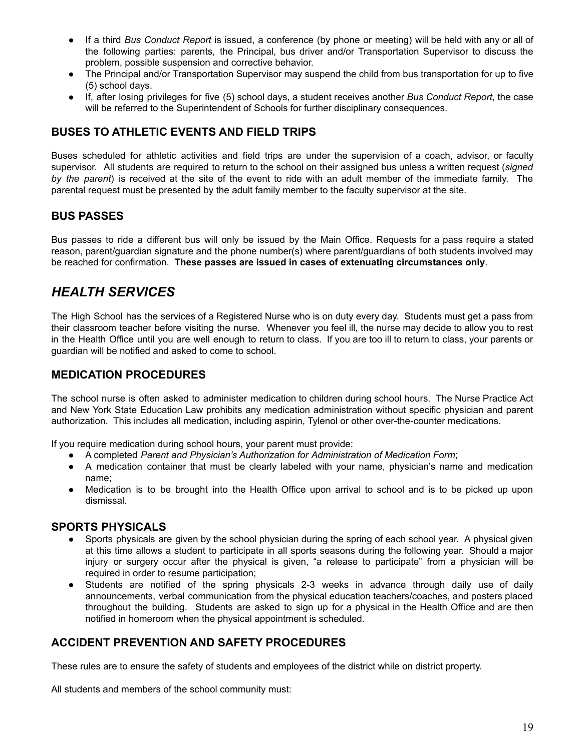- If a third *Bus Conduct Report* is issued, a conference (by phone or meeting) will be held with any or all of the following parties: parents, the Principal, bus driver and/or Transportation Supervisor to discuss the problem, possible suspension and corrective behavior.
- The Principal and/or Transportation Supervisor may suspend the child from bus transportation for up to five (5) school days.
- If, after losing privileges for five (5) school days, a student receives another *Bus Conduct Report*, the case will be referred to the Superintendent of Schools for further disciplinary consequences.

## BUSES TO ATHLETIC EVENTS AND FIELD TRIPS

Buses scheduled for athletic activities and field trips are under the supervision of a coach, advisor, or faculty supervisor. All students are required to return to the school on their assigned bus unless a written request (*signed by the parent*) is received at the site of the event to ride with an adult member of the immediate family. The parental request must be presented by the adult family member to the faculty supervisor at the site.

## BUS PASSES

Bus passes to ride a different bus will only be issued by the Main Office. Requests for a pass require a stated reason, parent/guardian signature and the phone number(s) where parent/guardians of both students involved may be reached for confirmation. **These passes are issued in cases of extenuating circumstances only**.

# *HEALTH SERVICES*

The High School has the services of a Registered Nurse who is on duty every day. Students must get a pass from their classroom teacher before visiting the nurse. Whenever you feel ill, the nurse may decide to allow you to rest in the Health Office until you are well enough to return to class. If you are too ill to return to class, your parents or guardian will be notified and asked to come to school.

## MEDICATION PROCEDURES

The school nurse is often asked to administer medication to children during school hours. The Nurse Practice Act and New York State Education Law prohibits any medication administration without specific physician and parent authorization. This includes all medication, including aspirin, Tylenol or other over-the-counter medications.

If you require medication during school hours, your parent must provide:

- A completed *Parent and Physician's Authorization for Administration of Medication Form*;
- A medication container that must be clearly labeled with your name, physician's name and medication name;
- Medication is to be brought into the Health Office upon arrival to school and is to be picked up upon dismissal.

## SPORTS PHYSICALS

- Sports physicals are given by the school physician during the spring of each school year. A physical given at this time allows a student to participate in all sports seasons during the following year. Should a major injury or surgery occur after the physical is given, "a release to participate" from a physician will be required in order to resume participation;
- Students are notified of the spring physicals 2-3 weeks in advance through daily use of daily announcements, verbal communication from the physical education teachers/coaches, and posters placed throughout the building. Students are asked to sign up for a physical in the Health Office and are then notified in homeroom when the physical appointment is scheduled.

## ACCIDENT PREVENTION AND SAFETY PROCEDURES

These rules are to ensure the safety of students and employees of the district while on district property.

All students and members of the school community must: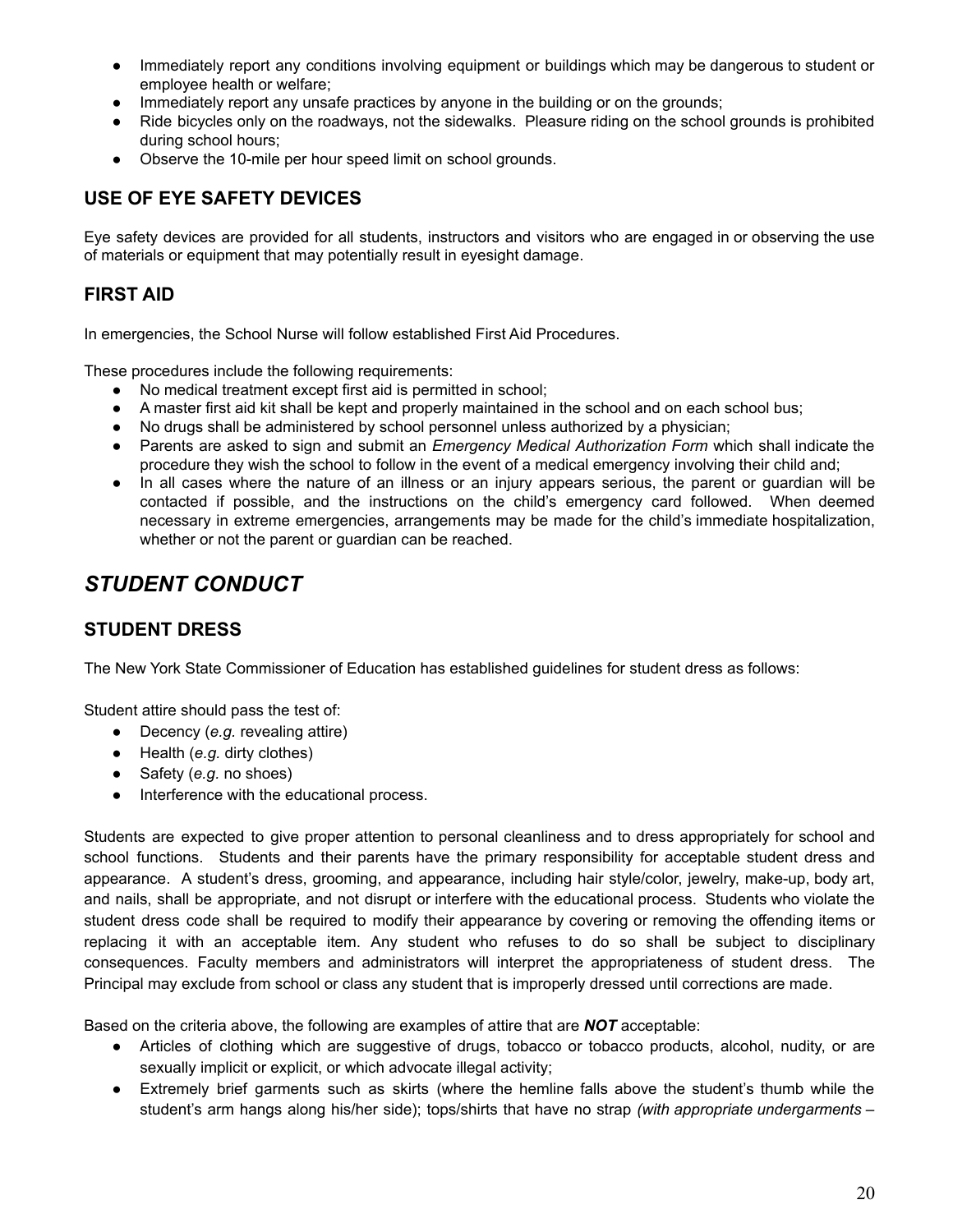- Immediately report any conditions involving equipment or buildings which may be dangerous to student or employee health or welfare;
- Immediately report any unsafe practices by anyone in the building or on the grounds;
- Ride bicycles only on the roadways, not the sidewalks. Pleasure riding on the school grounds is prohibited during school hours;
- Observe the 10-mile per hour speed limit on school grounds.

## USE OF EYE SAFETY DEVICES

Eye safety devices are provided for all students, instructors and visitors who are engaged in or observing the use of materials or equipment that may potentially result in eyesight damage.

## FIRST AID

In emergencies, the School Nurse will follow established First Aid Procedures.

These procedures include the following requirements:

- No medical treatment except first aid is permitted in school;
- A master first aid kit shall be kept and properly maintained in the school and on each school bus;
- No drugs shall be administered by school personnel unless authorized by a physician;
- Parents are asked to sign and submit an *Emergency Medical Authorization Form* which shall indicate the procedure they wish the school to follow in the event of a medical emergency involving their child and;
- In all cases where the nature of an illness or an injury appears serious, the parent or guardian will be contacted if possible, and the instructions on the child's emergency card followed. When deemed necessary in extreme emergencies, arrangements may be made for the child's immediate hospitalization, whether or not the parent or guardian can be reached.

# *STUDENT CONDUCT*

## STUDENT DRESS

The New York State Commissioner of Education has established guidelines for student dress as follows:

Student attire should pass the test of:

- Decency (*e.g.* revealing attire)
- Health (*e.g.* dirty clothes)
- Safety (*e.g.* no shoes)
- Interference with the educational process.

Students are expected to give proper attention to personal cleanliness and to dress appropriately for school and school functions. Students and their parents have the primary responsibility for acceptable student dress and appearance. A student's dress, grooming, and appearance, including hair style/color, jewelry, make-up, body art, and nails, shall be appropriate, and not disrupt or interfere with the educational process. Students who violate the student dress code shall be required to modify their appearance by covering or removing the offending items or replacing it with an acceptable item. Any student who refuses to do so shall be subject to disciplinary consequences. Faculty members and administrators will interpret the appropriateness of student dress. The Principal may exclude from school or class any student that is improperly dressed until corrections are made.

Based on the criteria above, the following are examples of attire that are ***NOT*** acceptable:

- Articles of clothing which are suggestive of drugs, tobacco or tobacco products, alcohol, nudity, or are sexually implicit or explicit, or which advocate illegal activity;
- Extremely brief garments such as skirts (where the hemline falls above the student's thumb while the student's arm hangs along his/her side); tops/shirts that have no strap *(with appropriate undergarments –*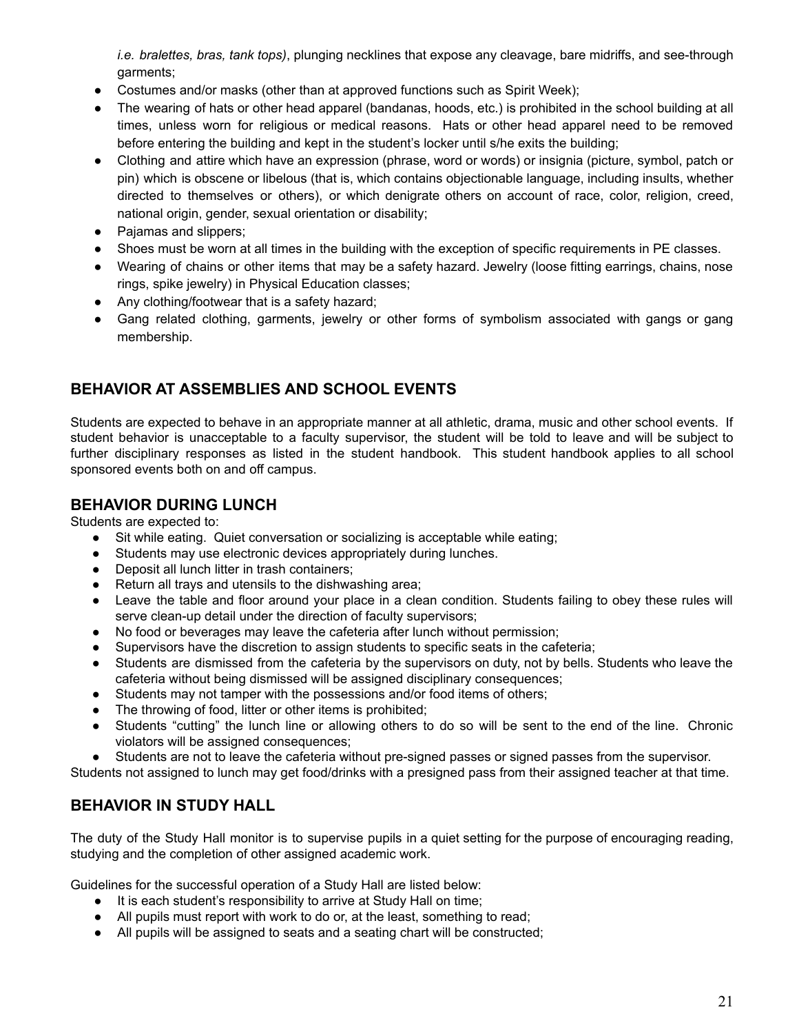*i.e. bralettes, bras, tank tops)*, plunging necklines that expose any cleavage, bare midriffs, and see-through garments;
- Costumes and/or masks (other than at approved functions such as Spirit Week);
- The wearing of hats or other head apparel (bandanas, hoods, etc.) is prohibited in the school building at all times, unless worn for religious or medical reasons. Hats or other head apparel need to be removed before entering the building and kept in the student's locker until s/he exits the building;
- Clothing and attire which have an expression (phrase, word or words) or insignia (picture, symbol, patch or pin) which is obscene or libelous (that is, which contains objectionable language, including insults, whether directed to themselves or others), or which denigrate others on account of race, color, religion, creed, national origin, gender, sexual orientation or disability;
- Pajamas and slippers;
- Shoes must be worn at all times in the building with the exception of specific requirements in PE classes.
- Wearing of chains or other items that may be a safety hazard. Jewelry (loose fitting earrings, chains, nose rings, spike jewelry) in Physical Education classes;
- Any clothing/footwear that is a safety hazard;
- Gang related clothing, garments, jewelry or other forms of symbolism associated with gangs or gang membership.

## BEHAVIOR AT ASSEMBLIES AND SCHOOL EVENTS

Students are expected to behave in an appropriate manner at all athletic, drama, music and other school events. If student behavior is unacceptable to a faculty supervisor, the student will be told to leave and will be subject to further disciplinary responses as listed in the student handbook. This student handbook applies to all school sponsored events both on and off campus.

## BEHAVIOR DURING LUNCH

Students are expected to:
- Sit while eating. Quiet conversation or socializing is acceptable while eating;
- Students may use electronic devices appropriately during lunches.
- Deposit all lunch litter in trash containers;
- Return all trays and utensils to the dishwashing area;
- Leave the table and floor around your place in a clean condition. Students failing to obey these rules will serve clean-up detail under the direction of faculty supervisors;
- No food or beverages may leave the cafeteria after lunch without permission;
- Supervisors have the discretion to assign students to specific seats in the cafeteria;
- Students are dismissed from the cafeteria by the supervisors on duty, not by bells. Students who leave the cafeteria without being dismissed will be assigned disciplinary consequences;
- Students may not tamper with the possessions and/or food items of others;
- The throwing of food, litter or other items is prohibited;
- Students "cutting" the lunch line or allowing others to do so will be sent to the end of the line. Chronic violators will be assigned consequences;
- Students are not to leave the cafeteria without pre-signed passes or signed passes from the supervisor.

Students not assigned to lunch may get food/drinks with a presigned pass from their assigned teacher at that time.

## BEHAVIOR IN STUDY HALL

The duty of the Study Hall monitor is to supervise pupils in a quiet setting for the purpose of encouraging reading, studying and the completion of other assigned academic work.

Guidelines for the successful operation of a Study Hall are listed below:
- It is each student's responsibility to arrive at Study Hall on time;
- All pupils must report with work to do or, at the least, something to read;
- All pupils will be assigned to seats and a seating chart will be constructed;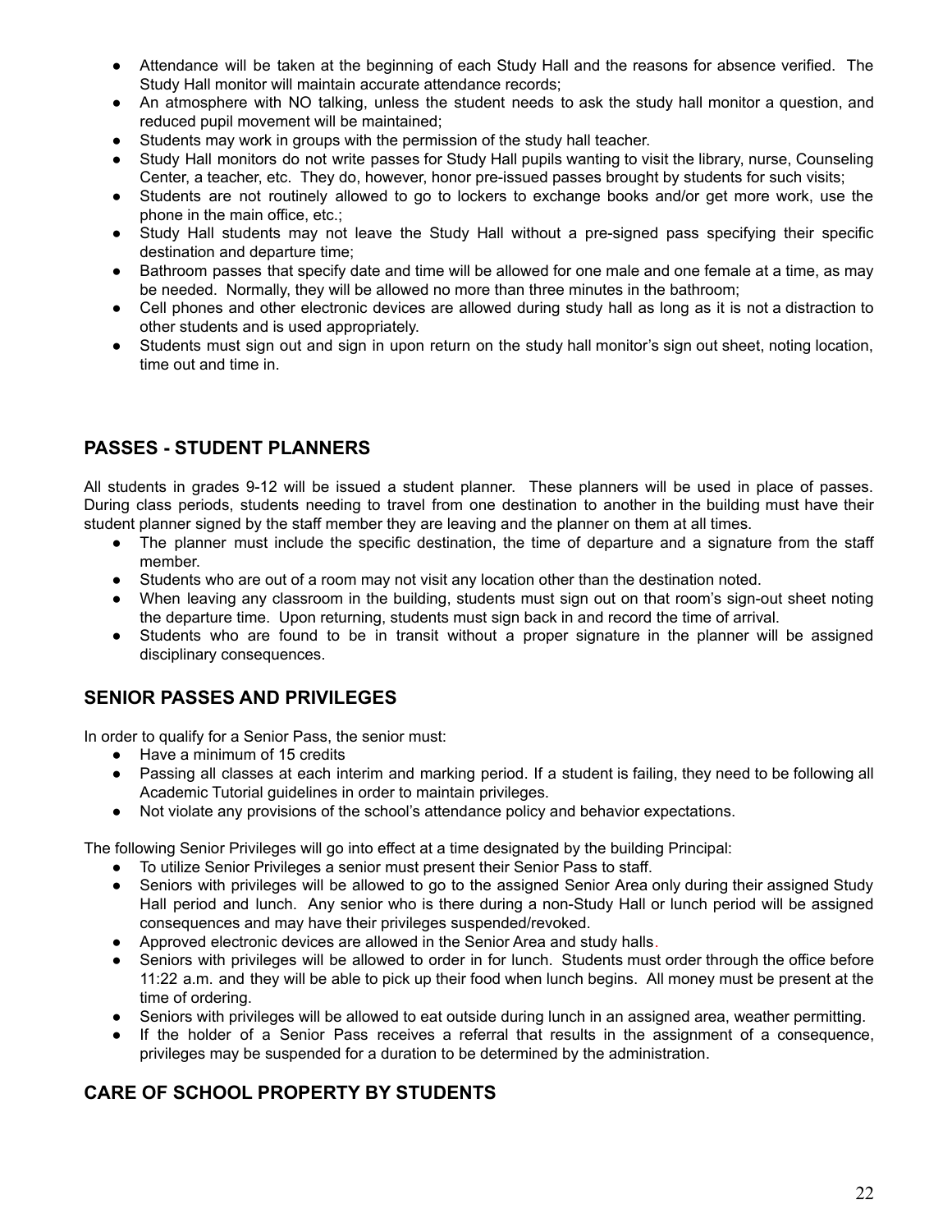- Attendance will be taken at the beginning of each Study Hall and the reasons for absence verified. The Study Hall monitor will maintain accurate attendance records;
- An atmosphere with NO talking, unless the student needs to ask the study hall monitor a question, and reduced pupil movement will be maintained;
- Students may work in groups with the permission of the study hall teacher.
- Study Hall monitors do not write passes for Study Hall pupils wanting to visit the library, nurse, Counseling Center, a teacher, etc. They do, however, honor pre-issued passes brought by students for such visits;
- Students are not routinely allowed to go to lockers to exchange books and/or get more work, use the phone in the main office, etc.;
- Study Hall students may not leave the Study Hall without a pre-signed pass specifying their specific destination and departure time;
- Bathroom passes that specify date and time will be allowed for one male and one female at a time, as may be needed. Normally, they will be allowed no more than three minutes in the bathroom;
- Cell phones and other electronic devices are allowed during study hall as long as it is not a distraction to other students and is used appropriately.
- Students must sign out and sign in upon return on the study hall monitor's sign out sheet, noting location, time out and time in.

## PASSES - STUDENT PLANNERS

All students in grades 9-12 will be issued a student planner. These planners will be used in place of passes. During class periods, students needing to travel from one destination to another in the building must have their student planner signed by the staff member they are leaving and the planner on them at all times.

- The planner must include the specific destination, the time of departure and a signature from the staff member.
- Students who are out of a room may not visit any location other than the destination noted.
- When leaving any classroom in the building, students must sign out on that room's sign-out sheet noting the departure time. Upon returning, students must sign back in and record the time of arrival.
- Students who are found to be in transit without a proper signature in the planner will be assigned disciplinary consequences.

## SENIOR PASSES AND PRIVILEGES

In order to qualify for a Senior Pass, the senior must:

- Have a minimum of 15 credits
- Passing all classes at each interim and marking period. If a student is failing, they need to be following all Academic Tutorial guidelines in order to maintain privileges.
- Not violate any provisions of the school's attendance policy and behavior expectations.

The following Senior Privileges will go into effect at a time designated by the building Principal:

- To utilize Senior Privileges a senior must present their Senior Pass to staff.
- Seniors with privileges will be allowed to go to the assigned Senior Area only during their assigned Study Hall period and lunch. Any senior who is there during a non-Study Hall or lunch period will be assigned consequences and may have their privileges suspended/revoked.
- Approved electronic devices are allowed in the Senior Area and study halls.
- Seniors with privileges will be allowed to order in for lunch. Students must order through the office before 11:22 a.m. and they will be able to pick up their food when lunch begins. All money must be present at the time of ordering.
- Seniors with privileges will be allowed to eat outside during lunch in an assigned area, weather permitting.
- If the holder of a Senior Pass receives a referral that results in the assignment of a consequence, privileges may be suspended for a duration to be determined by the administration.

## CARE OF SCHOOL PROPERTY BY STUDENTS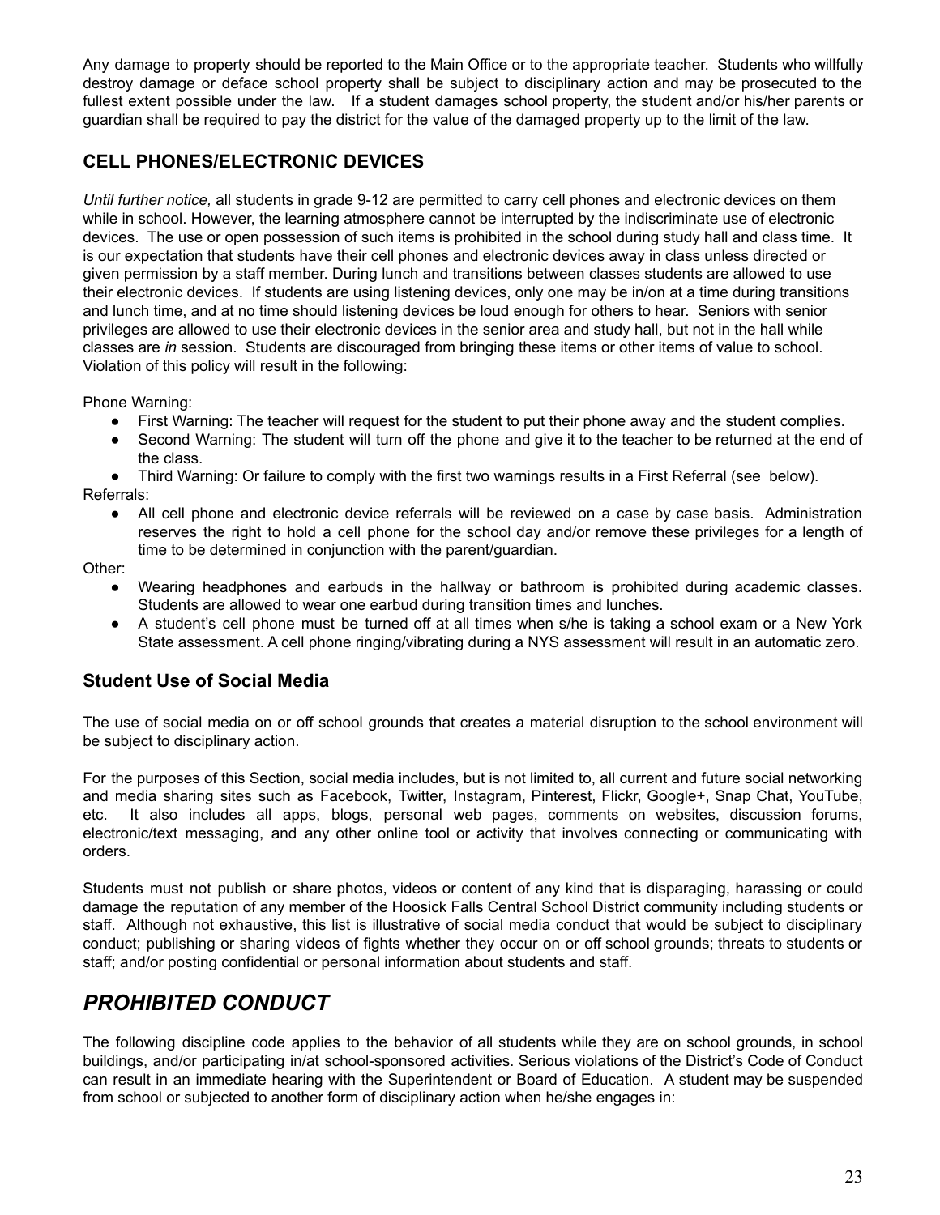Any damage to property should be reported to the Main Office or to the appropriate teacher. Students who willfully destroy damage or deface school property shall be subject to disciplinary action and may be prosecuted to the fullest extent possible under the law. If a student damages school property, the student and/or his/her parents or guardian shall be required to pay the district for the value of the damaged property up to the limit of the law.

## CELL PHONES/ELECTRONIC DEVICES

*Until further notice,* all students in grade 9-12 are permitted to carry cell phones and electronic devices on them while in school. However, the learning atmosphere cannot be interrupted by the indiscriminate use of electronic devices. The use or open possession of such items is prohibited in the school during study hall and class time. It is our expectation that students have their cell phones and electronic devices away in class unless directed or given permission by a staff member. During lunch and transitions between classes students are allowed to use their electronic devices. If students are using listening devices, only one may be in/on at a time during transitions and lunch time, and at no time should listening devices be loud enough for others to hear. Seniors with senior privileges are allowed to use their electronic devices in the senior area and study hall, but not in the hall while classes are *in* session. Students are discouraged from bringing these items or other items of value to school. Violation of this policy will result in the following:

Phone Warning:

- First Warning: The teacher will request for the student to put their phone away and the student complies.
- Second Warning: The student will turn off the phone and give it to the teacher to be returned at the end of the class.
- Third Warning: Or failure to comply with the first two warnings results in a First Referral (see below).

Referrals:

- All cell phone and electronic device referrals will be reviewed on a case by case basis. Administration reserves the right to hold a cell phone for the school day and/or remove these privileges for a length of time to be determined in conjunction with the parent/guardian.

Other:

- Wearing headphones and earbuds in the hallway or bathroom is prohibited during academic classes. Students are allowed to wear one earbud during transition times and lunches.
- A student's cell phone must be turned off at all times when s/he is taking a school exam or a New York State assessment. A cell phone ringing/vibrating during a NYS assessment will result in an automatic zero.

### Student Use of Social Media

The use of social media on or off school grounds that creates a material disruption to the school environment will be subject to disciplinary action.

For the purposes of this Section, social media includes, but is not limited to, all current and future social networking and media sharing sites such as Facebook, Twitter, Instagram, Pinterest, Flickr, Google+, Snap Chat, YouTube, etc. It also includes all apps, blogs, personal web pages, comments on websites, discussion forums, electronic/text messaging, and any other online tool or activity that involves connecting or communicating with orders.

Students must not publish or share photos, videos or content of any kind that is disparaging, harassing or could damage the reputation of any member of the Hoosick Falls Central School District community including students or staff. Although not exhaustive, this list is illustrative of social media conduct that would be subject to disciplinary conduct; publishing or sharing videos of fights whether they occur on or off school grounds; threats to students or staff; and/or posting confidential or personal information about students and staff.

## *PROHIBITED CONDUCT*

The following discipline code applies to the behavior of all students while they are on school grounds, in school buildings, and/or participating in/at school-sponsored activities. Serious violations of the District's Code of Conduct can result in an immediate hearing with the Superintendent or Board of Education. A student may be suspended from school or subjected to another form of disciplinary action when he/she engages in: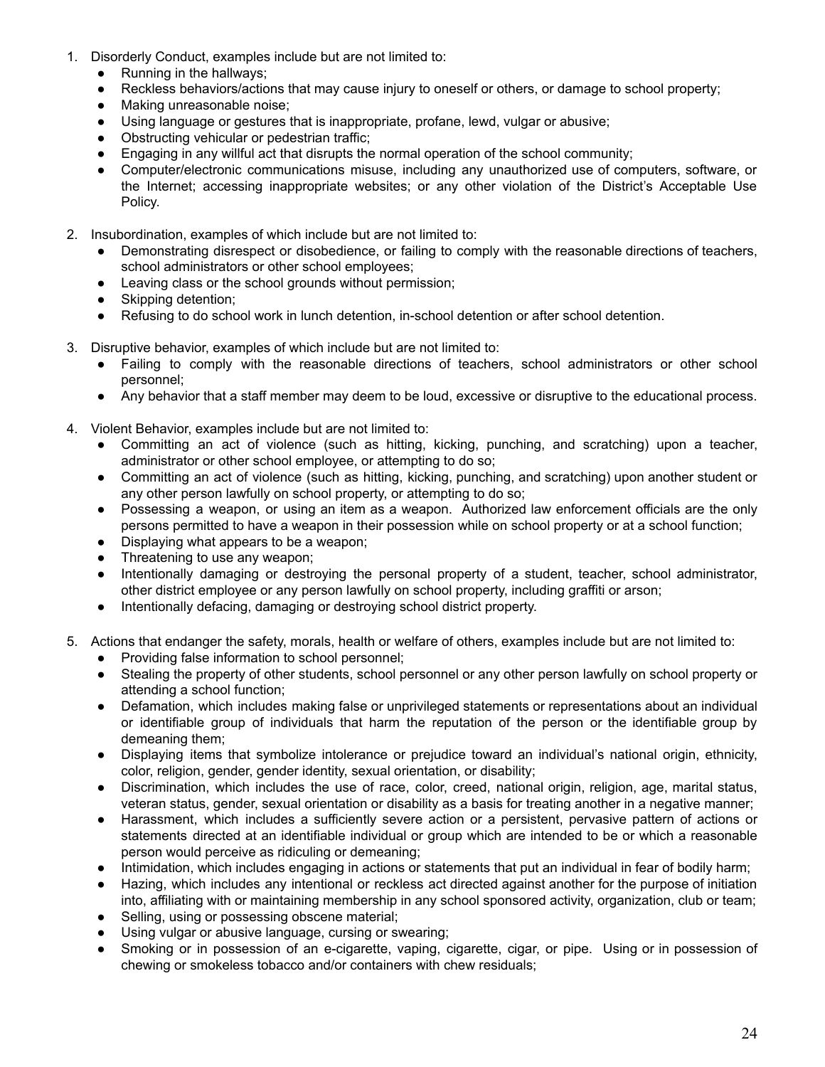1. Disorderly Conduct, examples include but are not limited to:
    - Running in the hallways;
    - Reckless behaviors/actions that may cause injury to oneself or others, or damage to school property;
    - Making unreasonable noise;
    - Using language or gestures that is inappropriate, profane, lewd, vulgar or abusive;
    - Obstructing vehicular or pedestrian traffic;
    - Engaging in any willful act that disrupts the normal operation of the school community;
    - Computer/electronic communications misuse, including any unauthorized use of computers, software, or the Internet; accessing inappropriate websites; or any other violation of the District's Acceptable Use Policy.

2. Insubordination, examples of which include but are not limited to:
    - Demonstrating disrespect or disobedience, or failing to comply with the reasonable directions of teachers, school administrators or other school employees;
    - Leaving class or the school grounds without permission;
    - Skipping detention;
    - Refusing to do school work in lunch detention, in-school detention or after school detention.

3. Disruptive behavior, examples of which include but are not limited to:
    - Failing to comply with the reasonable directions of teachers, school administrators or other school personnel;
    - Any behavior that a staff member may deem to be loud, excessive or disruptive to the educational process.

4. Violent Behavior, examples include but are not limited to:
    - Committing an act of violence (such as hitting, kicking, punching, and scratching) upon a teacher, administrator or other school employee, or attempting to do so;
    - Committing an act of violence (such as hitting, kicking, punching, and scratching) upon another student or any other person lawfully on school property, or attempting to do so;
    - Possessing a weapon, or using an item as a weapon. Authorized law enforcement officials are the only persons permitted to have a weapon in their possession while on school property or at a school function;
    - Displaying what appears to be a weapon;
    - Threatening to use any weapon;
    - Intentionally damaging or destroying the personal property of a student, teacher, school administrator, other district employee or any person lawfully on school property, including graffiti or arson;
    - Intentionally defacing, damaging or destroying school district property.

5. Actions that endanger the safety, morals, health or welfare of others, examples include but are not limited to:
    - Providing false information to school personnel;
    - Stealing the property of other students, school personnel or any other person lawfully on school property or attending a school function;
    - Defamation, which includes making false or unprivileged statements or representations about an individual or identifiable group of individuals that harm the reputation of the person or the identifiable group by demeaning them;
    - Displaying items that symbolize intolerance or prejudice toward an individual's national origin, ethnicity, color, religion, gender, gender identity, sexual orientation, or disability;
    - Discrimination, which includes the use of race, color, creed, national origin, religion, age, marital status, veteran status, gender, sexual orientation or disability as a basis for treating another in a negative manner;
    - Harassment, which includes a sufficiently severe action or a persistent, pervasive pattern of actions or statements directed at an identifiable individual or group which are intended to be or which a reasonable person would perceive as ridiculing or demeaning;
    - Intimidation, which includes engaging in actions or statements that put an individual in fear of bodily harm;
    - Hazing, which includes any intentional or reckless act directed against another for the purpose of initiation into, affiliating with or maintaining membership in any school sponsored activity, organization, club or team;
    - Selling, using or possessing obscene material;
    - Using vulgar or abusive language, cursing or swearing;
    - Smoking or in possession of an e-cigarette, vaping, cigarette, cigar, or pipe. Using or in possession of chewing or smokeless tobacco and/or containers with chew residuals;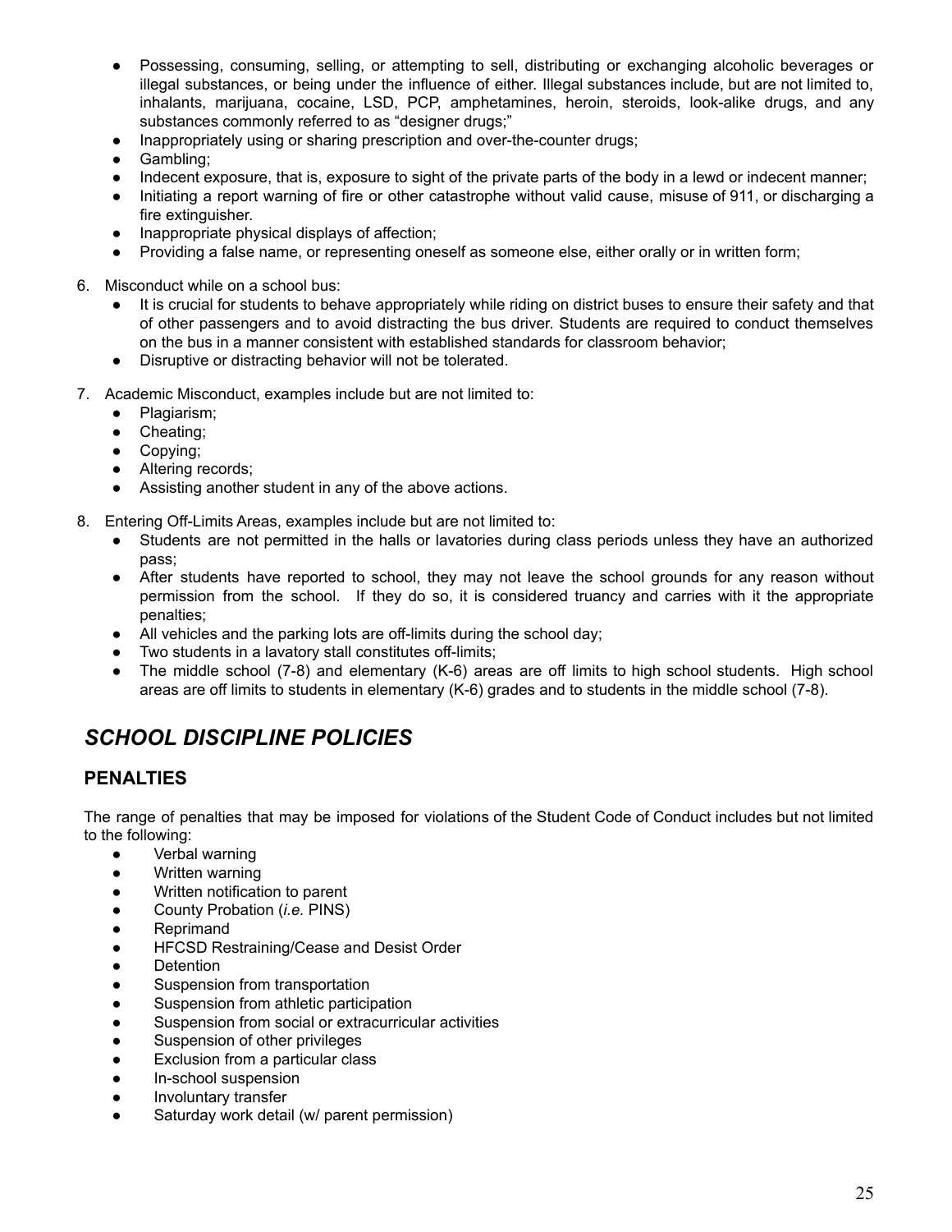- Possessing, consuming, selling, or attempting to sell, distributing or exchanging alcoholic beverages or illegal substances, or being under the influence of either. Illegal substances include, but are not limited to, inhalants, marijuana, cocaine, LSD, PCP, amphetamines, heroin, steroids, look-alike drugs, and any substances commonly referred to as "designer drugs;"
- Inappropriately using or sharing prescription and over-the-counter drugs;
- Gambling;
- Indecent exposure, that is, exposure to sight of the private parts of the body in a lewd or indecent manner;
- Initiating a report warning of fire or other catastrophe without valid cause, misuse of 911, or discharging a fire extinguisher.
- Inappropriate physical displays of affection;
- Providing a false name, or representing oneself as someone else, either orally or in written form;

6. Misconduct while on a school bus:
   - It is crucial for students to behave appropriately while riding on district buses to ensure their safety and that of other passengers and to avoid distracting the bus driver. Students are required to conduct themselves on the bus in a manner consistent with established standards for classroom behavior;
   - Disruptive or distracting behavior will not be tolerated.

7. Academic Misconduct, examples include but are not limited to:
   - Plagiarism;
   - Cheating;
   - Copying;
   - Altering records;
   - Assisting another student in any of the above actions.

8. Entering Off-Limits Areas, examples include but are not limited to:
   - Students are not permitted in the halls or lavatories during class periods unless they have an authorized pass;
   - After students have reported to school, they may not leave the school grounds for any reason without permission from the school. If they do so, it is considered truancy and carries with it the appropriate penalties;
   - All vehicles and the parking lots are off-limits during the school day;
   - Two students in a lavatory stall constitutes off-limits;
   - The middle school (7-8) and elementary (K-6) areas are off limits to high school students. High school areas are off limits to students in elementary (K-6) grades and to students in the middle school (7-8).

## *SCHOOL DISCIPLINE POLICIES*

### PENALTIES

The range of penalties that may be imposed for violations of the Student Code of Conduct includes but not limited to the following:

- Verbal warning
- Written warning
- Written notification to parent
- County Probation (*i.e.* PINS)
- Reprimand
- HFCSD Restraining/Cease and Desist Order
- Detention
- Suspension from transportation
- Suspension from athletic participation
- Suspension from social or extracurricular activities
- Suspension of other privileges
- Exclusion from a particular class
- In-school suspension
- Involuntary transfer
- Saturday work detail (w/ parent permission)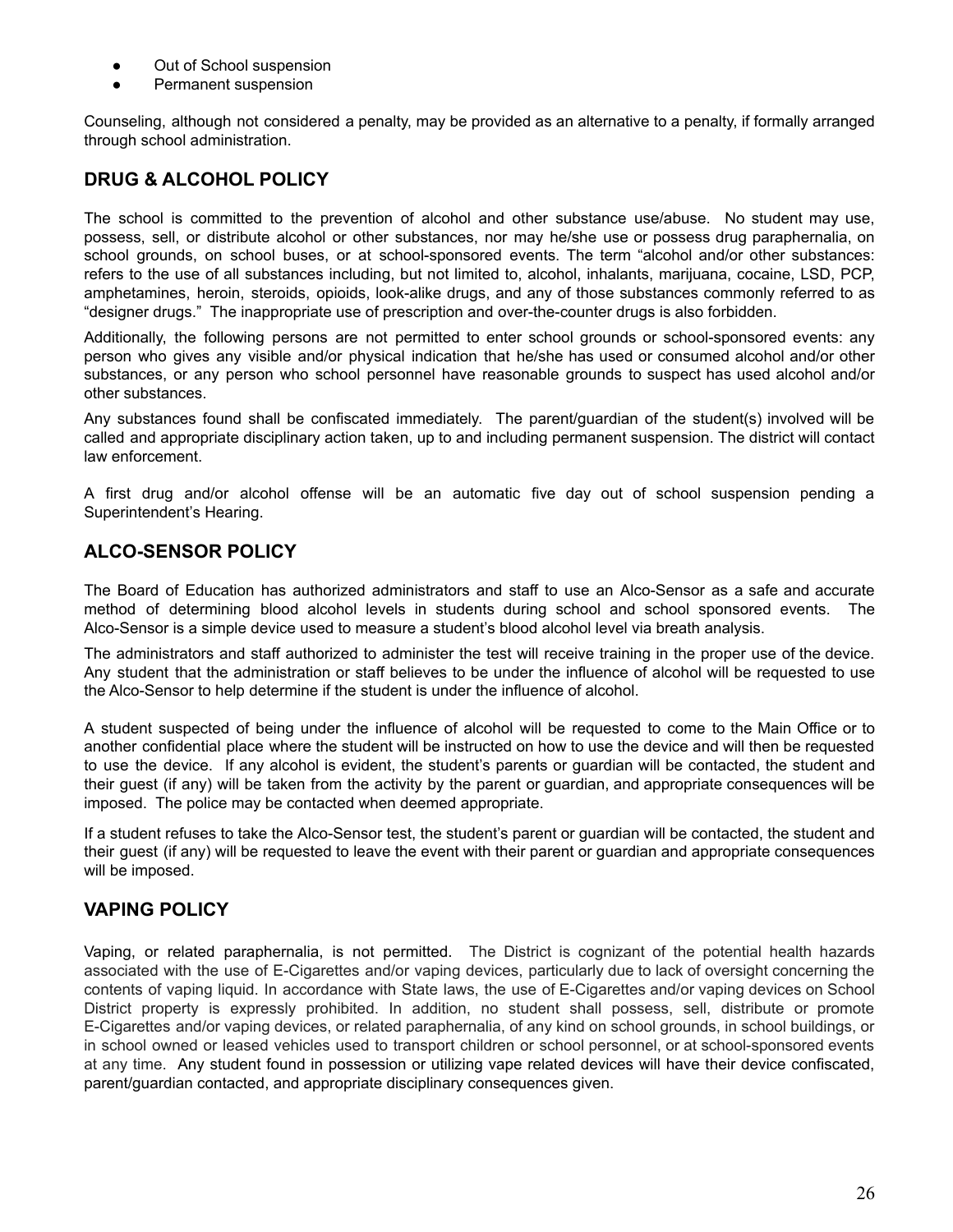- Out of School suspension
- Permanent suspension

Counseling, although not considered a penalty, may be provided as an alternative to a penalty, if formally arranged through school administration.

## DRUG & ALCOHOL POLICY

The school is committed to the prevention of alcohol and other substance use/abuse. No student may use, possess, sell, or distribute alcohol or other substances, nor may he/she use or possess drug paraphernalia, on school grounds, on school buses, or at school-sponsored events. The term "alcohol and/or other substances: refers to the use of all substances including, but not limited to, alcohol, inhalants, marijuana, cocaine, LSD, PCP, amphetamines, heroin, steroids, opioids, look-alike drugs, and any of those substances commonly referred to as "designer drugs." The inappropriate use of prescription and over-the-counter drugs is also forbidden.

Additionally, the following persons are not permitted to enter school grounds or school-sponsored events: any person who gives any visible and/or physical indication that he/she has used or consumed alcohol and/or other substances, or any person who school personnel have reasonable grounds to suspect has used alcohol and/or other substances.

Any substances found shall be confiscated immediately. The parent/guardian of the student(s) involved will be called and appropriate disciplinary action taken, up to and including permanent suspension. The district will contact law enforcement.

A first drug and/or alcohol offense will be an automatic five day out of school suspension pending a Superintendent's Hearing.

## ALCO-SENSOR POLICY

The Board of Education has authorized administrators and staff to use an Alco-Sensor as a safe and accurate method of determining blood alcohol levels in students during school and school sponsored events. The Alco-Sensor is a simple device used to measure a student's blood alcohol level via breath analysis.

The administrators and staff authorized to administer the test will receive training in the proper use of the device. Any student that the administration or staff believes to be under the influence of alcohol will be requested to use the Alco-Sensor to help determine if the student is under the influence of alcohol.

A student suspected of being under the influence of alcohol will be requested to come to the Main Office or to another confidential place where the student will be instructed on how to use the device and will then be requested to use the device. If any alcohol is evident, the student's parents or guardian will be contacted, the student and their guest (if any) will be taken from the activity by the parent or guardian, and appropriate consequences will be imposed. The police may be contacted when deemed appropriate.

If a student refuses to take the Alco-Sensor test, the student's parent or guardian will be contacted, the student and their guest (if any) will be requested to leave the event with their parent or guardian and appropriate consequences will be imposed.

## VAPING POLICY

Vaping, or related paraphernalia, is not permitted. The District is cognizant of the potential health hazards associated with the use of E-Cigarettes and/or vaping devices, particularly due to lack of oversight concerning the contents of vaping liquid. In accordance with State laws, the use of E-Cigarettes and/or vaping devices on School District property is expressly prohibited. In addition, no student shall possess, sell, distribute or promote E-Cigarettes and/or vaping devices, or related paraphernalia, of any kind on school grounds, in school buildings, or in school owned or leased vehicles used to transport children or school personnel, or at school-sponsored events at any time. Any student found in possession or utilizing vape related devices will have their device confiscated, parent/guardian contacted, and appropriate disciplinary consequences given.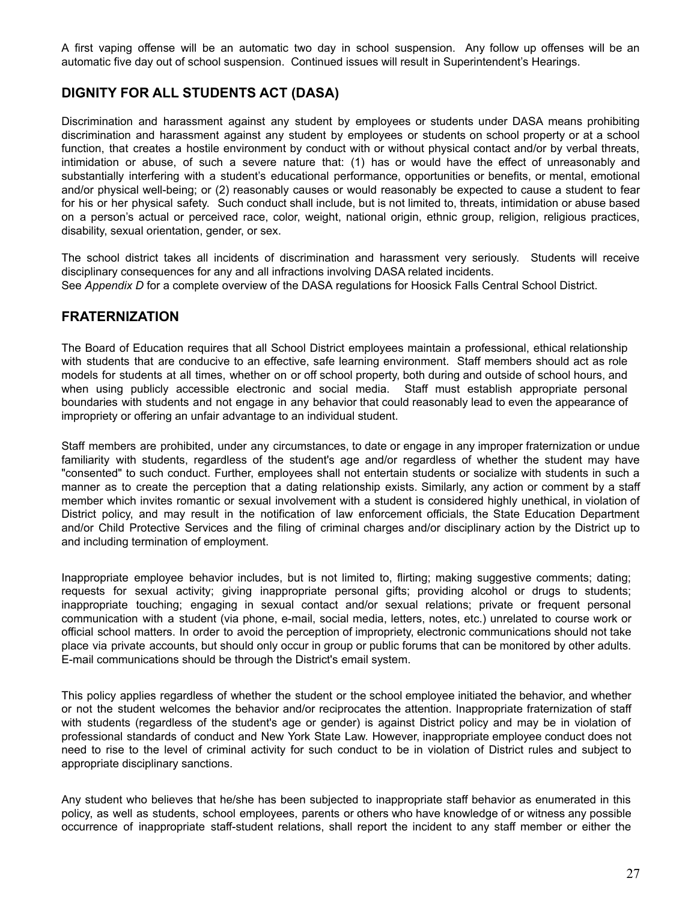A first vaping offense will be an automatic two day in school suspension. Any follow up offenses will be an automatic five day out of school suspension. Continued issues will result in Superintendent's Hearings.

## DIGNITY FOR ALL STUDENTS ACT (DASA)

Discrimination and harassment against any student by employees or students under DASA means prohibiting discrimination and harassment against any student by employees or students on school property or at a school function, that creates a hostile environment by conduct with or without physical contact and/or by verbal threats, intimidation or abuse, of such a severe nature that: (1) has or would have the effect of unreasonably and substantially interfering with a student's educational performance, opportunities or benefits, or mental, emotional and/or physical well-being; or (2) reasonably causes or would reasonably be expected to cause a student to fear for his or her physical safety. Such conduct shall include, but is not limited to, threats, intimidation or abuse based on a person's actual or perceived race, color, weight, national origin, ethnic group, religion, religious practices, disability, sexual orientation, gender, or sex.

The school district takes all incidents of discrimination and harassment very seriously. Students will receive disciplinary consequences for any and all infractions involving DASA related incidents.
See *Appendix D* for a complete overview of the DASA regulations for Hoosick Falls Central School District.

## FRATERNIZATION

The Board of Education requires that all School District employees maintain a professional, ethical relationship with students that are conducive to an effective, safe learning environment. Staff members should act as role models for students at all times, whether on or off school property, both during and outside of school hours, and when using publicly accessible electronic and social media. Staff must establish appropriate personal boundaries with students and not engage in any behavior that could reasonably lead to even the appearance of impropriety or offering an unfair advantage to an individual student.

Staff members are prohibited, under any circumstances, to date or engage in any improper fraternization or undue familiarity with students, regardless of the student's age and/or regardless of whether the student may have "consented" to such conduct. Further, employees shall not entertain students or socialize with students in such a manner as to create the perception that a dating relationship exists. Similarly, any action or comment by a staff member which invites romantic or sexual involvement with a student is considered highly unethical, in violation of District policy, and may result in the notification of law enforcement officials, the State Education Department and/or Child Protective Services and the filing of criminal charges and/or disciplinary action by the District up to and including termination of employment.

Inappropriate employee behavior includes, but is not limited to, flirting; making suggestive comments; dating; requests for sexual activity; giving inappropriate personal gifts; providing alcohol or drugs to students; inappropriate touching; engaging in sexual contact and/or sexual relations; private or frequent personal communication with a student (via phone, e-mail, social media, letters, notes, etc.) unrelated to course work or official school matters. In order to avoid the perception of impropriety, electronic communications should not take place via private accounts, but should only occur in group or public forums that can be monitored by other adults. E-mail communications should be through the District's email system.

This policy applies regardless of whether the student or the school employee initiated the behavior, and whether or not the student welcomes the behavior and/or reciprocates the attention. Inappropriate fraternization of staff with students (regardless of the student's age or gender) is against District policy and may be in violation of professional standards of conduct and New York State Law. However, inappropriate employee conduct does not need to rise to the level of criminal activity for such conduct to be in violation of District rules and subject to appropriate disciplinary sanctions.

Any student who believes that he/she has been subjected to inappropriate staff behavior as enumerated in this policy, as well as students, school employees, parents or others who have knowledge of or witness any possible occurrence of inappropriate staff-student relations, shall report the incident to any staff member or either the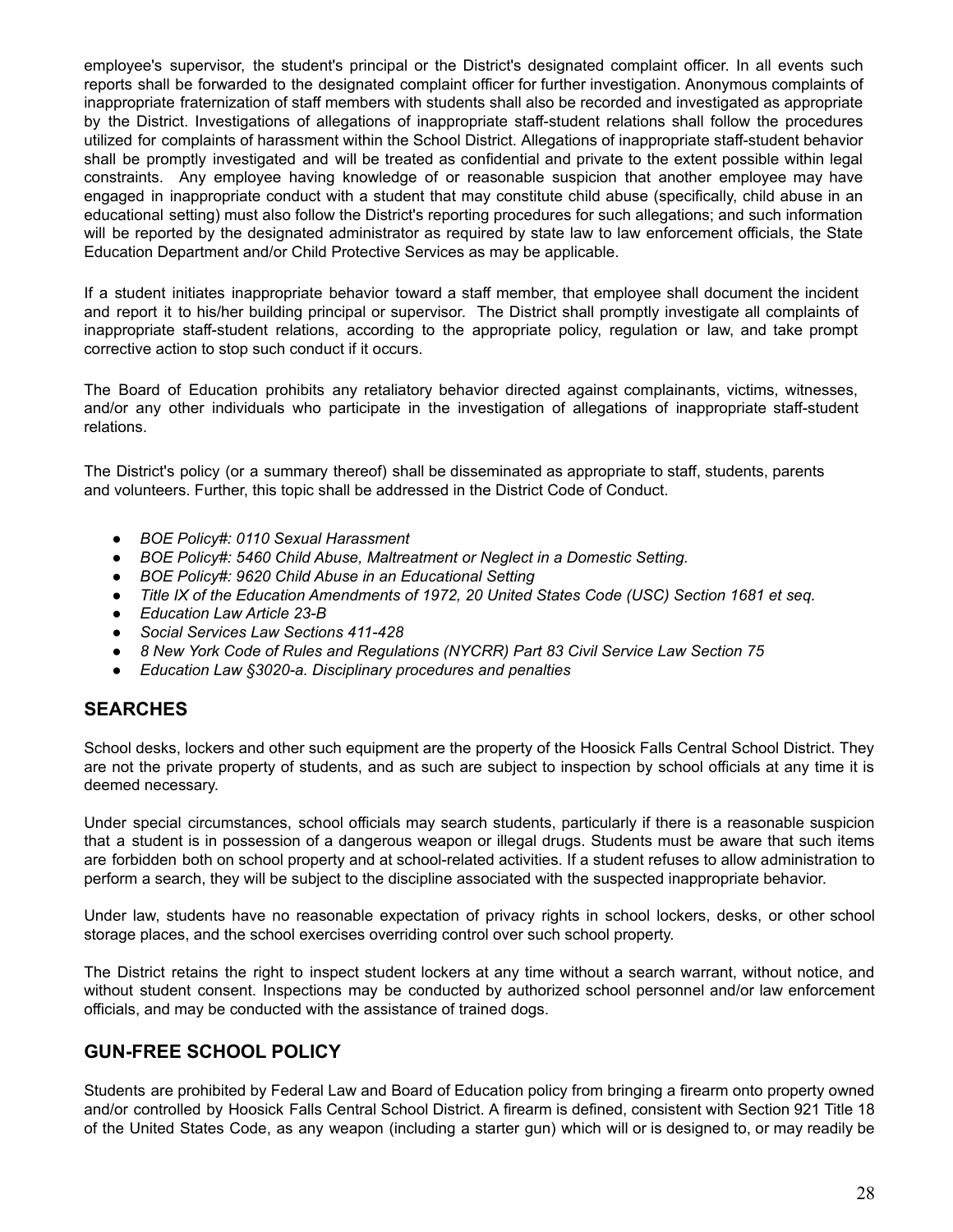employee's supervisor, the student's principal or the District's designated complaint officer. In all events such reports shall be forwarded to the designated complaint officer for further investigation. Anonymous complaints of inappropriate fraternization of staff members with students shall also be recorded and investigated as appropriate by the District. Investigations of allegations of inappropriate staff-student relations shall follow the procedures utilized for complaints of harassment within the School District. Allegations of inappropriate staff-student behavior shall be promptly investigated and will be treated as confidential and private to the extent possible within legal constraints. Any employee having knowledge of or reasonable suspicion that another employee may have engaged in inappropriate conduct with a student that may constitute child abuse (specifically, child abuse in an educational setting) must also follow the District's reporting procedures for such allegations; and such information will be reported by the designated administrator as required by state law to law enforcement officials, the State Education Department and/or Child Protective Services as may be applicable.

If a student initiates inappropriate behavior toward a staff member, that employee shall document the incident and report it to his/her building principal or supervisor. The District shall promptly investigate all complaints of inappropriate staff-student relations, according to the appropriate policy, regulation or law, and take prompt corrective action to stop such conduct if it occurs.

The Board of Education prohibits any retaliatory behavior directed against complainants, victims, witnesses, and/or any other individuals who participate in the investigation of allegations of inappropriate staff-student relations.

The District's policy (or a summary thereof) shall be disseminated as appropriate to staff, students, parents and volunteers. Further, this topic shall be addressed in the District Code of Conduct.

- *BOE Policy#: 0110 Sexual Harassment*
- *BOE Policy#: 5460 Child Abuse, Maltreatment or Neglect in a Domestic Setting.*
- *BOE Policy#: 9620 Child Abuse in an Educational Setting*
- *Title IX of the Education Amendments of 1972, 20 United States Code (USC) Section 1681 et seq.*
- *Education Law Article 23-B*
- *Social Services Law Sections 411-428*
- *8 New York Code of Rules and Regulations (NYCRR) Part 83 Civil Service Law Section 75*
- *Education Law §3020-a. Disciplinary procedures and penalties*

## SEARCHES

School desks, lockers and other such equipment are the property of the Hoosick Falls Central School District. They are not the private property of students, and as such are subject to inspection by school officials at any time it is deemed necessary.

Under special circumstances, school officials may search students, particularly if there is a reasonable suspicion that a student is in possession of a dangerous weapon or illegal drugs. Students must be aware that such items are forbidden both on school property and at school-related activities. If a student refuses to allow administration to perform a search, they will be subject to the discipline associated with the suspected inappropriate behavior.

Under law, students have no reasonable expectation of privacy rights in school lockers, desks, or other school storage places, and the school exercises overriding control over such school property.

The District retains the right to inspect student lockers at any time without a search warrant, without notice, and without student consent. Inspections may be conducted by authorized school personnel and/or law enforcement officials, and may be conducted with the assistance of trained dogs.

## GUN-FREE SCHOOL POLICY

Students are prohibited by Federal Law and Board of Education policy from bringing a firearm onto property owned and/or controlled by Hoosick Falls Central School District. A firearm is defined, consistent with Section 921 Title 18 of the United States Code, as any weapon (including a starter gun) which will or is designed to, or may readily be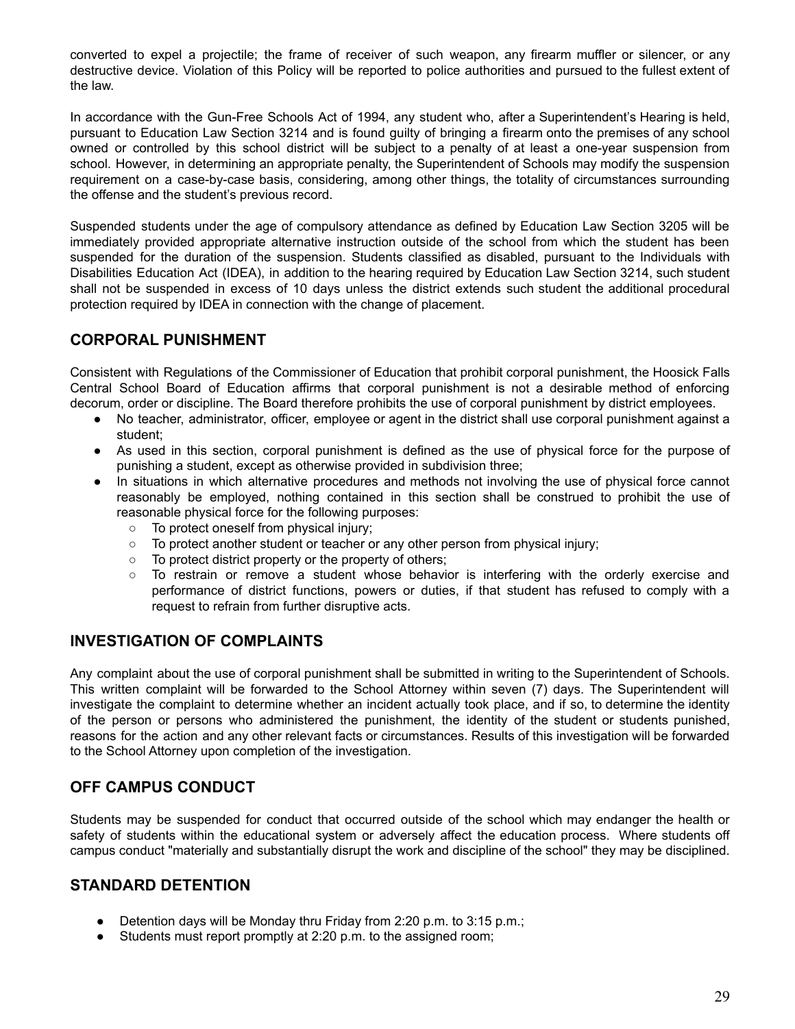converted to expel a projectile; the frame of receiver of such weapon, any firearm muffler or silencer, or any destructive device. Violation of this Policy will be reported to police authorities and pursued to the fullest extent of the law.

In accordance with the Gun-Free Schools Act of 1994, any student who, after a Superintendent's Hearing is held, pursuant to Education Law Section 3214 and is found guilty of bringing a firearm onto the premises of any school owned or controlled by this school district will be subject to a penalty of at least a one-year suspension from school. However, in determining an appropriate penalty, the Superintendent of Schools may modify the suspension requirement on a case-by-case basis, considering, among other things, the totality of circumstances surrounding the offense and the student's previous record.

Suspended students under the age of compulsory attendance as defined by Education Law Section 3205 will be immediately provided appropriate alternative instruction outside of the school from which the student has been suspended for the duration of the suspension. Students classified as disabled, pursuant to the Individuals with Disabilities Education Act (IDEA), in addition to the hearing required by Education Law Section 3214, such student shall not be suspended in excess of 10 days unless the district extends such student the additional procedural protection required by IDEA in connection with the change of placement.

## CORPORAL PUNISHMENT

Consistent with Regulations of the Commissioner of Education that prohibit corporal punishment, the Hoosick Falls Central School Board of Education affirms that corporal punishment is not a desirable method of enforcing decorum, order or discipline. The Board therefore prohibits the use of corporal punishment by district employees.

- No teacher, administrator, officer, employee or agent in the district shall use corporal punishment against a student;
- As used in this section, corporal punishment is defined as the use of physical force for the purpose of punishing a student, except as otherwise provided in subdivision three;
- In situations in which alternative procedures and methods not involving the use of physical force cannot reasonably be employed, nothing contained in this section shall be construed to prohibit the use of reasonable physical force for the following purposes:
  - To protect oneself from physical injury;
  - To protect another student or teacher or any other person from physical injury;
  - To protect district property or the property of others;
  - To restrain or remove a student whose behavior is interfering with the orderly exercise and performance of district functions, powers or duties, if that student has refused to comply with a request to refrain from further disruptive acts.

## INVESTIGATION OF COMPLAINTS

Any complaint about the use of corporal punishment shall be submitted in writing to the Superintendent of Schools. This written complaint will be forwarded to the School Attorney within seven (7) days. The Superintendent will investigate the complaint to determine whether an incident actually took place, and if so, to determine the identity of the person or persons who administered the punishment, the identity of the student or students punished, reasons for the action and any other relevant facts or circumstances. Results of this investigation will be forwarded to the School Attorney upon completion of the investigation.

## OFF CAMPUS CONDUCT

Students may be suspended for conduct that occurred outside of the school which may endanger the health or safety of students within the educational system or adversely affect the education process. Where students off campus conduct "materially and substantially disrupt the work and discipline of the school" they may be disciplined.

## STANDARD DETENTION

- Detention days will be Monday thru Friday from 2:20 p.m. to 3:15 p.m.;
- Students must report promptly at 2:20 p.m. to the assigned room;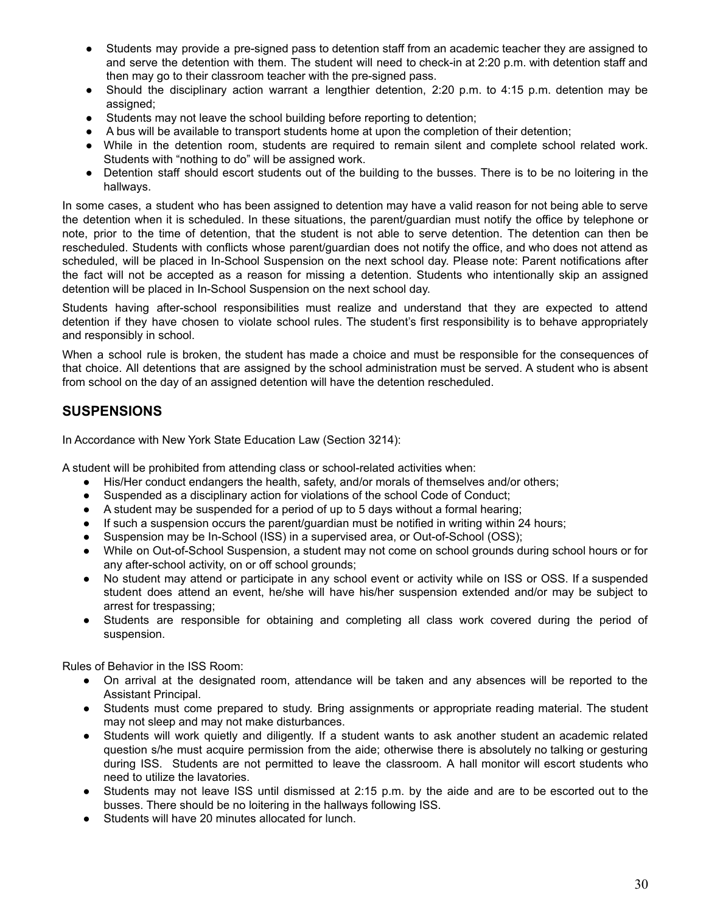- Students may provide a pre-signed pass to detention staff from an academic teacher they are assigned to and serve the detention with them. The student will need to check-in at 2:20 p.m. with detention staff and then may go to their classroom teacher with the pre-signed pass.
- Should the disciplinary action warrant a lengthier detention, 2:20 p.m. to 4:15 p.m. detention may be assigned;
- Students may not leave the school building before reporting to detention;
- A bus will be available to transport students home at upon the completion of their detention;
- While in the detention room, students are required to remain silent and complete school related work. Students with "nothing to do" will be assigned work.
- Detention staff should escort students out of the building to the busses. There is to be no loitering in the hallways.

In some cases, a student who has been assigned to detention may have a valid reason for not being able to serve the detention when it is scheduled. In these situations, the parent/guardian must notify the office by telephone or note, prior to the time of detention, that the student is not able to serve detention. The detention can then be rescheduled. Students with conflicts whose parent/guardian does not notify the office, and who does not attend as scheduled, will be placed in In-School Suspension on the next school day. Please note: Parent notifications after the fact will not be accepted as a reason for missing a detention. Students who intentionally skip an assigned detention will be placed in In-School Suspension on the next school day.

Students having after-school responsibilities must realize and understand that they are expected to attend detention if they have chosen to violate school rules. The student's first responsibility is to behave appropriately and responsibly in school.

When a school rule is broken, the student has made a choice and must be responsible for the consequences of that choice. All detentions that are assigned by the school administration must be served. A student who is absent from school on the day of an assigned detention will have the detention rescheduled.

## SUSPENSIONS

In Accordance with New York State Education Law (Section 3214):

A student will be prohibited from attending class or school-related activities when:

- His/Her conduct endangers the health, safety, and/or morals of themselves and/or others;
- Suspended as a disciplinary action for violations of the school Code of Conduct;
- A student may be suspended for a period of up to 5 days without a formal hearing;
- If such a suspension occurs the parent/guardian must be notified in writing within 24 hours;
- Suspension may be In-School (ISS) in a supervised area, or Out-of-School (OSS);
- While on Out-of-School Suspension, a student may not come on school grounds during school hours or for any after-school activity, on or off school grounds;
- No student may attend or participate in any school event or activity while on ISS or OSS. If a suspended student does attend an event, he/she will have his/her suspension extended and/or may be subject to arrest for trespassing;
- Students are responsible for obtaining and completing all class work covered during the period of suspension.

Rules of Behavior in the ISS Room:

- On arrival at the designated room, attendance will be taken and any absences will be reported to the Assistant Principal.
- Students must come prepared to study. Bring assignments or appropriate reading material. The student may not sleep and may not make disturbances.
- Students will work quietly and diligently. If a student wants to ask another student an academic related question s/he must acquire permission from the aide; otherwise there is absolutely no talking or gesturing during ISS. Students are not permitted to leave the classroom. A hall monitor will escort students who need to utilize the lavatories.
- Students may not leave ISS until dismissed at 2:15 p.m. by the aide and are to be escorted out to the busses. There should be no loitering in the hallways following ISS.
- Students will have 20 minutes allocated for lunch.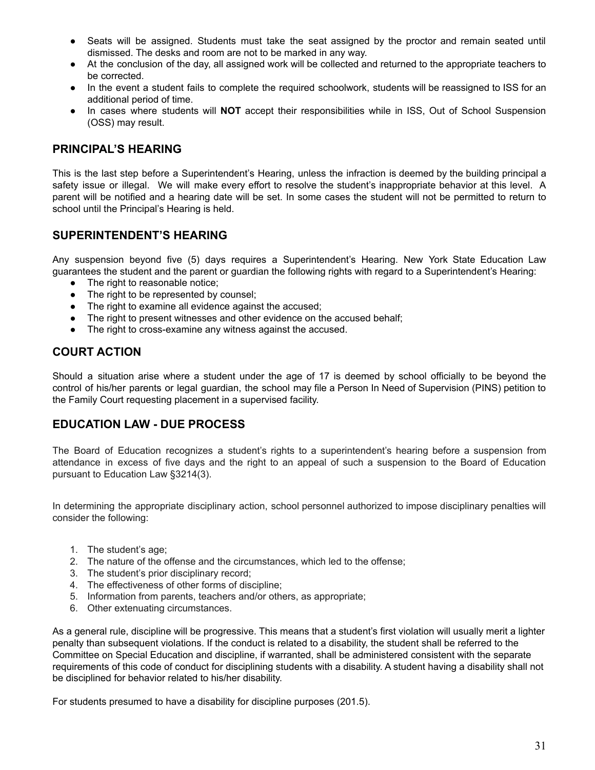- Seats will be assigned. Students must take the seat assigned by the proctor and remain seated until dismissed. The desks and room are not to be marked in any way.
- At the conclusion of the day, all assigned work will be collected and returned to the appropriate teachers to be corrected.
- In the event a student fails to complete the required schoolwork, students will be reassigned to ISS for an additional period of time.
- In cases where students will **NOT** accept their responsibilities while in ISS, Out of School Suspension (OSS) may result.

## PRINCIPAL'S HEARING

This is the last step before a Superintendent's Hearing, unless the infraction is deemed by the building principal a safety issue or illegal. We will make every effort to resolve the student's inappropriate behavior at this level. A parent will be notified and a hearing date will be set. In some cases the student will not be permitted to return to school until the Principal's Hearing is held.

## SUPERINTENDENT'S HEARING

Any suspension beyond five (5) days requires a Superintendent's Hearing. New York State Education Law guarantees the student and the parent or guardian the following rights with regard to a Superintendent's Hearing:

- The right to reasonable notice;
- The right to be represented by counsel;
- The right to examine all evidence against the accused;
- The right to present witnesses and other evidence on the accused behalf;
- The right to cross-examine any witness against the accused.

## COURT ACTION

Should a situation arise where a student under the age of 17 is deemed by school officially to be beyond the control of his/her parents or legal guardian, the school may file a Person In Need of Supervision (PINS) petition to the Family Court requesting placement in a supervised facility.

## EDUCATION LAW - DUE PROCESS

The Board of Education recognizes a student's rights to a superintendent's hearing before a suspension from attendance in excess of five days and the right to an appeal of such a suspension to the Board of Education pursuant to Education Law §3214(3).

In determining the appropriate disciplinary action, school personnel authorized to impose disciplinary penalties will consider the following:

1. The student's age;
2. The nature of the offense and the circumstances, which led to the offense;
3. The student's prior disciplinary record;
4. The effectiveness of other forms of discipline;
5. Information from parents, teachers and/or others, as appropriate;
6. Other extenuating circumstances.

As a general rule, discipline will be progressive. This means that a student's first violation will usually merit a lighter penalty than subsequent violations. If the conduct is related to a disability, the student shall be referred to the Committee on Special Education and discipline, if warranted, shall be administered consistent with the separate requirements of this code of conduct for disciplining students with a disability. A student having a disability shall not be disciplined for behavior related to his/her disability.

For students presumed to have a disability for discipline purposes (201.5).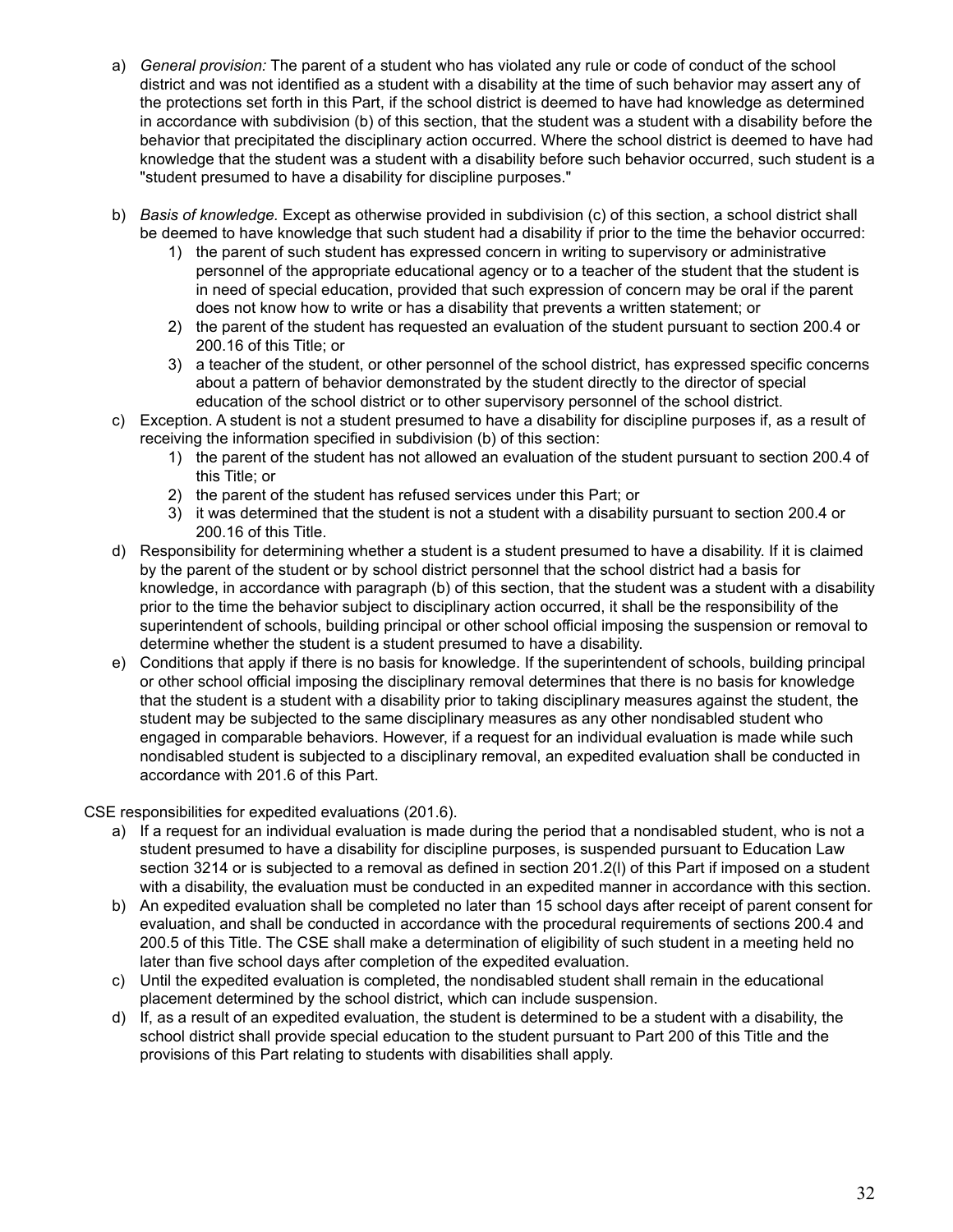a) *General provision:* The parent of a student who has violated any rule or code of conduct of the school district and was not identified as a student with a disability at the time of such behavior may assert any of the protections set forth in this Part, if the school district is deemed to have had knowledge as determined in accordance with subdivision (b) of this section, that the student was a student with a disability before the behavior that precipitated the disciplinary action occurred. Where the school district is deemed to have had knowledge that the student was a student with a disability before such behavior occurred, such student is a "student presumed to have a disability for discipline purposes."

b) *Basis of knowledge.* Except as otherwise provided in subdivision (c) of this section, a school district shall be deemed to have knowledge that such student had a disability if prior to the time the behavior occurred:
   1) the parent of such student has expressed concern in writing to supervisory or administrative personnel of the appropriate educational agency or to a teacher of the student that the student is in need of special education, provided that such expression of concern may be oral if the parent does not know how to write or has a disability that prevents a written statement; or
   2) the parent of the student has requested an evaluation of the student pursuant to section 200.4 or 200.16 of this Title; or
   3) a teacher of the student, or other personnel of the school district, has expressed specific concerns about a pattern of behavior demonstrated by the student directly to the director of special education of the school district or to other supervisory personnel of the school district.

c) Exception. A student is not a student presumed to have a disability for discipline purposes if, as a result of receiving the information specified in subdivision (b) of this section:
   1) the parent of the student has not allowed an evaluation of the student pursuant to section 200.4 of this Title; or
   2) the parent of the student has refused services under this Part; or
   3) it was determined that the student is not a student with a disability pursuant to section 200.4 or 200.16 of this Title.

d) Responsibility for determining whether a student is a student presumed to have a disability. If it is claimed by the parent of the student or by school district personnel that the school district had a basis for knowledge, in accordance with paragraph (b) of this section, that the student was a student with a disability prior to the time the behavior subject to disciplinary action occurred, it shall be the responsibility of the superintendent of schools, building principal or other school official imposing the suspension or removal to determine whether the student is a student presumed to have a disability.

e) Conditions that apply if there is no basis for knowledge. If the superintendent of schools, building principal or other school official imposing the disciplinary removal determines that there is no basis for knowledge that the student is a student with a disability prior to taking disciplinary measures against the student, the student may be subjected to the same disciplinary measures as any other nondisabled student who engaged in comparable behaviors. However, if a request for an individual evaluation is made while such nondisabled student is subjected to a disciplinary removal, an expedited evaluation shall be conducted in accordance with 201.6 of this Part.

CSE responsibilities for expedited evaluations (201.6).

a) If a request for an individual evaluation is made during the period that a nondisabled student, who is not a student presumed to have a disability for discipline purposes, is suspended pursuant to Education Law section 3214 or is subjected to a removal as defined in section 201.2(l) of this Part if imposed on a student with a disability, the evaluation must be conducted in an expedited manner in accordance with this section.

b) An expedited evaluation shall be completed no later than 15 school days after receipt of parent consent for evaluation, and shall be conducted in accordance with the procedural requirements of sections 200.4 and 200.5 of this Title. The CSE shall make a determination of eligibility of such student in a meeting held no later than five school days after completion of the expedited evaluation.

c) Until the expedited evaluation is completed, the nondisabled student shall remain in the educational placement determined by the school district, which can include suspension.

d) If, as a result of an expedited evaluation, the student is determined to be a student with a disability, the school district shall provide special education to the student pursuant to Part 200 of this Title and the provisions of this Part relating to students with disabilities shall apply.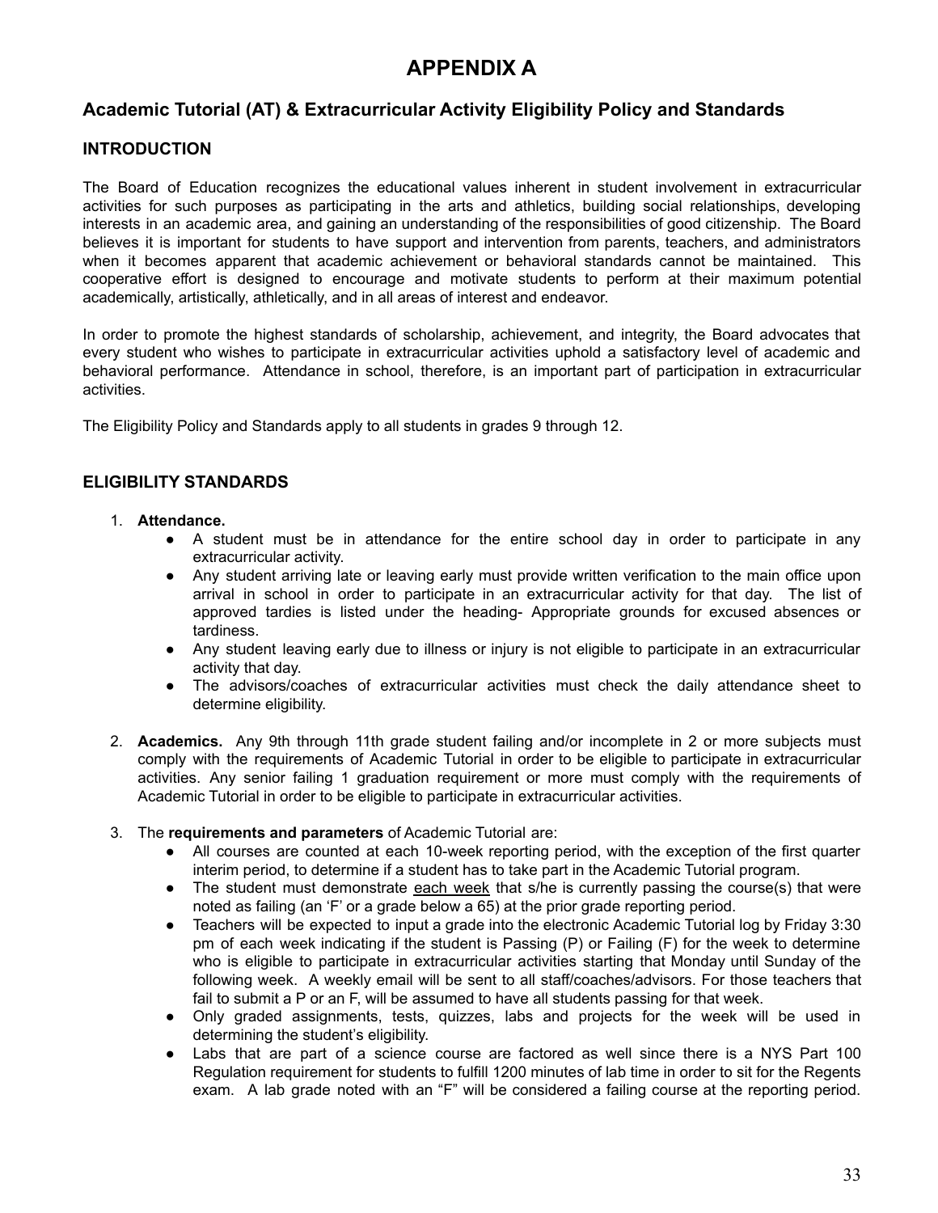# APPENDIX A

## Academic Tutorial (AT) & Extracurricular Activity Eligibility Policy and Standards

### INTRODUCTION

The Board of Education recognizes the educational values inherent in student involvement in extracurricular activities for such purposes as participating in the arts and athletics, building social relationships, developing interests in an academic area, and gaining an understanding of the responsibilities of good citizenship. The Board believes it is important for students to have support and intervention from parents, teachers, and administrators when it becomes apparent that academic achievement or behavioral standards cannot be maintained. This cooperative effort is designed to encourage and motivate students to perform at their maximum potential academically, artistically, athletically, and in all areas of interest and endeavor.

In order to promote the highest standards of scholarship, achievement, and integrity, the Board advocates that every student who wishes to participate in extracurricular activities uphold a satisfactory level of academic and behavioral performance. Attendance in school, therefore, is an important part of participation in extracurricular activities.

The Eligibility Policy and Standards apply to all students in grades 9 through 12.

### ELIGIBILITY STANDARDS

1. **Attendance.**
   - A student must be in attendance for the entire school day in order to participate in any extracurricular activity.
   - Any student arriving late or leaving early must provide written verification to the main office upon arrival in school in order to participate in an extracurricular activity for that day. The list of approved tardies is listed under the heading- Appropriate grounds for excused absences or tardiness.
   - Any student leaving early due to illness or injury is not eligible to participate in an extracurricular activity that day.
   - The advisors/coaches of extracurricular activities must check the daily attendance sheet to determine eligibility.

2. **Academics.** Any 9th through 11th grade student failing and/or incomplete in 2 or more subjects must comply with the requirements of Academic Tutorial in order to be eligible to participate in extracurricular activities. Any senior failing 1 graduation requirement or more must comply with the requirements of Academic Tutorial in order to be eligible to participate in extracurricular activities.

3. The **requirements and parameters** of Academic Tutorial are:
   - All courses are counted at each 10-week reporting period, with the exception of the first quarter interim period, to determine if a student has to take part in the Academic Tutorial program.
   - The student must demonstrate each week that s/he is currently passing the course(s) that were noted as failing (an 'F' or a grade below a 65) at the prior grade reporting period.
   - Teachers will be expected to input a grade into the electronic Academic Tutorial log by Friday 3:30 pm of each week indicating if the student is Passing (P) or Failing (F) for the week to determine who is eligible to participate in extracurricular activities starting that Monday until Sunday of the following week. A weekly email will be sent to all staff/coaches/advisors. For those teachers that fail to submit a P or an F, will be assumed to have all students passing for that week.
   - Only graded assignments, tests, quizzes, labs and projects for the week will be used in determining the student's eligibility.
   - Labs that are part of a science course are factored as well since there is a NYS Part 100 Regulation requirement for students to fulfill 1200 minutes of lab time in order to sit for the Regents exam. A lab grade noted with an "F" will be considered a failing course at the reporting period.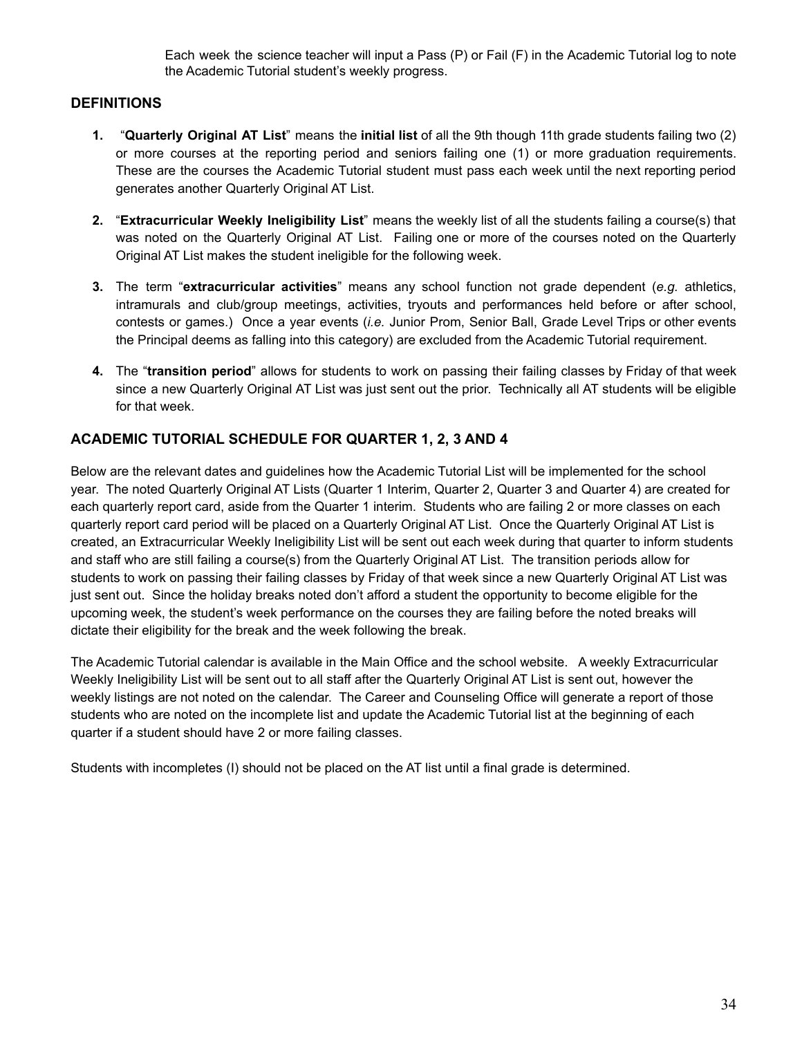Each week the science teacher will input a Pass (P) or Fail (F) in the Academic Tutorial log to note the Academic Tutorial student's weekly progress.

## DEFINITIONS

1. "**Quarterly Original AT List**" means the **initial list** of all the 9th though 11th grade students failing two (2) or more courses at the reporting period and seniors failing one (1) or more graduation requirements. These are the courses the Academic Tutorial student must pass each week until the next reporting period generates another Quarterly Original AT List.

2. "**Extracurricular Weekly Ineligibility List**" means the weekly list of all the students failing a course(s) that was noted on the Quarterly Original AT List. Failing one or more of the courses noted on the Quarterly Original AT List makes the student ineligible for the following week.

3. The term "**extracurricular activities**" means any school function not grade dependent (*e.g.* athletics, intramurals and club/group meetings, activities, tryouts and performances held before or after school, contests or games.) Once a year events (*i.e.* Junior Prom, Senior Ball, Grade Level Trips or other events the Principal deems as falling into this category) are excluded from the Academic Tutorial requirement.

4. The "**transition period**" allows for students to work on passing their failing classes by Friday of that week since a new Quarterly Original AT List was just sent out the prior. Technically all AT students will be eligible for that week.

## ACADEMIC TUTORIAL SCHEDULE FOR QUARTER 1, 2, 3 AND 4

Below are the relevant dates and guidelines how the Academic Tutorial List will be implemented for the school year. The noted Quarterly Original AT Lists (Quarter 1 Interim, Quarter 2, Quarter 3 and Quarter 4) are created for each quarterly report card, aside from the Quarter 1 interim. Students who are failing 2 or more classes on each quarterly report card period will be placed on a Quarterly Original AT List. Once the Quarterly Original AT List is created, an Extracurricular Weekly Ineligibility List will be sent out each week during that quarter to inform students and staff who are still failing a course(s) from the Quarterly Original AT List. The transition periods allow for students to work on passing their failing classes by Friday of that week since a new Quarterly Original AT List was just sent out. Since the holiday breaks noted don't afford a student the opportunity to become eligible for the upcoming week, the student's week performance on the courses they are failing before the noted breaks will dictate their eligibility for the break and the week following the break.

The Academic Tutorial calendar is available in the Main Office and the school website. A weekly Extracurricular Weekly Ineligibility List will be sent out to all staff after the Quarterly Original AT List is sent out, however the weekly listings are not noted on the calendar. The Career and Counseling Office will generate a report of those students who are noted on the incomplete list and update the Academic Tutorial list at the beginning of each quarter if a student should have 2 or more failing classes.

Students with incompletes (I) should not be placed on the AT list until a final grade is determined.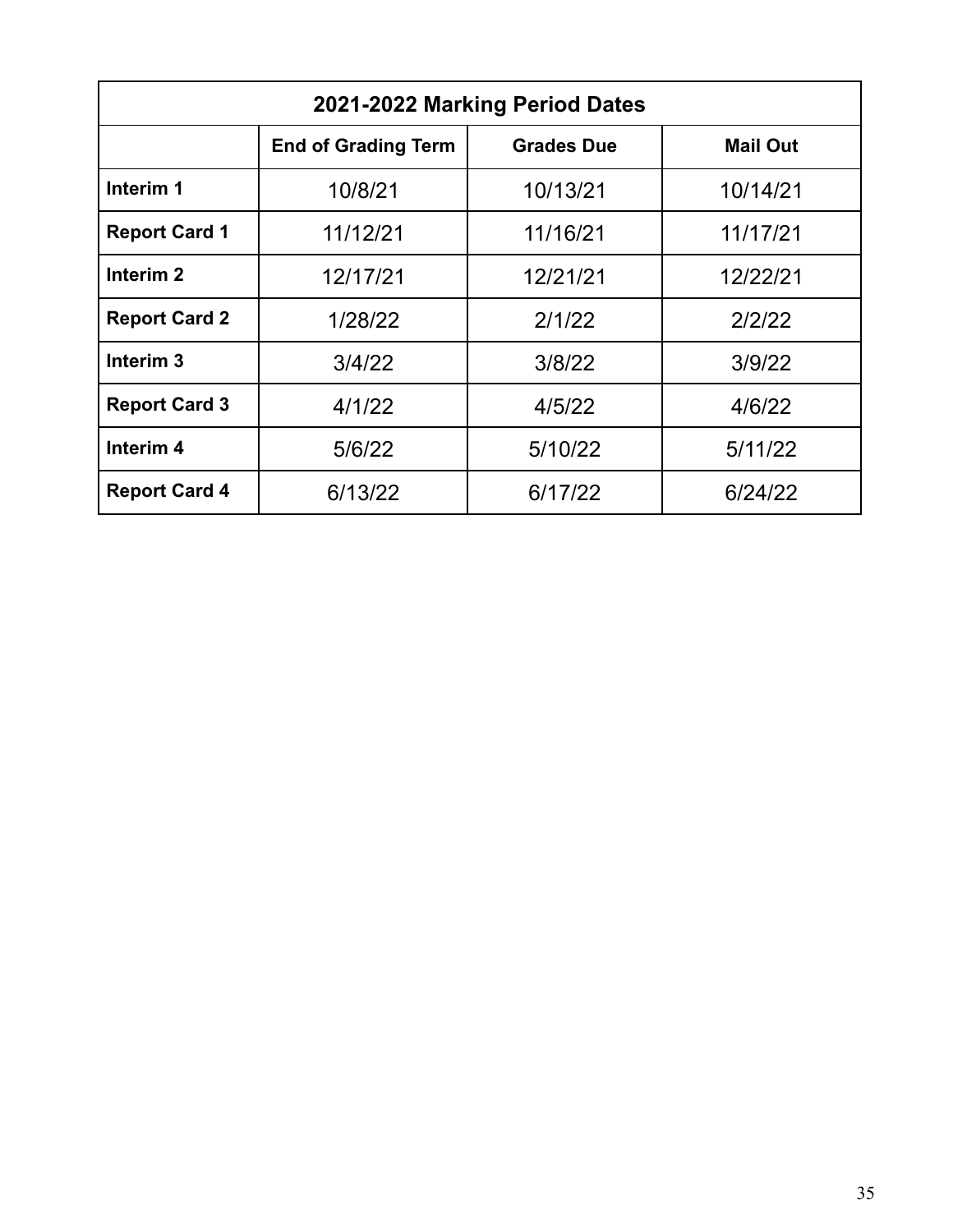| 2021-2022 Marking Period Dates | | | |
|---|---|---|---|
| | **End of Grading Term** | **Grades Due** | **Mail Out** |
| **Interim 1** | 10/8/21 | 10/13/21 | 10/14/21 |
| **Report Card 1** | 11/12/21 | 11/16/21 | 11/17/21 |
| **Interim 2** | 12/17/21 | 12/21/21 | 12/22/21 |
| **Report Card 2** | 1/28/22 | 2/1/22 | 2/2/22 |
| **Interim 3** | 3/4/22 | 3/8/22 | 3/9/22 |
| **Report Card 3** | 4/1/22 | 4/5/22 | 4/6/22 |
| **Interim 4** | 5/6/22 | 5/10/22 | 5/11/22 |
| **Report Card 4** | 6/13/22 | 6/17/22 | 6/24/22 |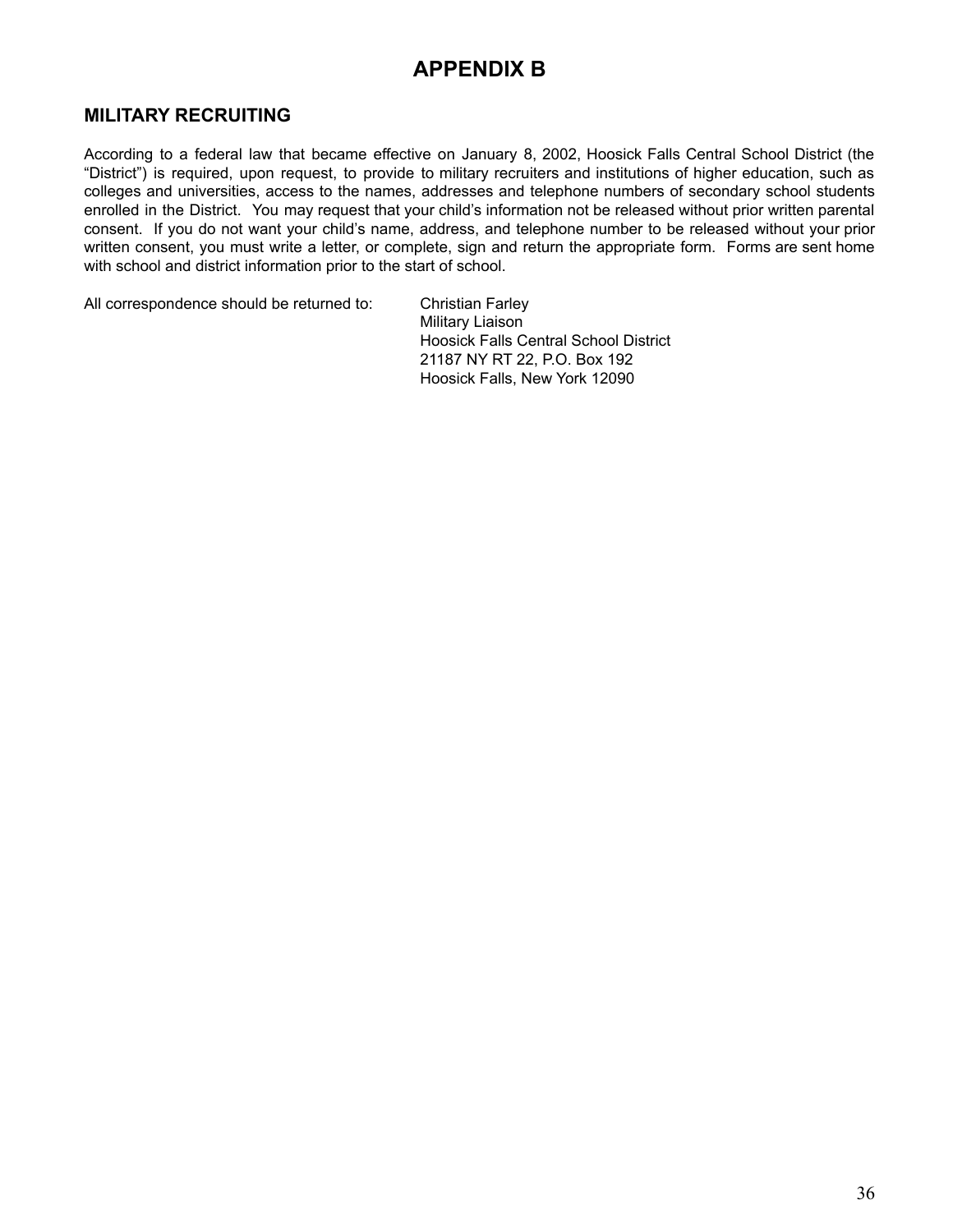# APPENDIX B

## MILITARY RECRUITING

According to a federal law that became effective on January 8, 2002, Hoosick Falls Central School District (the "District") is required, upon request, to provide to military recruiters and institutions of higher education, such as colleges and universities, access to the names, addresses and telephone numbers of secondary school students enrolled in the District. You may request that your child's information not be released without prior written parental consent. If you do not want your child's name, address, and telephone number to be released without your prior written consent, you must write a letter, or complete, sign and return the appropriate form. Forms are sent home with school and district information prior to the start of school.

All correspondence should be returned to:

Christian Farley
Military Liaison
Hoosick Falls Central School District
21187 NY RT 22, P.O. Box 192
Hoosick Falls, New York 12090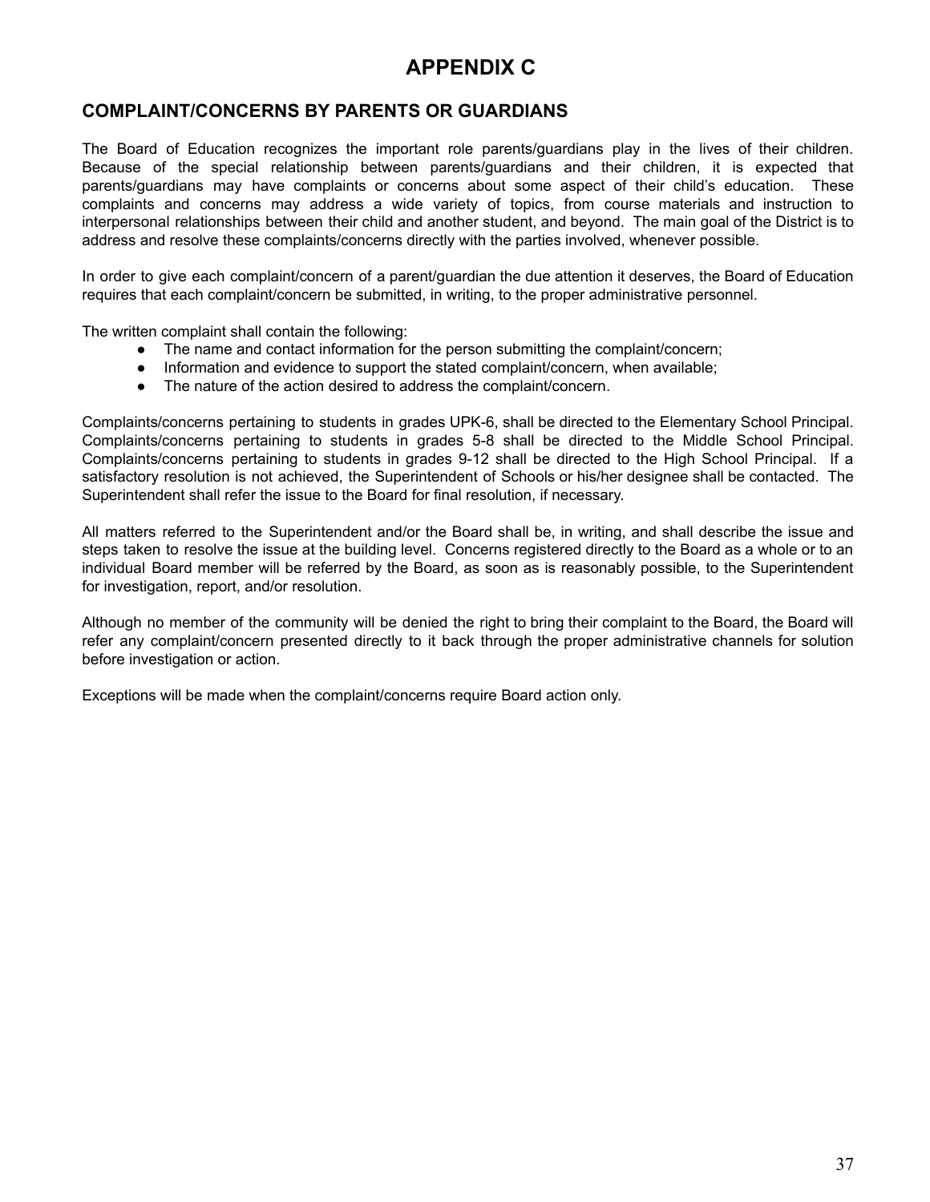# APPENDIX C

## COMPLAINT/CONCERNS BY PARENTS OR GUARDIANS

The Board of Education recognizes the important role parents/guardians play in the lives of their children. Because of the special relationship between parents/guardians and their children, it is expected that parents/guardians may have complaints or concerns about some aspect of their child's education. These complaints and concerns may address a wide variety of topics, from course materials and instruction to interpersonal relationships between their child and another student, and beyond. The main goal of the District is to address and resolve these complaints/concerns directly with the parties involved, whenever possible.

In order to give each complaint/concern of a parent/guardian the due attention it deserves, the Board of Education requires that each complaint/concern be submitted, in writing, to the proper administrative personnel.

The written complaint shall contain the following:

- The name and contact information for the person submitting the complaint/concern;
- Information and evidence to support the stated complaint/concern, when available;
- The nature of the action desired to address the complaint/concern.

Complaints/concerns pertaining to students in grades UPK-6, shall be directed to the Elementary School Principal. Complaints/concerns pertaining to students in grades 5-8 shall be directed to the Middle School Principal. Complaints/concerns pertaining to students in grades 9-12 shall be directed to the High School Principal. If a satisfactory resolution is not achieved, the Superintendent of Schools or his/her designee shall be contacted. The Superintendent shall refer the issue to the Board for final resolution, if necessary.

All matters referred to the Superintendent and/or the Board shall be, in writing, and shall describe the issue and steps taken to resolve the issue at the building level. Concerns registered directly to the Board as a whole or to an individual Board member will be referred by the Board, as soon as is reasonably possible, to the Superintendent for investigation, report, and/or resolution.

Although no member of the community will be denied the right to bring their complaint to the Board, the Board will refer any complaint/concern presented directly to it back through the proper administrative channels for solution before investigation or action.

Exceptions will be made when the complaint/concerns require Board action only.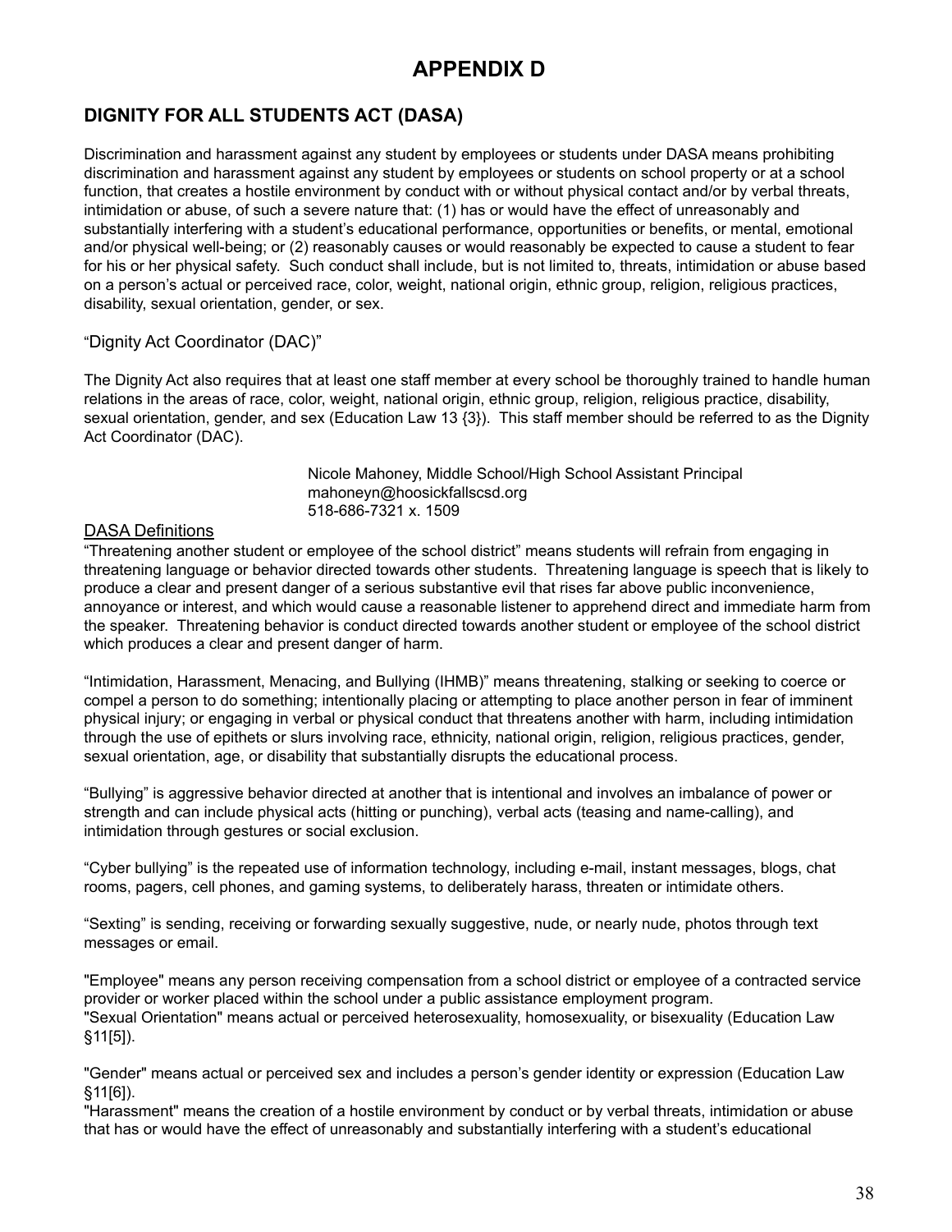# APPENDIX D

## DIGNITY FOR ALL STUDENTS ACT (DASA)

Discrimination and harassment against any student by employees or students under DASA means prohibiting discrimination and harassment against any student by employees or students on school property or at a school function, that creates a hostile environment by conduct with or without physical contact and/or by verbal threats, intimidation or abuse, of such a severe nature that: (1) has or would have the effect of unreasonably and substantially interfering with a student's educational performance, opportunities or benefits, or mental, emotional and/or physical well-being; or (2) reasonably causes or would reasonably be expected to cause a student to fear for his or her physical safety. Such conduct shall include, but is not limited to, threats, intimidation or abuse based on a person's actual or perceived race, color, weight, national origin, ethnic group, religion, religious practices, disability, sexual orientation, gender, or sex.

"Dignity Act Coordinator (DAC)"

The Dignity Act also requires that at least one staff member at every school be thoroughly trained to handle human relations in the areas of race, color, weight, national origin, ethnic group, religion, religious practice, disability, sexual orientation, gender, and sex (Education Law 13 {3}). This staff member should be referred to as the Dignity Act Coordinator (DAC).

Nicole Mahoney, Middle School/High School Assistant Principal
mahoneyn@hoosickfallscsd.org
518-686-7321 x. 1509

<u>DASA Definitions</u>

"Threatening another student or employee of the school district" means students will refrain from engaging in threatening language or behavior directed towards other students. Threatening language is speech that is likely to produce a clear and present danger of a serious substantive evil that rises far above public inconvenience, annoyance or interest, and which would cause a reasonable listener to apprehend direct and immediate harm from the speaker. Threatening behavior is conduct directed towards another student or employee of the school district which produces a clear and present danger of harm.

"Intimidation, Harassment, Menacing, and Bullying (IHMB)" means threatening, stalking or seeking to coerce or compel a person to do something; intentionally placing or attempting to place another person in fear of imminent physical injury; or engaging in verbal or physical conduct that threatens another with harm, including intimidation through the use of epithets or slurs involving race, ethnicity, national origin, religion, religious practices, gender, sexual orientation, age, or disability that substantially disrupts the educational process.

"Bullying" is aggressive behavior directed at another that is intentional and involves an imbalance of power or strength and can include physical acts (hitting or punching), verbal acts (teasing and name-calling), and intimidation through gestures or social exclusion.

"Cyber bullying" is the repeated use of information technology, including e-mail, instant messages, blogs, chat rooms, pagers, cell phones, and gaming systems, to deliberately harass, threaten or intimidate others.

"Sexting" is sending, receiving or forwarding sexually suggestive, nude, or nearly nude, photos through text messages or email.

"Employee" means any person receiving compensation from a school district or employee of a contracted service provider or worker placed within the school under a public assistance employment program.
"Sexual Orientation" means actual or perceived heterosexuality, homosexuality, or bisexuality (Education Law §11[5]).

"Gender" means actual or perceived sex and includes a person's gender identity or expression (Education Law §11[6]).
"Harassment" means the creation of a hostile environment by conduct or by verbal threats, intimidation or abuse that has or would have the effect of unreasonably and substantially interfering with a student's educational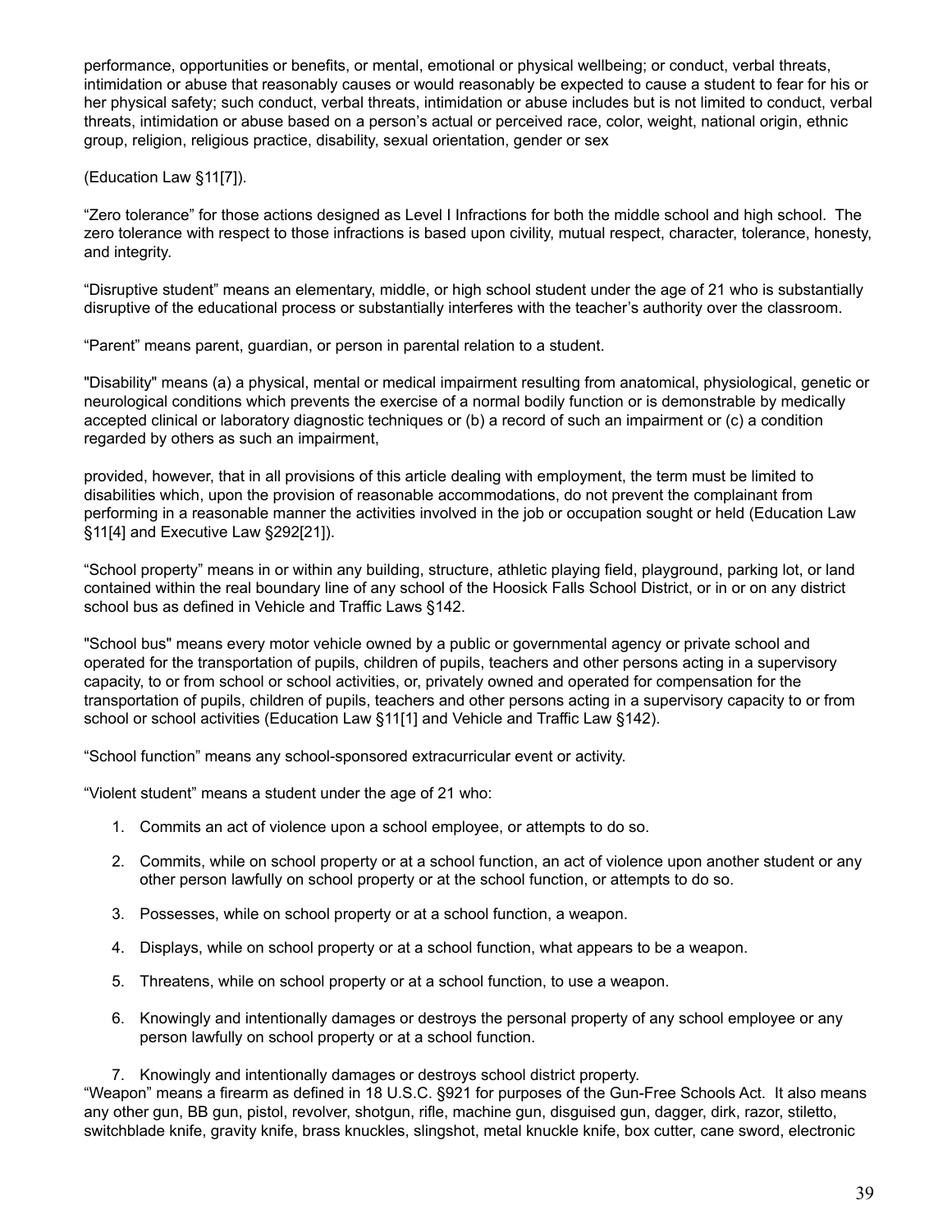performance, opportunities or benefits, or mental, emotional or physical wellbeing; or conduct, verbal threats, intimidation or abuse that reasonably causes or would reasonably be expected to cause a student to fear for his or her physical safety; such conduct, verbal threats, intimidation or abuse includes but is not limited to conduct, verbal threats, intimidation or abuse based on a person's actual or perceived race, color, weight, national origin, ethnic group, religion, religious practice, disability, sexual orientation, gender or sex

(Education Law §11[7]).

"Zero tolerance" for those actions designed as Level I Infractions for both the middle school and high school. The zero tolerance with respect to those infractions is based upon civility, mutual respect, character, tolerance, honesty, and integrity.

"Disruptive student" means an elementary, middle, or high school student under the age of 21 who is substantially disruptive of the educational process or substantially interferes with the teacher's authority over the classroom.

"Parent" means parent, guardian, or person in parental relation to a student.

"Disability" means (a) a physical, mental or medical impairment resulting from anatomical, physiological, genetic or neurological conditions which prevents the exercise of a normal bodily function or is demonstrable by medically accepted clinical or laboratory diagnostic techniques or (b) a record of such an impairment or (c) a condition regarded by others as such an impairment,

provided, however, that in all provisions of this article dealing with employment, the term must be limited to disabilities which, upon the provision of reasonable accommodations, do not prevent the complainant from performing in a reasonable manner the activities involved in the job or occupation sought or held (Education Law §11[4] and Executive Law §292[21]).

"School property" means in or within any building, structure, athletic playing field, playground, parking lot, or land contained within the real boundary line of any school of the Hoosick Falls School District, or in or on any district school bus as defined in Vehicle and Traffic Laws §142.

"School bus" means every motor vehicle owned by a public or governmental agency or private school and operated for the transportation of pupils, children of pupils, teachers and other persons acting in a supervisory capacity, to or from school or school activities, or, privately owned and operated for compensation for the transportation of pupils, children of pupils, teachers and other persons acting in a supervisory capacity to or from school or school activities (Education Law §11[1] and Vehicle and Traffic Law §142).

"School function" means any school-sponsored extracurricular event or activity.

"Violent student" means a student under the age of 21 who:

1. Commits an act of violence upon a school employee, or attempts to do so.
2. Commits, while on school property or at a school function, an act of violence upon another student or any other person lawfully on school property or at the school function, or attempts to do so.
3. Possesses, while on school property or at a school function, a weapon.
4. Displays, while on school property or at a school function, what appears to be a weapon.
5. Threatens, while on school property or at a school function, to use a weapon.
6. Knowingly and intentionally damages or destroys the personal property of any school employee or any person lawfully on school property or at a school function.
7. Knowingly and intentionally damages or destroys school district property.

"Weapon" means a firearm as defined in 18 U.S.C. §921 for purposes of the Gun-Free Schools Act. It also means any other gun, BB gun, pistol, revolver, shotgun, rifle, machine gun, disguised gun, dagger, dirk, razor, stiletto, switchblade knife, gravity knife, brass knuckles, slingshot, metal knuckle knife, box cutter, cane sword, electronic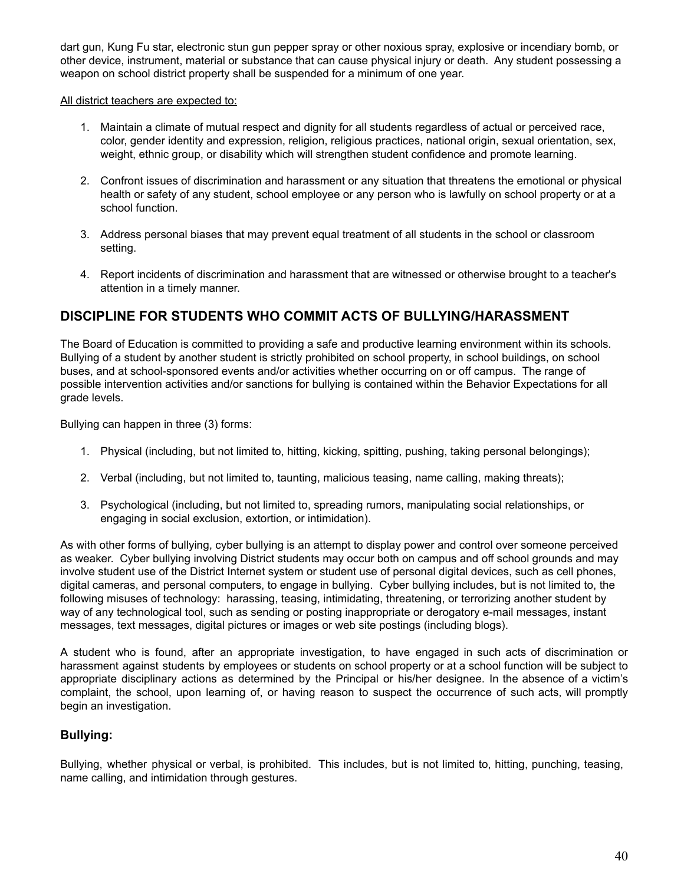dart gun, Kung Fu star, electronic stun gun pepper spray or other noxious spray, explosive or incendiary bomb, or other device, instrument, material or substance that can cause physical injury or death. Any student possessing a weapon on school district property shall be suspended for a minimum of one year.

All district teachers are expected to:

1. Maintain a climate of mutual respect and dignity for all students regardless of actual or perceived race, color, gender identity and expression, religion, religious practices, national origin, sexual orientation, sex, weight, ethnic group, or disability which will strengthen student confidence and promote learning.

2. Confront issues of discrimination and harassment or any situation that threatens the emotional or physical health or safety of any student, school employee or any person who is lawfully on school property or at a school function.

3. Address personal biases that may prevent equal treatment of all students in the school or classroom setting.

4. Report incidents of discrimination and harassment that are witnessed or otherwise brought to a teacher's attention in a timely manner.

## DISCIPLINE FOR STUDENTS WHO COMMIT ACTS OF BULLYING/HARASSMENT

The Board of Education is committed to providing a safe and productive learning environment within its schools. Bullying of a student by another student is strictly prohibited on school property, in school buildings, on school buses, and at school-sponsored events and/or activities whether occurring on or off campus. The range of possible intervention activities and/or sanctions for bullying is contained within the Behavior Expectations for all grade levels.

Bullying can happen in three (3) forms:

1. Physical (including, but not limited to, hitting, kicking, spitting, pushing, taking personal belongings);

2. Verbal (including, but not limited to, taunting, malicious teasing, name calling, making threats);

3. Psychological (including, but not limited to, spreading rumors, manipulating social relationships, or engaging in social exclusion, extortion, or intimidation).

As with other forms of bullying, cyber bullying is an attempt to display power and control over someone perceived as weaker. Cyber bullying involving District students may occur both on campus and off school grounds and may involve student use of the District Internet system or student use of personal digital devices, such as cell phones, digital cameras, and personal computers, to engage in bullying. Cyber bullying includes, but is not limited to, the following misuses of technology: harassing, teasing, intimidating, threatening, or terrorizing another student by way of any technological tool, such as sending or posting inappropriate or derogatory e-mail messages, instant messages, text messages, digital pictures or images or web site postings (including blogs).

A student who is found, after an appropriate investigation, to have engaged in such acts of discrimination or harassment against students by employees or students on school property or at a school function will be subject to appropriate disciplinary actions as determined by the Principal or his/her designee. In the absence of a victim's complaint, the school, upon learning of, or having reason to suspect the occurrence of such acts, will promptly begin an investigation.

### Bullying:

Bullying, whether physical or verbal, is prohibited. This includes, but is not limited to, hitting, punching, teasing, name calling, and intimidation through gestures.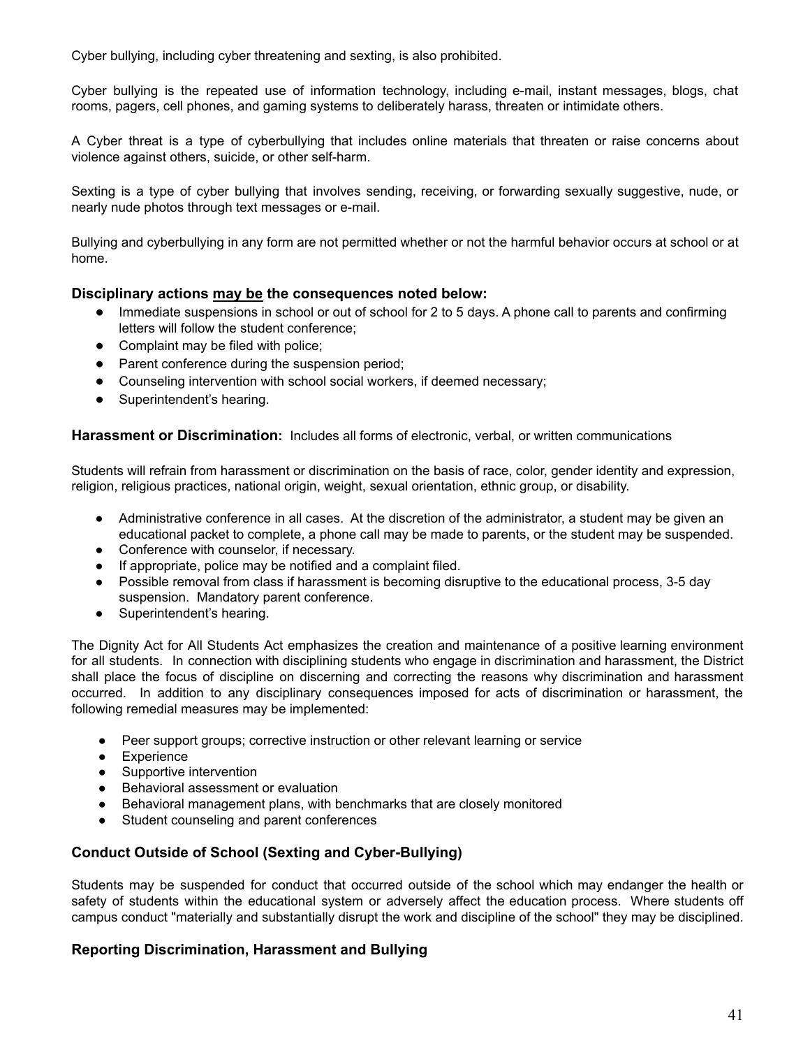Cyber bullying, including cyber threatening and sexting, is also prohibited.

Cyber bullying is the repeated use of information technology, including e-mail, instant messages, blogs, chat rooms, pagers, cell phones, and gaming systems to deliberately harass, threaten or intimidate others.

A Cyber threat is a type of cyberbullying that includes online materials that threaten or raise concerns about violence against others, suicide, or other self-harm.

Sexting is a type of cyber bullying that involves sending, receiving, or forwarding sexually suggestive, nude, or nearly nude photos through text messages or e-mail.

Bullying and cyberbullying in any form are not permitted whether or not the harmful behavior occurs at school or at home.

### Disciplinary actions <u>may be</u> the consequences noted below:

- Immediate suspensions in school or out of school for 2 to 5 days. A phone call to parents and confirming letters will follow the student conference;
- Complaint may be filed with police;
- Parent conference during the suspension period;
- Counseling intervention with school social workers, if deemed necessary;
- Superintendent's hearing.

**Harassment or Discrimination:** Includes all forms of electronic, verbal, or written communications

Students will refrain from harassment or discrimination on the basis of race, color, gender identity and expression, religion, religious practices, national origin, weight, sexual orientation, ethnic group, or disability.

- Administrative conference in all cases. At the discretion of the administrator, a student may be given an educational packet to complete, a phone call may be made to parents, or the student may be suspended.
- Conference with counselor, if necessary.
- If appropriate, police may be notified and a complaint filed.
- Possible removal from class if harassment is becoming disruptive to the educational process, 3-5 day suspension. Mandatory parent conference.
- Superintendent's hearing.

The Dignity Act for All Students Act emphasizes the creation and maintenance of a positive learning environment for all students. In connection with disciplining students who engage in discrimination and harassment, the District shall place the focus of discipline on discerning and correcting the reasons why discrimination and harassment occurred. In addition to any disciplinary consequences imposed for acts of discrimination or harassment, the following remedial measures may be implemented:

- Peer support groups; corrective instruction or other relevant learning or service
- Experience
- Supportive intervention
- Behavioral assessment or evaluation
- Behavioral management plans, with benchmarks that are closely monitored
- Student counseling and parent conferences

### Conduct Outside of School (Sexting and Cyber-Bullying)

Students may be suspended for conduct that occurred outside of the school which may endanger the health or safety of students within the educational system or adversely affect the education process. Where students off campus conduct "materially and substantially disrupt the work and discipline of the school" they may be disciplined.

### Reporting Discrimination, Harassment and Bullying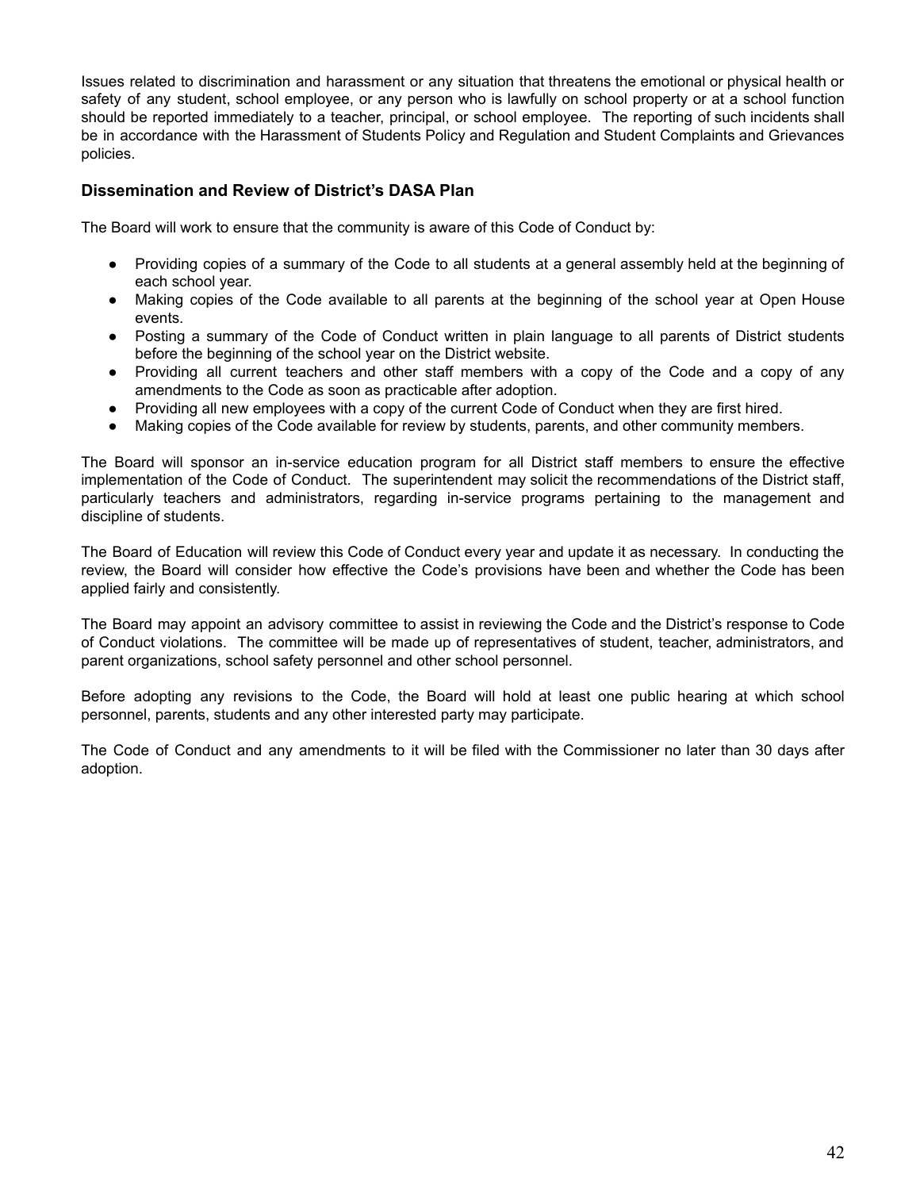Issues related to discrimination and harassment or any situation that threatens the emotional or physical health or safety of any student, school employee, or any person who is lawfully on school property or at a school function should be reported immediately to a teacher, principal, or school employee. The reporting of such incidents shall be in accordance with the Harassment of Students Policy and Regulation and Student Complaints and Grievances policies.

### Dissemination and Review of District's DASA Plan

The Board will work to ensure that the community is aware of this Code of Conduct by:

- Providing copies of a summary of the Code to all students at a general assembly held at the beginning of each school year.
- Making copies of the Code available to all parents at the beginning of the school year at Open House events.
- Posting a summary of the Code of Conduct written in plain language to all parents of District students before the beginning of the school year on the District website.
- Providing all current teachers and other staff members with a copy of the Code and a copy of any amendments to the Code as soon as practicable after adoption.
- Providing all new employees with a copy of the current Code of Conduct when they are first hired.
- Making copies of the Code available for review by students, parents, and other community members.

The Board will sponsor an in-service education program for all District staff members to ensure the effective implementation of the Code of Conduct. The superintendent may solicit the recommendations of the District staff, particularly teachers and administrators, regarding in-service programs pertaining to the management and discipline of students.

The Board of Education will review this Code of Conduct every year and update it as necessary. In conducting the review, the Board will consider how effective the Code's provisions have been and whether the Code has been applied fairly and consistently.

The Board may appoint an advisory committee to assist in reviewing the Code and the District's response to Code of Conduct violations. The committee will be made up of representatives of student, teacher, administrators, and parent organizations, school safety personnel and other school personnel.

Before adopting any revisions to the Code, the Board will hold at least one public hearing at which school personnel, parents, students and any other interested party may participate.

The Code of Conduct and any amendments to it will be filed with the Commissioner no later than 30 days after adoption.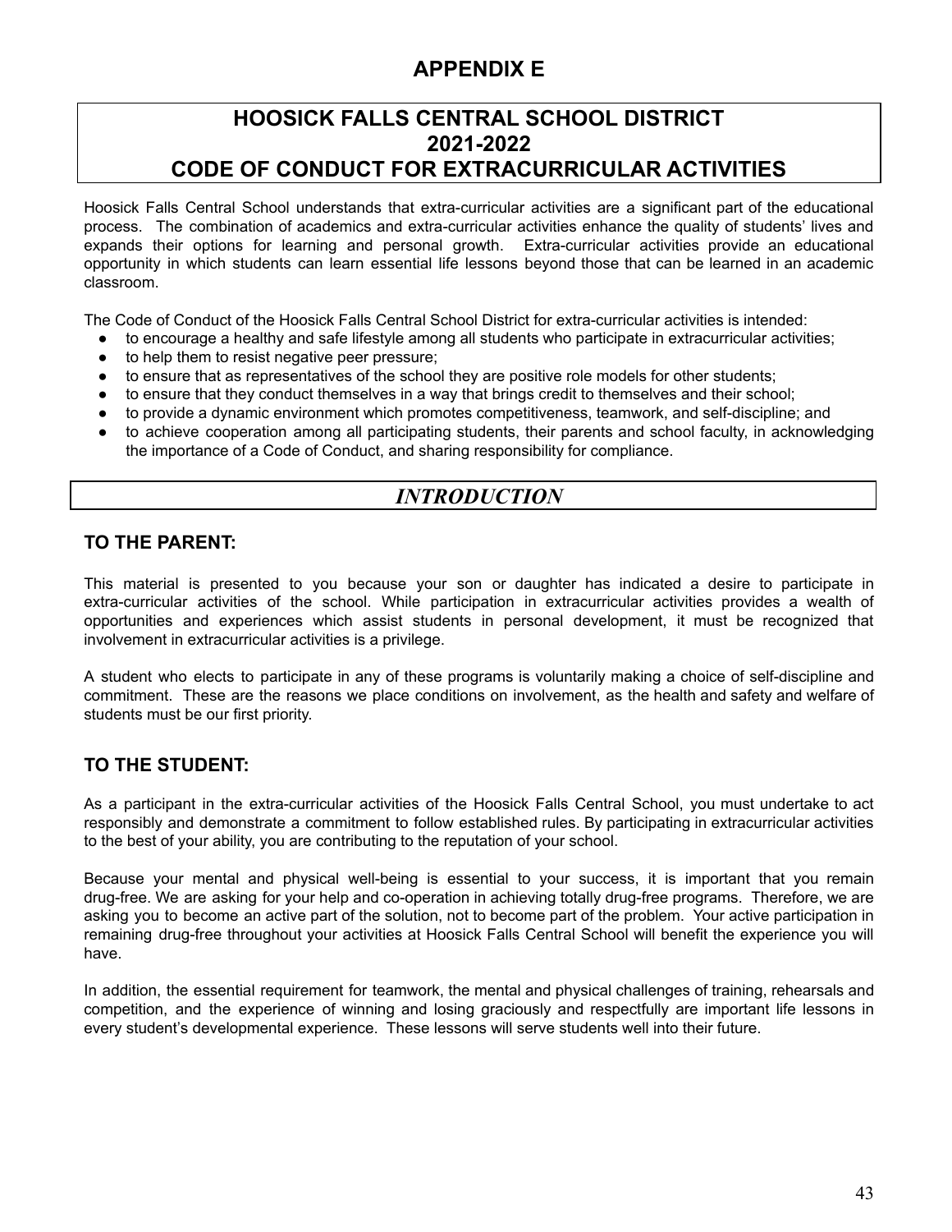# APPENDIX E

## HOOSICK FALLS CENTRAL SCHOOL DISTRICT
## 2021-2022
## CODE OF CONDUCT FOR EXTRACURRICULAR ACTIVITIES

Hoosick Falls Central School understands that extra-curricular activities are a significant part of the educational process. The combination of academics and extra-curricular activities enhance the quality of students' lives and expands their options for learning and personal growth. Extra-curricular activities provide an educational opportunity in which students can learn essential life lessons beyond those that can be learned in an academic classroom.

The Code of Conduct of the Hoosick Falls Central School District for extra-curricular activities is intended:

- to encourage a healthy and safe lifestyle among all students who participate in extracurricular activities;
- to help them to resist negative peer pressure;
- to ensure that as representatives of the school they are positive role models for other students;
- to ensure that they conduct themselves in a way that brings credit to themselves and their school;
- to provide a dynamic environment which promotes competitiveness, teamwork, and self-discipline; and
- to achieve cooperation among all participating students, their parents and school faculty, in acknowledging the importance of a Code of Conduct, and sharing responsibility for compliance.

## *INTRODUCTION*

### TO THE PARENT:

This material is presented to you because your son or daughter has indicated a desire to participate in extra-curricular activities of the school. While participation in extracurricular activities provides a wealth of opportunities and experiences which assist students in personal development, it must be recognized that involvement in extracurricular activities is a privilege.

A student who elects to participate in any of these programs is voluntarily making a choice of self-discipline and commitment. These are the reasons we place conditions on involvement, as the health and safety and welfare of students must be our first priority.

### TO THE STUDENT:

As a participant in the extra-curricular activities of the Hoosick Falls Central School, you must undertake to act responsibly and demonstrate a commitment to follow established rules. By participating in extracurricular activities to the best of your ability, you are contributing to the reputation of your school.

Because your mental and physical well-being is essential to your success, it is important that you remain drug-free. We are asking for your help and co-operation in achieving totally drug-free programs. Therefore, we are asking you to become an active part of the solution, not to become part of the problem. Your active participation in remaining drug-free throughout your activities at Hoosick Falls Central School will benefit the experience you will have.

In addition, the essential requirement for teamwork, the mental and physical challenges of training, rehearsals and competition, and the experience of winning and losing graciously and respectfully are important life lessons in every student's developmental experience. These lessons will serve students well into their future.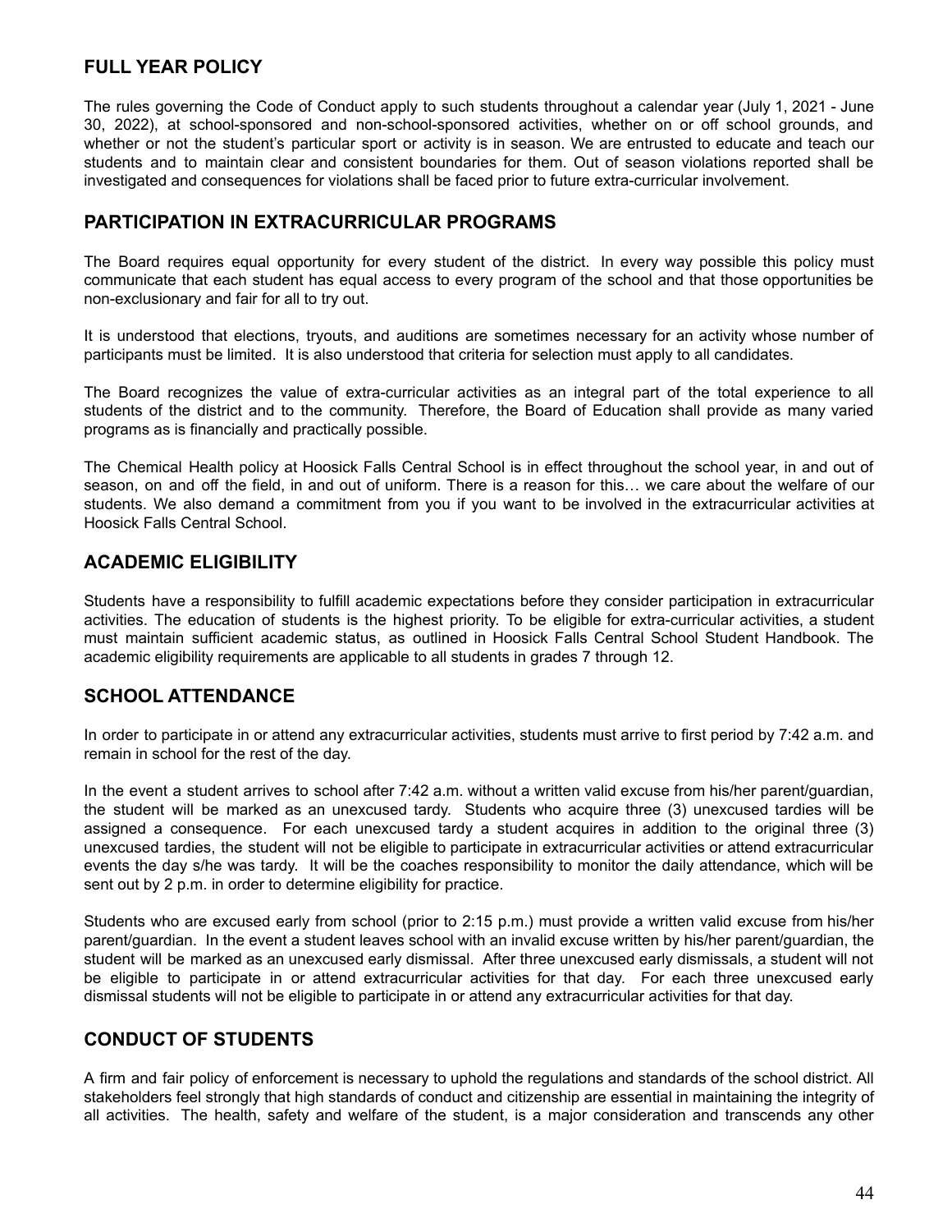## FULL YEAR POLICY

The rules governing the Code of Conduct apply to such students throughout a calendar year (July 1, 2021 - June 30, 2022), at school-sponsored and non-school-sponsored activities, whether on or off school grounds, and whether or not the student's particular sport or activity is in season. We are entrusted to educate and teach our students and to maintain clear and consistent boundaries for them. Out of season violations reported shall be investigated and consequences for violations shall be faced prior to future extra-curricular involvement.

## PARTICIPATION IN EXTRACURRICULAR PROGRAMS

The Board requires equal opportunity for every student of the district. In every way possible this policy must communicate that each student has equal access to every program of the school and that those opportunities be non-exclusionary and fair for all to try out.

It is understood that elections, tryouts, and auditions are sometimes necessary for an activity whose number of participants must be limited. It is also understood that criteria for selection must apply to all candidates.

The Board recognizes the value of extra-curricular activities as an integral part of the total experience to all students of the district and to the community. Therefore, the Board of Education shall provide as many varied programs as is financially and practically possible.

The Chemical Health policy at Hoosick Falls Central School is in effect throughout the school year, in and out of season, on and off the field, in and out of uniform. There is a reason for this… we care about the welfare of our students. We also demand a commitment from you if you want to be involved in the extracurricular activities at Hoosick Falls Central School.

## ACADEMIC ELIGIBILITY

Students have a responsibility to fulfill academic expectations before they consider participation in extracurricular activities. The education of students is the highest priority. To be eligible for extra-curricular activities, a student must maintain sufficient academic status, as outlined in Hoosick Falls Central School Student Handbook. The academic eligibility requirements are applicable to all students in grades 7 through 12.

## SCHOOL ATTENDANCE

In order to participate in or attend any extracurricular activities, students must arrive to first period by 7:42 a.m. and remain in school for the rest of the day.

In the event a student arrives to school after 7:42 a.m. without a written valid excuse from his/her parent/guardian, the student will be marked as an unexcused tardy. Students who acquire three (3) unexcused tardies will be assigned a consequence. For each unexcused tardy a student acquires in addition to the original three (3) unexcused tardies, the student will not be eligible to participate in extracurricular activities or attend extracurricular events the day s/he was tardy. It will be the coaches responsibility to monitor the daily attendance, which will be sent out by 2 p.m. in order to determine eligibility for practice.

Students who are excused early from school (prior to 2:15 p.m.) must provide a written valid excuse from his/her parent/guardian. In the event a student leaves school with an invalid excuse written by his/her parent/guardian, the student will be marked as an unexcused early dismissal. After three unexcused early dismissals, a student will not be eligible to participate in or attend extracurricular activities for that day. For each three unexcused early dismissal students will not be eligible to participate in or attend any extracurricular activities for that day.

## CONDUCT OF STUDENTS

A firm and fair policy of enforcement is necessary to uphold the regulations and standards of the school district. All stakeholders feel strongly that high standards of conduct and citizenship are essential in maintaining the integrity of all activities. The health, safety and welfare of the student, is a major consideration and transcends any other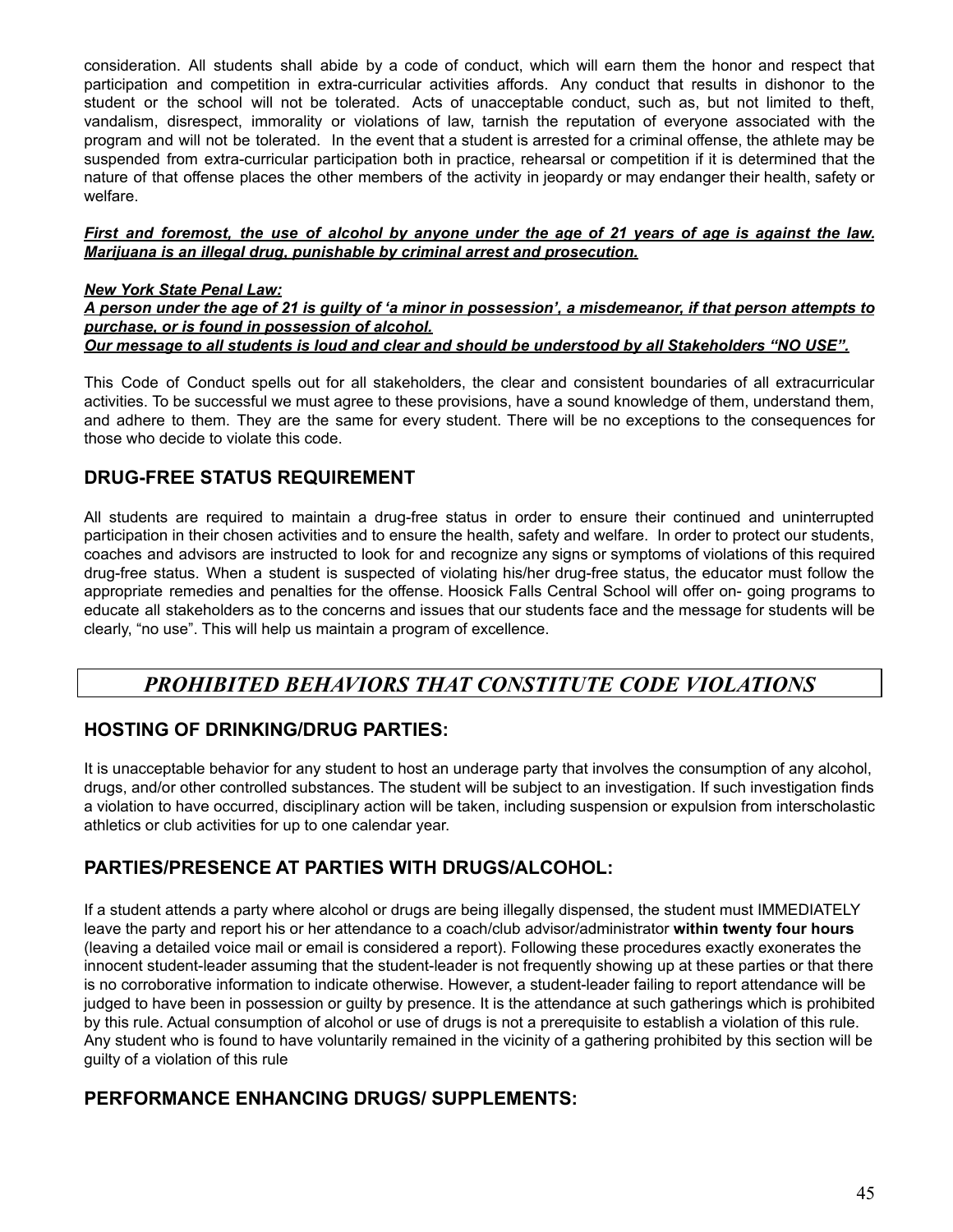consideration. All students shall abide by a code of conduct, which will earn them the honor and respect that participation and competition in extra-curricular activities affords. Any conduct that results in dishonor to the student or the school will not be tolerated. Acts of unacceptable conduct, such as, but not limited to theft, vandalism, disrespect, immorality or violations of law, tarnish the reputation of everyone associated with the program and will not be tolerated. In the event that a student is arrested for a criminal offense, the athlete may be suspended from extra-curricular participation both in practice, rehearsal or competition if it is determined that the nature of that offense places the other members of the activity in jeopardy or may endanger their health, safety or welfare.

***First and foremost, the use of alcohol by anyone under the age of 21 years of age is against the law. Marijuana is an illegal drug, punishable by criminal arrest and prosecution.***

***New York State Penal Law:***
***A person under the age of 21 is guilty of 'a minor in possession', a misdemeanor, if that person attempts to purchase, or is found in possession of alcohol.***
***Our message to all students is loud and clear and should be understood by all Stakeholders "NO USE".***

This Code of Conduct spells out for all stakeholders, the clear and consistent boundaries of all extracurricular activities. To be successful we must agree to these provisions, have a sound knowledge of them, understand them, and adhere to them. They are the same for every student. There will be no exceptions to the consequences for those who decide to violate this code.

## DRUG-FREE STATUS REQUIREMENT

All students are required to maintain a drug-free status in order to ensure their continued and uninterrupted participation in their chosen activities and to ensure the health, safety and welfare. In order to protect our students, coaches and advisors are instructed to look for and recognize any signs or symptoms of violations of this required drug-free status. When a student is suspected of violating his/her drug-free status, the educator must follow the appropriate remedies and penalties for the offense. Hoosick Falls Central School will offer on- going programs to educate all stakeholders as to the concerns and issues that our students face and the message for students will be clearly, "no use". This will help us maintain a program of excellence.

## *PROHIBITED BEHAVIORS THAT CONSTITUTE CODE VIOLATIONS*

## HOSTING OF DRINKING/DRUG PARTIES:

It is unacceptable behavior for any student to host an underage party that involves the consumption of any alcohol, drugs, and/or other controlled substances. The student will be subject to an investigation. If such investigation finds a violation to have occurred, disciplinary action will be taken, including suspension or expulsion from interscholastic athletics or club activities for up to one calendar year.

## PARTIES/PRESENCE AT PARTIES WITH DRUGS/ALCOHOL:

If a student attends a party where alcohol or drugs are being illegally dispensed, the student must IMMEDIATELY leave the party and report his or her attendance to a coach/club advisor/administrator **within twenty four hours** (leaving a detailed voice mail or email is considered a report). Following these procedures exactly exonerates the innocent student-leader assuming that the student-leader is not frequently showing up at these parties or that there is no corroborative information to indicate otherwise. However, a student-leader failing to report attendance will be judged to have been in possession or guilty by presence. It is the attendance at such gatherings which is prohibited by this rule. Actual consumption of alcohol or use of drugs is not a prerequisite to establish a violation of this rule. Any student who is found to have voluntarily remained in the vicinity of a gathering prohibited by this section will be guilty of a violation of this rule

## PERFORMANCE ENHANCING DRUGS/ SUPPLEMENTS: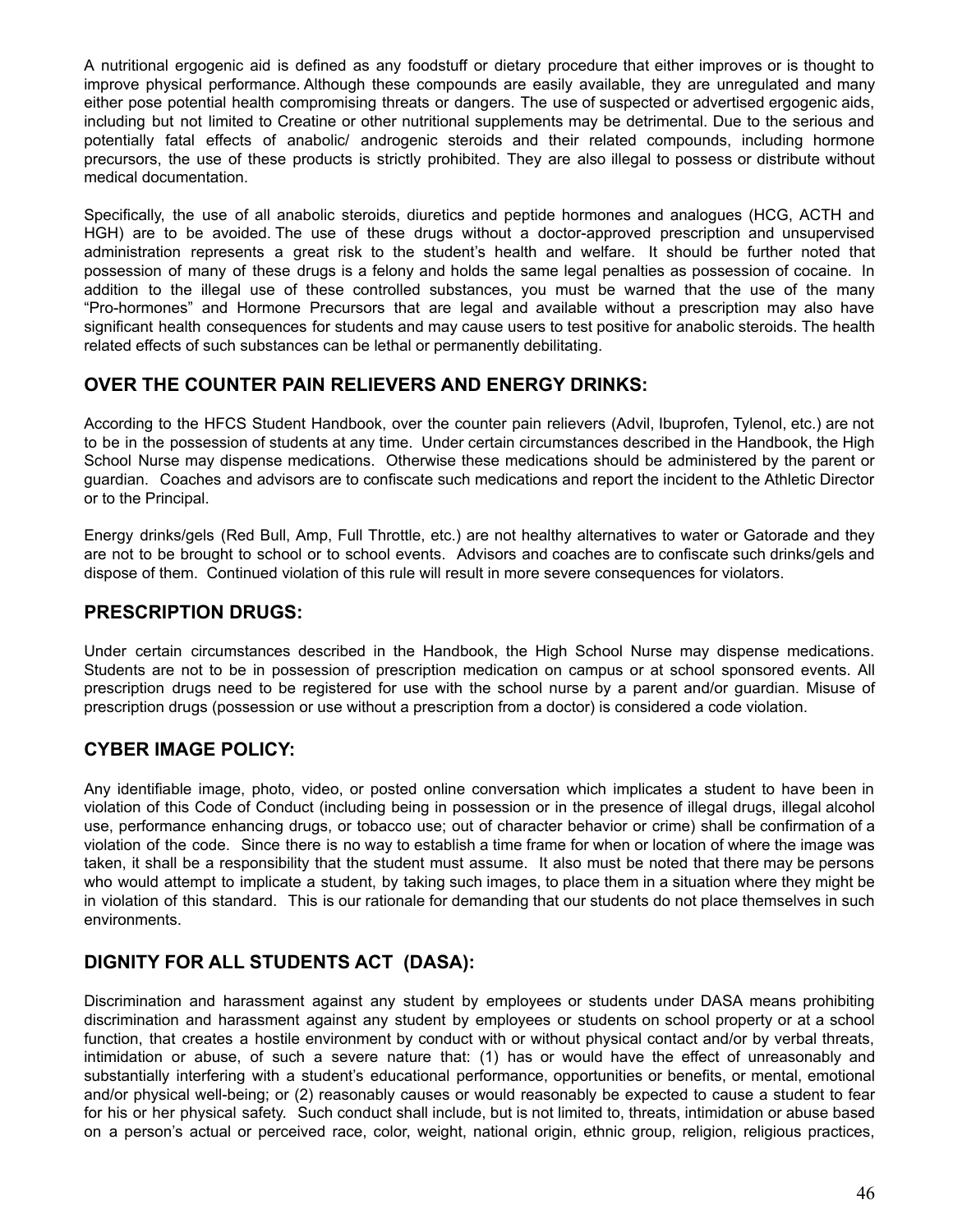A nutritional ergogenic aid is defined as any foodstuff or dietary procedure that either improves or is thought to improve physical performance. Although these compounds are easily available, they are unregulated and many either pose potential health compromising threats or dangers. The use of suspected or advertised ergogenic aids, including but not limited to Creatine or other nutritional supplements may be detrimental. Due to the serious and potentially fatal effects of anabolic/ androgenic steroids and their related compounds, including hormone precursors, the use of these products is strictly prohibited. They are also illegal to possess or distribute without medical documentation.

Specifically, the use of all anabolic steroids, diuretics and peptide hormones and analogues (HCG, ACTH and HGH) are to be avoided. The use of these drugs without a doctor-approved prescription and unsupervised administration represents a great risk to the student's health and welfare. It should be further noted that possession of many of these drugs is a felony and holds the same legal penalties as possession of cocaine. In addition to the illegal use of these controlled substances, you must be warned that the use of the many "Pro-hormones" and Hormone Precursors that are legal and available without a prescription may also have significant health consequences for students and may cause users to test positive for anabolic steroids. The health related effects of such substances can be lethal or permanently debilitating.

## OVER THE COUNTER PAIN RELIEVERS AND ENERGY DRINKS:

According to the HFCS Student Handbook, over the counter pain relievers (Advil, Ibuprofen, Tylenol, etc.) are not to be in the possession of students at any time. Under certain circumstances described in the Handbook, the High School Nurse may dispense medications. Otherwise these medications should be administered by the parent or guardian. Coaches and advisors are to confiscate such medications and report the incident to the Athletic Director or to the Principal.

Energy drinks/gels (Red Bull, Amp, Full Throttle, etc.) are not healthy alternatives to water or Gatorade and they are not to be brought to school or to school events. Advisors and coaches are to confiscate such drinks/gels and dispose of them. Continued violation of this rule will result in more severe consequences for violators.

## PRESCRIPTION DRUGS:

Under certain circumstances described in the Handbook, the High School Nurse may dispense medications. Students are not to be in possession of prescription medication on campus or at school sponsored events. All prescription drugs need to be registered for use with the school nurse by a parent and/or guardian. Misuse of prescription drugs (possession or use without a prescription from a doctor) is considered a code violation.

## CYBER IMAGE POLICY:

Any identifiable image, photo, video, or posted online conversation which implicates a student to have been in violation of this Code of Conduct (including being in possession or in the presence of illegal drugs, illegal alcohol use, performance enhancing drugs, or tobacco use; out of character behavior or crime) shall be confirmation of a violation of the code. Since there is no way to establish a time frame for when or location of where the image was taken, it shall be a responsibility that the student must assume. It also must be noted that there may be persons who would attempt to implicate a student, by taking such images, to place them in a situation where they might be in violation of this standard. This is our rationale for demanding that our students do not place themselves in such environments.

## DIGNITY FOR ALL STUDENTS ACT (DASA):

Discrimination and harassment against any student by employees or students under DASA means prohibiting discrimination and harassment against any student by employees or students on school property or at a school function, that creates a hostile environment by conduct with or without physical contact and/or by verbal threats, intimidation or abuse, of such a severe nature that: (1) has or would have the effect of unreasonably and substantially interfering with a student's educational performance, opportunities or benefits, or mental, emotional and/or physical well-being; or (2) reasonably causes or would reasonably be expected to cause a student to fear for his or her physical safety. Such conduct shall include, but is not limited to, threats, intimidation or abuse based on a person's actual or perceived race, color, weight, national origin, ethnic group, religion, religious practices,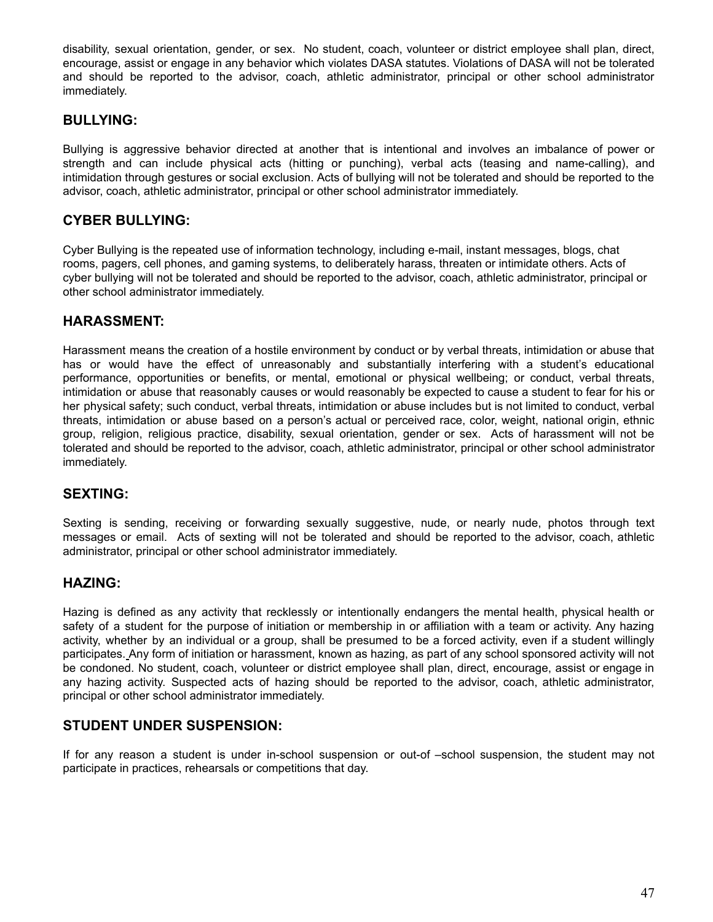disability, sexual orientation, gender, or sex. No student, coach, volunteer or district employee shall plan, direct, encourage, assist or engage in any behavior which violates DASA statutes. Violations of DASA will not be tolerated and should be reported to the advisor, coach, athletic administrator, principal or other school administrator immediately.

## BULLYING:

Bullying is aggressive behavior directed at another that is intentional and involves an imbalance of power or strength and can include physical acts (hitting or punching), verbal acts (teasing and name-calling), and intimidation through gestures or social exclusion. Acts of bullying will not be tolerated and should be reported to the advisor, coach, athletic administrator, principal or other school administrator immediately.

## CYBER BULLYING:

Cyber Bullying is the repeated use of information technology, including e-mail, instant messages, blogs, chat rooms, pagers, cell phones, and gaming systems, to deliberately harass, threaten or intimidate others. Acts of cyber bullying will not be tolerated and should be reported to the advisor, coach, athletic administrator, principal or other school administrator immediately.

## HARASSMENT:

Harassment means the creation of a hostile environment by conduct or by verbal threats, intimidation or abuse that has or would have the effect of unreasonably and substantially interfering with a student's educational performance, opportunities or benefits, or mental, emotional or physical wellbeing; or conduct, verbal threats, intimidation or abuse that reasonably causes or would reasonably be expected to cause a student to fear for his or her physical safety; such conduct, verbal threats, intimidation or abuse includes but is not limited to conduct, verbal threats, intimidation or abuse based on a person's actual or perceived race, color, weight, national origin, ethnic group, religion, religious practice, disability, sexual orientation, gender or sex. Acts of harassment will not be tolerated and should be reported to the advisor, coach, athletic administrator, principal or other school administrator immediately.

## SEXTING:

Sexting is sending, receiving or forwarding sexually suggestive, nude, or nearly nude, photos through text messages or email. Acts of sexting will not be tolerated and should be reported to the advisor, coach, athletic administrator, principal or other school administrator immediately.

## HAZING:

Hazing is defined as any activity that recklessly or intentionally endangers the mental health, physical health or safety of a student for the purpose of initiation or membership in or affiliation with a team or activity. Any hazing activity, whether by an individual or a group, shall be presumed to be a forced activity, even if a student willingly participates. Any form of initiation or harassment, known as hazing, as part of any school sponsored activity will not be condoned. No student, coach, volunteer or district employee shall plan, direct, encourage, assist or engage in any hazing activity. Suspected acts of hazing should be reported to the advisor, coach, athletic administrator, principal or other school administrator immediately.

## STUDENT UNDER SUSPENSION:

If for any reason a student is under in-school suspension or out-of –school suspension, the student may not participate in practices, rehearsals or competitions that day.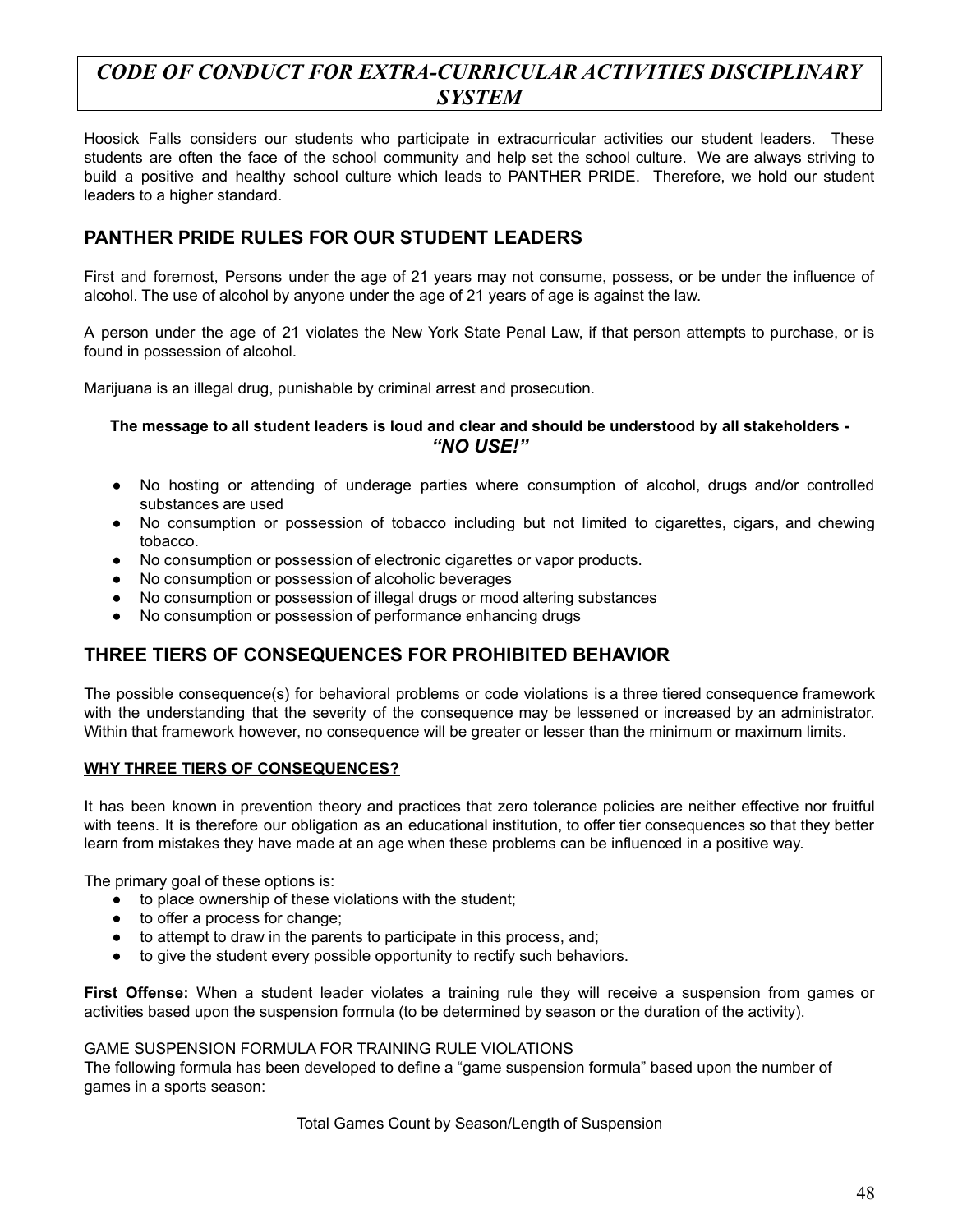# *CODE OF CONDUCT FOR EXTRA-CURRICULAR ACTIVITIES DISCIPLINARY SYSTEM*

Hoosick Falls considers our students who participate in extracurricular activities our student leaders. These students are often the face of the school community and help set the school culture. We are always striving to build a positive and healthy school culture which leads to PANTHER PRIDE. Therefore, we hold our student leaders to a higher standard.

## PANTHER PRIDE RULES FOR OUR STUDENT LEADERS

First and foremost, Persons under the age of 21 years may not consume, possess, or be under the influence of alcohol. The use of alcohol by anyone under the age of 21 years of age is against the law.

A person under the age of 21 violates the New York State Penal Law, if that person attempts to purchase, or is found in possession of alcohol.

Marijuana is an illegal drug, punishable by criminal arrest and prosecution.

**The message to all student leaders is loud and clear and should be understood by all stakeholders -** ***"NO USE!"***

- No hosting or attending of underage parties where consumption of alcohol, drugs and/or controlled substances are used
- No consumption or possession of tobacco including but not limited to cigarettes, cigars, and chewing tobacco.
- No consumption or possession of electronic cigarettes or vapor products.
- No consumption or possession of alcoholic beverages
- No consumption or possession of illegal drugs or mood altering substances
- No consumption or possession of performance enhancing drugs

## THREE TIERS OF CONSEQUENCES FOR PROHIBITED BEHAVIOR

The possible consequence(s) for behavioral problems or code violations is a three tiered consequence framework with the understanding that the severity of the consequence may be lessened or increased by an administrator. Within that framework however, no consequence will be greater or lesser than the minimum or maximum limits.

**WHY THREE TIERS OF CONSEQUENCES?**

It has been known in prevention theory and practices that zero tolerance policies are neither effective nor fruitful with teens. It is therefore our obligation as an educational institution, to offer tier consequences so that they better learn from mistakes they have made at an age when these problems can be influenced in a positive way.

The primary goal of these options is:

- to place ownership of these violations with the student;
- to offer a process for change;
- to attempt to draw in the parents to participate in this process, and;
- to give the student every possible opportunity to rectify such behaviors.

**First Offense:** When a student leader violates a training rule they will receive a suspension from games or activities based upon the suspension formula (to be determined by season or the duration of the activity).

GAME SUSPENSION FORMULA FOR TRAINING RULE VIOLATIONS
The following formula has been developed to define a "game suspension formula" based upon the number of games in a sports season:

Total Games Count by Season/Length of Suspension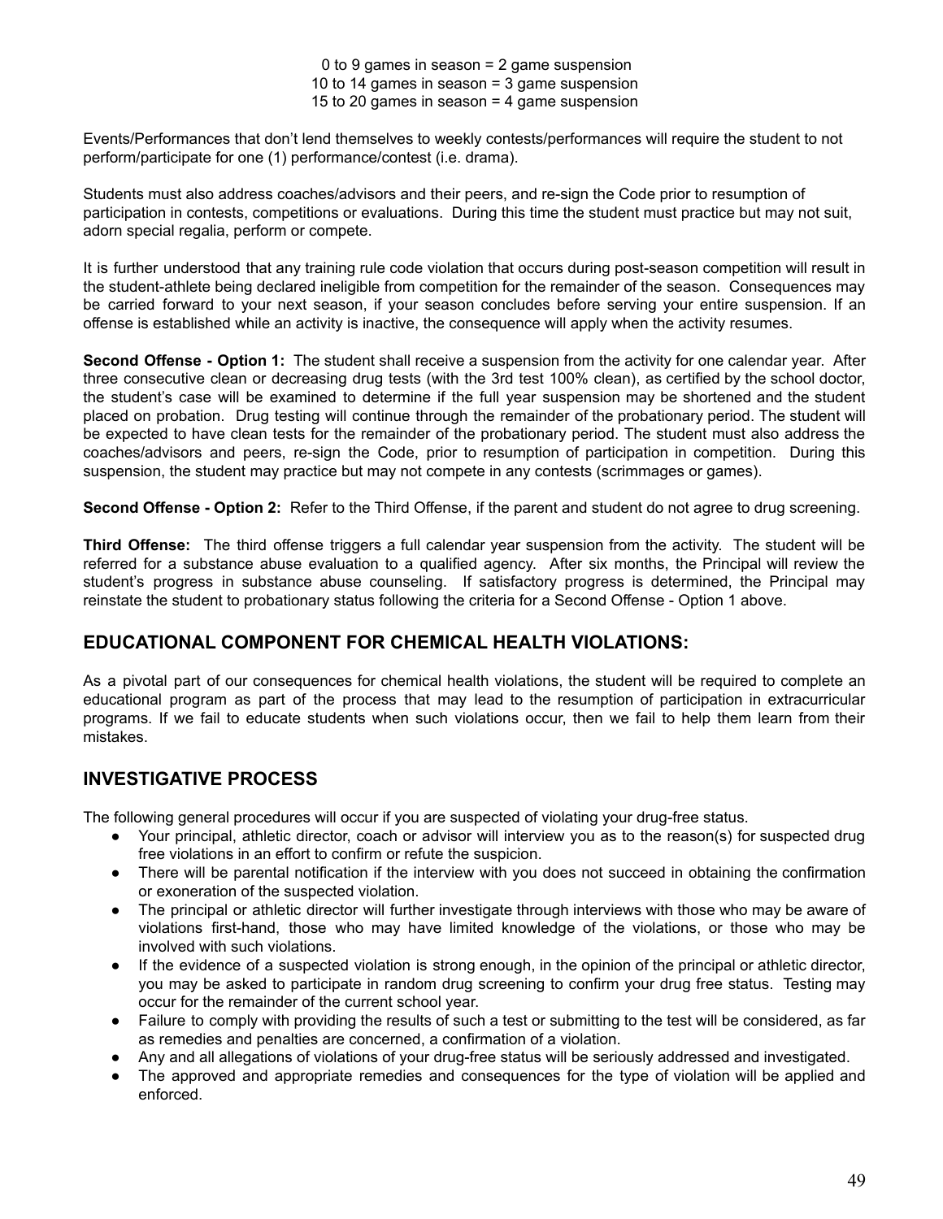0 to 9 games in season = 2 game suspension
10 to 14 games in season = 3 game suspension
15 to 20 games in season = 4 game suspension

Events/Performances that don't lend themselves to weekly contests/performances will require the student to not perform/participate for one (1) performance/contest (i.e. drama).

Students must also address coaches/advisors and their peers, and re-sign the Code prior to resumption of participation in contests, competitions or evaluations. During this time the student must practice but may not suit, adorn special regalia, perform or compete.

It is further understood that any training rule code violation that occurs during post-season competition will result in the student-athlete being declared ineligible from competition for the remainder of the season. Consequences may be carried forward to your next season, if your season concludes before serving your entire suspension. If an offense is established while an activity is inactive, the consequence will apply when the activity resumes.

**Second Offense - Option 1:** The student shall receive a suspension from the activity for one calendar year. After three consecutive clean or decreasing drug tests (with the 3rd test 100% clean), as certified by the school doctor, the student's case will be examined to determine if the full year suspension may be shortened and the student placed on probation. Drug testing will continue through the remainder of the probationary period. The student will be expected to have clean tests for the remainder of the probationary period. The student must also address the coaches/advisors and peers, re-sign the Code, prior to resumption of participation in competition. During this suspension, the student may practice but may not compete in any contests (scrimmages or games).

**Second Offense - Option 2:** Refer to the Third Offense, if the parent and student do not agree to drug screening.

**Third Offense:** The third offense triggers a full calendar year suspension from the activity. The student will be referred for a substance abuse evaluation to a qualified agency. After six months, the Principal will review the student's progress in substance abuse counseling. If satisfactory progress is determined, the Principal may reinstate the student to probationary status following the criteria for a Second Offense - Option 1 above.

## EDUCATIONAL COMPONENT FOR CHEMICAL HEALTH VIOLATIONS:

As a pivotal part of our consequences for chemical health violations, the student will be required to complete an educational program as part of the process that may lead to the resumption of participation in extracurricular programs. If we fail to educate students when such violations occur, then we fail to help them learn from their mistakes.

## INVESTIGATIVE PROCESS

The following general procedures will occur if you are suspected of violating your drug-free status.

- Your principal, athletic director, coach or advisor will interview you as to the reason(s) for suspected drug free violations in an effort to confirm or refute the suspicion.
- There will be parental notification if the interview with you does not succeed in obtaining the confirmation or exoneration of the suspected violation.
- The principal or athletic director will further investigate through interviews with those who may be aware of violations first-hand, those who may have limited knowledge of the violations, or those who may be involved with such violations.
- If the evidence of a suspected violation is strong enough, in the opinion of the principal or athletic director, you may be asked to participate in random drug screening to confirm your drug free status. Testing may occur for the remainder of the current school year.
- Failure to comply with providing the results of such a test or submitting to the test will be considered, as far as remedies and penalties are concerned, a confirmation of a violation.
- Any and all allegations of violations of your drug-free status will be seriously addressed and investigated.
- The approved and appropriate remedies and consequences for the type of violation will be applied and enforced.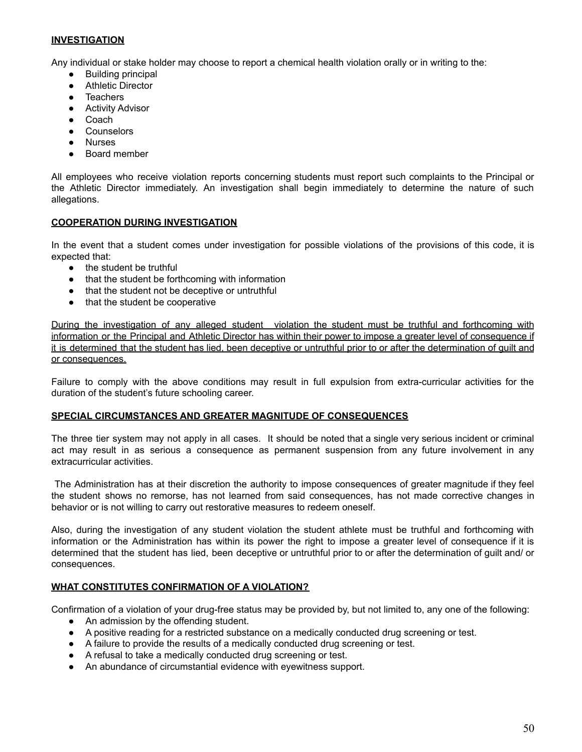## INVESTIGATION

Any individual or stake holder may choose to report a chemical health violation orally or in writing to the:

- Building principal
- Athletic Director
- Teachers
- Activity Advisor
- Coach
- Counselors
- Nurses
- Board member

All employees who receive violation reports concerning students must report such complaints to the Principal or the Athletic Director immediately. An investigation shall begin immediately to determine the nature of such allegations.

## COOPERATION DURING INVESTIGATION

In the event that a student comes under investigation for possible violations of the provisions of this code, it is expected that:

- the student be truthful
- that the student be forthcoming with information
- that the student not be deceptive or untruthful
- that the student be cooperative

<u>During the investigation of any alleged student violation the student must be truthful and forthcoming with information or the Principal and Athletic Director has within their power to impose a greater level of consequence if it is determined that the student has lied, been deceptive or untruthful prior to or after the determination of guilt and or consequences.</u>

Failure to comply with the above conditions may result in full expulsion from extra-curricular activities for the duration of the student's future schooling career.

## SPECIAL CIRCUMSTANCES AND GREATER MAGNITUDE OF CONSEQUENCES

The three tier system may not apply in all cases. It should be noted that a single very serious incident or criminal act may result in as serious a consequence as permanent suspension from any future involvement in any extracurricular activities.

The Administration has at their discretion the authority to impose consequences of greater magnitude if they feel the student shows no remorse, has not learned from said consequences, has not made corrective changes in behavior or is not willing to carry out restorative measures to redeem oneself.

Also, during the investigation of any student violation the student athlete must be truthful and forthcoming with information or the Administration has within its power the right to impose a greater level of consequence if it is determined that the student has lied, been deceptive or untruthful prior to or after the determination of guilt and/ or consequences.

## WHAT CONSTITUTES CONFIRMATION OF A VIOLATION?

Confirmation of a violation of your drug-free status may be provided by, but not limited to, any one of the following:

- An admission by the offending student.
- A positive reading for a restricted substance on a medically conducted drug screening or test.
- A failure to provide the results of a medically conducted drug screening or test.
- A refusal to take a medically conducted drug screening or test.
- An abundance of circumstantial evidence with eyewitness support.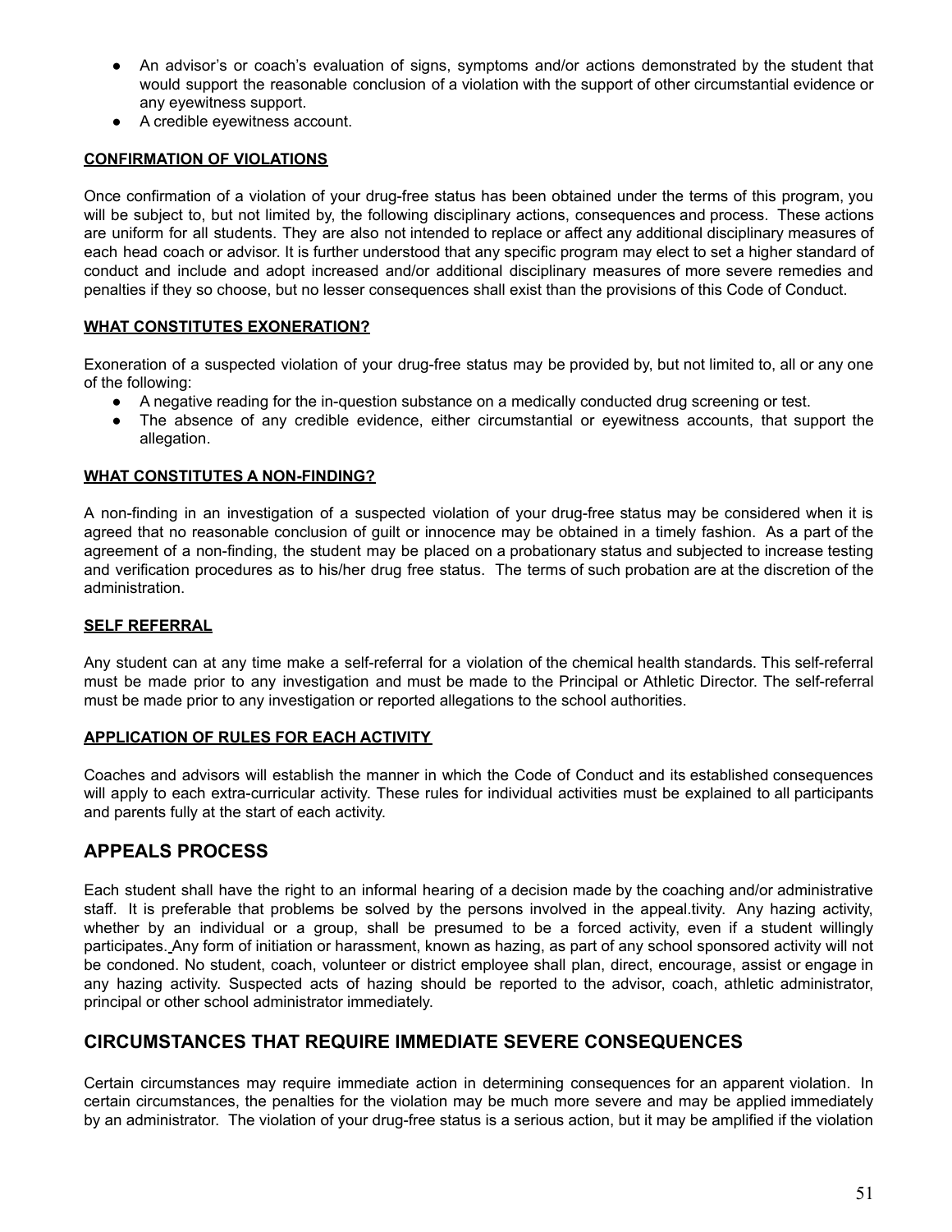- An advisor's or coach's evaluation of signs, symptoms and/or actions demonstrated by the student that would support the reasonable conclusion of a violation with the support of other circumstantial evidence or any eyewitness support.
- A credible eyewitness account.

**CONFIRMATION OF VIOLATIONS**

Once confirmation of a violation of your drug-free status has been obtained under the terms of this program, you will be subject to, but not limited by, the following disciplinary actions, consequences and process. These actions are uniform for all students. They are also not intended to replace or affect any additional disciplinary measures of each head coach or advisor. It is further understood that any specific program may elect to set a higher standard of conduct and include and adopt increased and/or additional disciplinary measures of more severe remedies and penalties if they so choose, but no lesser consequences shall exist than the provisions of this Code of Conduct.

**WHAT CONSTITUTES EXONERATION?**

Exoneration of a suspected violation of your drug-free status may be provided by, but not limited to, all or any one of the following:

- A negative reading for the in-question substance on a medically conducted drug screening or test.
- The absence of any credible evidence, either circumstantial or eyewitness accounts, that support the allegation.

**WHAT CONSTITUTES A NON-FINDING?**

A non-finding in an investigation of a suspected violation of your drug-free status may be considered when it is agreed that no reasonable conclusion of guilt or innocence may be obtained in a timely fashion. As a part of the agreement of a non-finding, the student may be placed on a probationary status and subjected to increase testing and verification procedures as to his/her drug free status. The terms of such probation are at the discretion of the administration.

**SELF REFERRAL**

Any student can at any time make a self-referral for a violation of the chemical health standards. This self-referral must be made prior to any investigation and must be made to the Principal or Athletic Director. The self-referral must be made prior to any investigation or reported allegations to the school authorities.

**APPLICATION OF RULES FOR EACH ACTIVITY**

Coaches and advisors will establish the manner in which the Code of Conduct and its established consequences will apply to each extra-curricular activity. These rules for individual activities must be explained to all participants and parents fully at the start of each activity.

## APPEALS PROCESS

Each student shall have the right to an informal hearing of a decision made by the coaching and/or administrative staff. It is preferable that problems be solved by the persons involved in the appeal.tivity. Any hazing activity, whether by an individual or a group, shall be presumed to be a forced activity, even if a student willingly participates. Any form of initiation or harassment, known as hazing, as part of any school sponsored activity will not be condoned. No student, coach, volunteer or district employee shall plan, direct, encourage, assist or engage in any hazing activity. Suspected acts of hazing should be reported to the advisor, coach, athletic administrator, principal or other school administrator immediately.

## CIRCUMSTANCES THAT REQUIRE IMMEDIATE SEVERE CONSEQUENCES

Certain circumstances may require immediate action in determining consequences for an apparent violation. In certain circumstances, the penalties for the violation may be much more severe and may be applied immediately by an administrator. The violation of your drug-free status is a serious action, but it may be amplified if the violation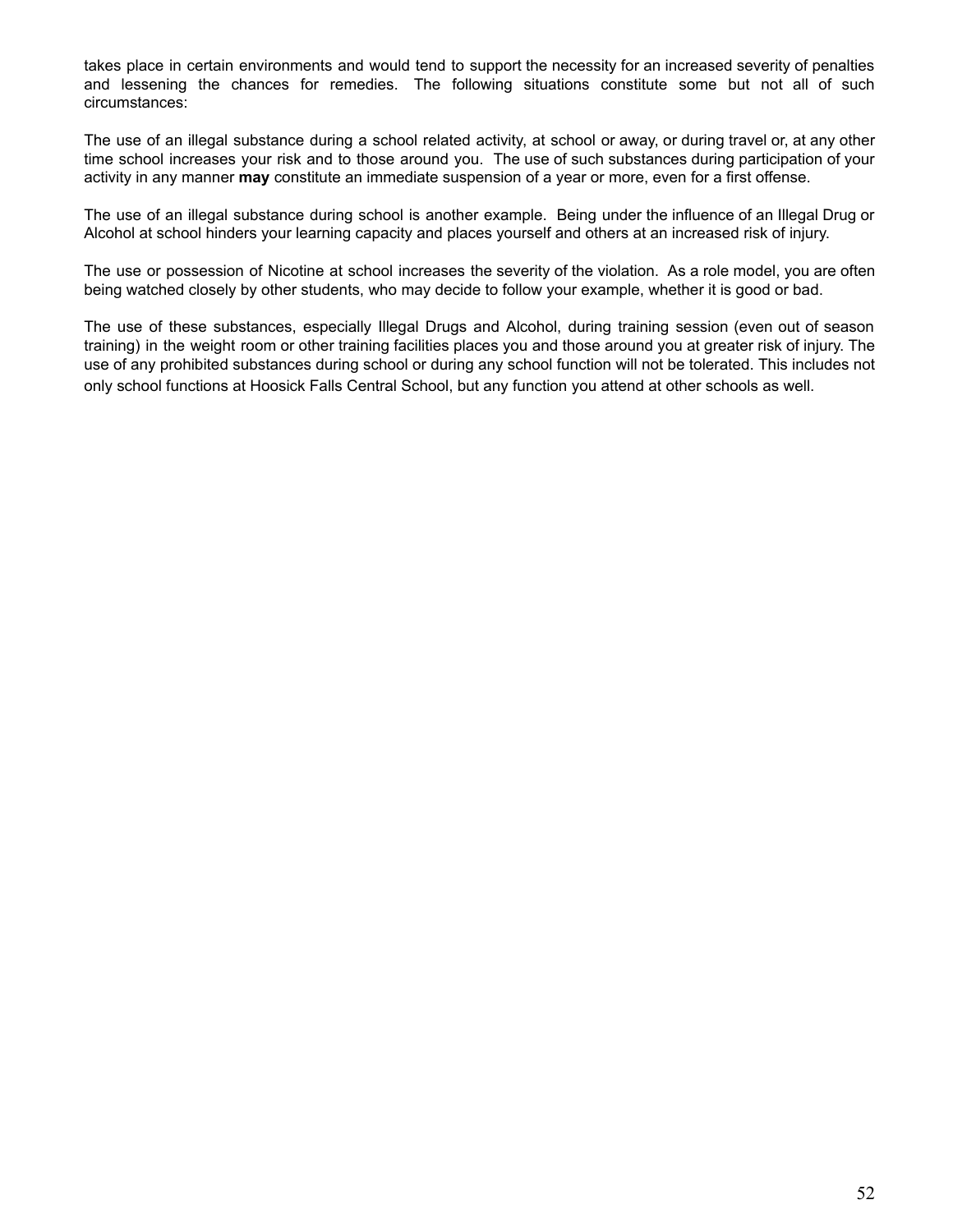takes place in certain environments and would tend to support the necessity for an increased severity of penalties and lessening the chances for remedies. The following situations constitute some but not all of such circumstances:

The use of an illegal substance during a school related activity, at school or away, or during travel or, at any other time school increases your risk and to those around you. The use of such substances during participation of your activity in any manner **may** constitute an immediate suspension of a year or more, even for a first offense.

The use of an illegal substance during school is another example. Being under the influence of an Illegal Drug or Alcohol at school hinders your learning capacity and places yourself and others at an increased risk of injury.

The use or possession of Nicotine at school increases the severity of the violation. As a role model, you are often being watched closely by other students, who may decide to follow your example, whether it is good or bad.

The use of these substances, especially Illegal Drugs and Alcohol, during training session (even out of season training) in the weight room or other training facilities places you and those around you at greater risk of injury. The use of any prohibited substances during school or during any school function will not be tolerated. This includes not only school functions at Hoosick Falls Central School, but any function you attend at other schools as well.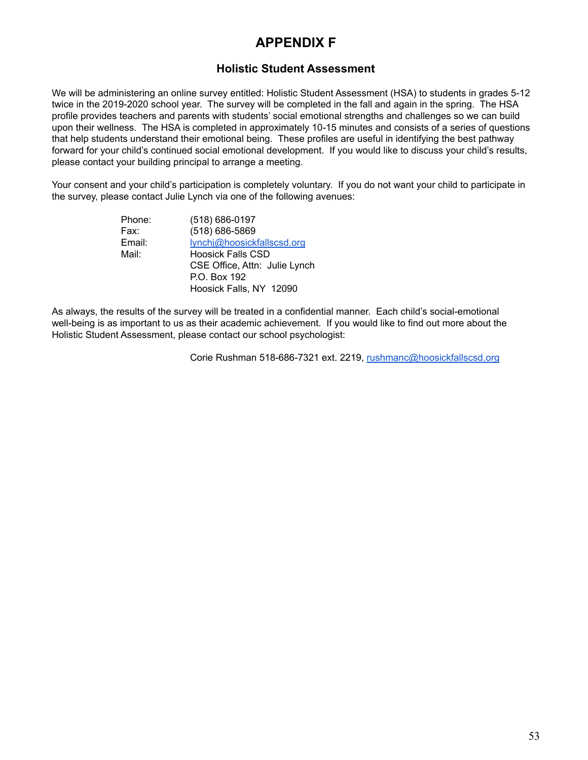# APPENDIX F

## Holistic Student Assessment

We will be administering an online survey entitled: Holistic Student Assessment (HSA) to students in grades 5-12 twice in the 2019-2020 school year. The survey will be completed in the fall and again in the spring. The HSA profile provides teachers and parents with students' social emotional strengths and challenges so we can build upon their wellness. The HSA is completed in approximately 10-15 minutes and consists of a series of questions that help students understand their emotional being. These profiles are useful in identifying the best pathway forward for your child's continued social emotional development. If you would like to discuss your child's results, please contact your building principal to arrange a meeting.

Your consent and your child's participation is completely voluntary. If you do not want your child to participate in the survey, please contact Julie Lynch via one of the following avenues:

Phone: (518) 686-0197
Fax: (518) 686-5869
Email: lynchj@hoosickfallscsd.org
Mail: Hoosick Falls CSD
CSE Office, Attn: Julie Lynch
P.O. Box 192
Hoosick Falls, NY 12090

As always, the results of the survey will be treated in a confidential manner. Each child's social-emotional well-being is as important to us as their academic achievement. If you would like to find out more about the Holistic Student Assessment, please contact our school psychologist:

Corie Rushman 518-686-7321 ext. 2219, rushmanc@hoosickfallscsd.org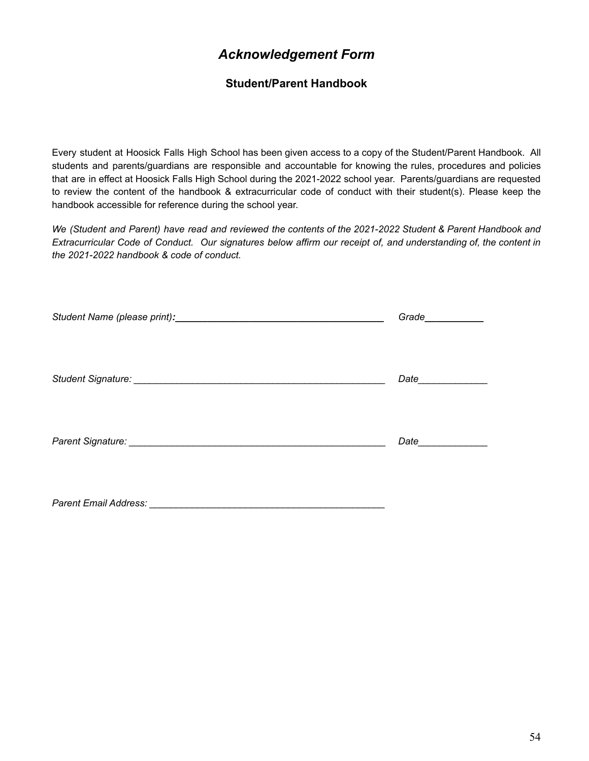# *Acknowledgement Form*

## Student/Parent Handbook

Every student at Hoosick Falls High School has been given access to a copy of the Student/Parent Handbook. All students and parents/guardians are responsible and accountable for knowing the rules, procedures and policies that are in effect at Hoosick Falls High School during the 2021-2022 school year. Parents/guardians are requested to review the content of the handbook & extracurricular code of conduct with their student(s). Please keep the handbook accessible for reference during the school year.

*We (Student and Parent) have read and reviewed the contents of the 2021-2022 Student & Parent Handbook and Extracurricular Code of Conduct. Our signatures below affirm our receipt of, and understanding of, the content in the 2021-2022 handbook & code of conduct.*

*Student Name (please print):* ________________________________________ *Grade* ___________

*Student Signature:* ________________________________________________ *Date* _____________

*Parent Signature:* _________________________________________________ *Date* _____________

*Parent Email Address:* _____________________________________________